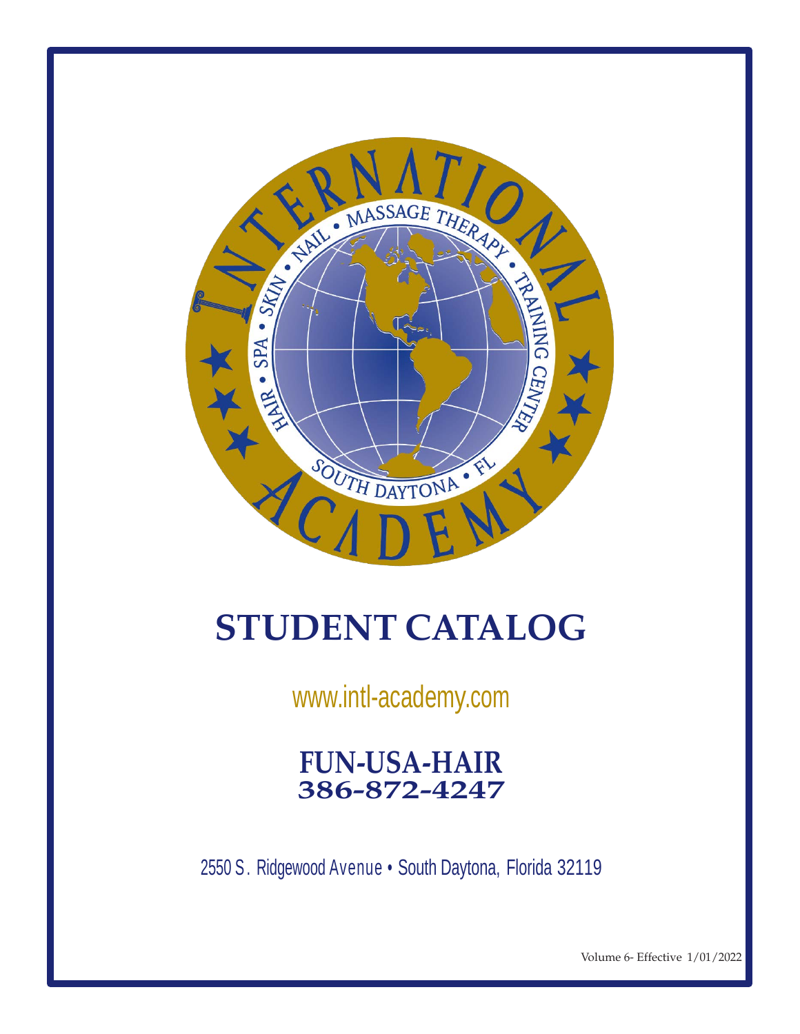# STUDENT CATALOG

www.intl-academy.com

**FUN-USA-HAIR**
**386-872-4247**

2550 S. Ridgewood Avenue • South Daytona, Florida 32119

Volume 6- Effective 1/01/2022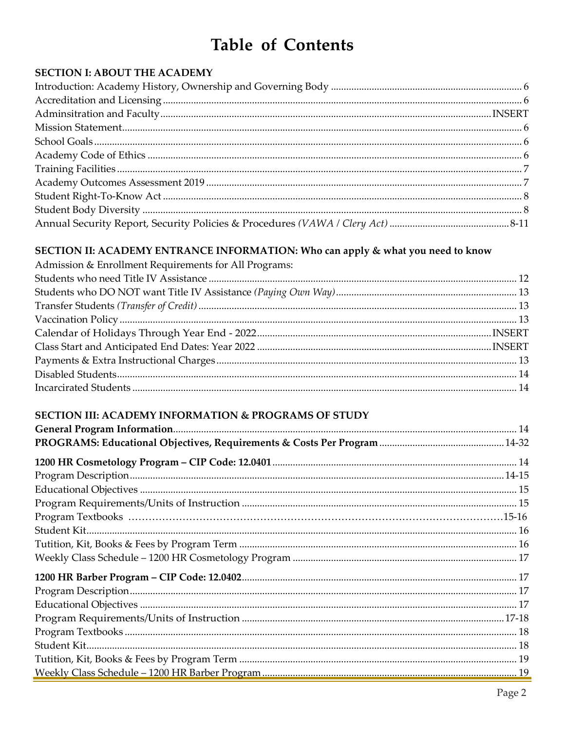# Table of Contents

## SECTION I: ABOUT THE ACADEMY

| | |
|---|---|
| Introduction: Academy History, Ownership and Governing Body | 6 |
| Accreditation and Licensing | 6 |
| Adminsitration and Faculty | INSERT |
| Mission Statement | 6 |
| School Goals | 6 |
| Academy Code of Ethics | 6 |
| Training Facilities | 7 |
| Academy Outcomes Assessment 2019 | 7 |
| Student Right-To-Know Act | 8 |
| Student Body Diversity | 8 |
| Annual Security Report, Security Policies & Procedures *(VAWA / Clery Act)* | 8-11 |

## SECTION II: ACADEMY ENTRANCE INFORMATION: Who can apply & what you need to know

Admission & Enrollment Requirements for All Programs:

| | |
|---|---|
| Students who need Title IV Assistance | 12 |
| Students who DO NOT want Title IV Assistance *(Paying Own Way)* | 13 |
| Transfer Students *(Transfer of Credit)* | 13 |
| Vaccination Policy | 13 |
| Calendar of Holidays Through Year End - 2022 | INSERT |
| Class Start and Anticipated End Dates: Year 2022 | INSERT |
| Payments & Extra Instructional Charges | 13 |
| Disabled Students | 14 |
| Incarcirated Students | 14 |

## SECTION III: ACADEMY INFORMATION & PROGRAMS OF STUDY

| | |
|---|---|
| **General Program Information** | 14 |
| **PROGRAMS: Educational Objectives, Requirements & Costs Per Program** | 14-32 |
| **1200 HR Cosmetology Program – CIP Code: 12.0401** | 14 |
| Program Description | 14-15 |
| Educational Objectives | 15 |
| Program Requirements/Units of Instruction | 15 |
| Program Textbooks | 15-16 |
| Student Kit | 16 |
| Tutition, Kit, Books & Fees by Program Term | 16 |
| Weekly Class Schedule – 1200 HR Cosmetology Program | 17 |
| **1200 HR Barber Program – CIP Code: 12.0402** | 17 |
| Program Description | 17 |
| Educational Objectives | 17 |
| Program Requirements/Units of Instruction | 17-18 |
| Program Textbooks | 18 |
| Student Kit | 18 |
| Tutition, Kit, Books & Fees by Program Term | 19 |
| Weekly Class Schedule – 1200 HR Barber Program | 19 |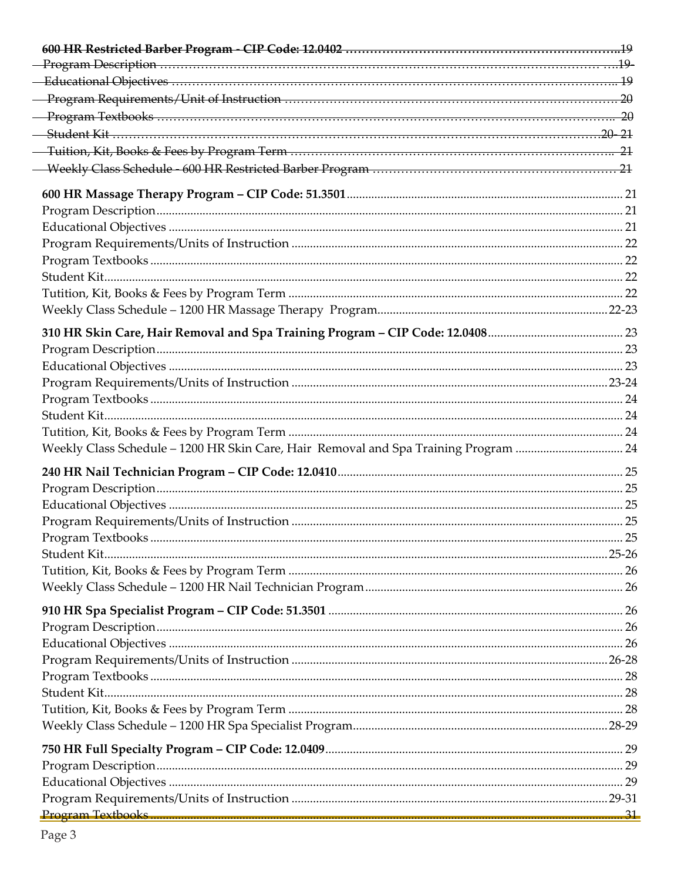~~**600 HR Restricted Barber Program - CIP Code: 12.0402** ....................................................................19~~
~~Program Description ....................................................................................................19-~~
~~Educational Objectives ..................................................................................................19~~
~~Program Requirements/Unit of Instruction ....................................................................20~~
~~Program Textbooks ........................................................................................................20~~
~~Student Kit ...............................................................................................................20-21~~
~~Tuition, Kit, Books & Fees by Program Term ...................................................................21~~
~~Weekly Class Schedule - 600 HR Restricted Barber Program ...........................................21~~

**600 HR Massage Therapy Program – CIP Code: 51.3501** ........................................................ 21
Program Description ........................................................................................................ 21
Educational Objectives ..................................................................................................... 21
Program Requirements/Units of Instruction ........................................................................ 22
Program Textbooks ........................................................................................................... 22
Student Kit ....................................................................................................................... 22
Tutition, Kit, Books & Fees by Program Term ...................................................................... 22
Weekly Class Schedule – 1200 HR Massage Therapy Program ........................................ 22-23

**310 HR Skin Care, Hair Removal and Spa Training Program – CIP Code: 12.0408** ................... 23
Program Description ........................................................................................................ 23
Educational Objectives ..................................................................................................... 23
Program Requirements/Units of Instruction ................................................................... 23-24
Program Textbooks ........................................................................................................... 24
Student Kit ....................................................................................................................... 24
Tutition, Kit, Books & Fees by Program Term ...................................................................... 24
Weekly Class Schedule – 1200 HR Skin Care, Hair Removal and Spa Training Program ........ 24

**240 HR Nail Technician Program – CIP Code: 12.0410** ......................................................... 25
Program Description ........................................................................................................ 25
Educational Objectives ..................................................................................................... 25
Program Requirements/Units of Instruction ........................................................................ 25
Program Textbooks ........................................................................................................... 25
Student Kit .................................................................................................................. 25-26
Tutition, Kit, Books & Fees by Program Term ...................................................................... 26
Weekly Class Schedule – 1200 HR Nail Technician Program ............................................... 26

**910 HR Spa Specialist Program – CIP Code: 51.3501** ........................................................... 26
Program Description ........................................................................................................ 26
Educational Objectives ..................................................................................................... 26
Program Requirements/Units of Instruction ................................................................... 26-28
Program Textbooks ........................................................................................................... 28
Student Kit ....................................................................................................................... 28
Tutition, Kit, Books & Fees by Program Term ...................................................................... 28
Weekly Class Schedule – 1200 HR Spa Specialist Program ............................................. 28-29

**750 HR Full Specialty Program – CIP Code: 12.0409** ............................................................ 29
Program Description ........................................................................................................ 29
Educational Objectives ..................................................................................................... 29
Program Requirements/Units of Instruction ................................................................... 29-31
~~Program Textbooks ........................................................................................................... 31~~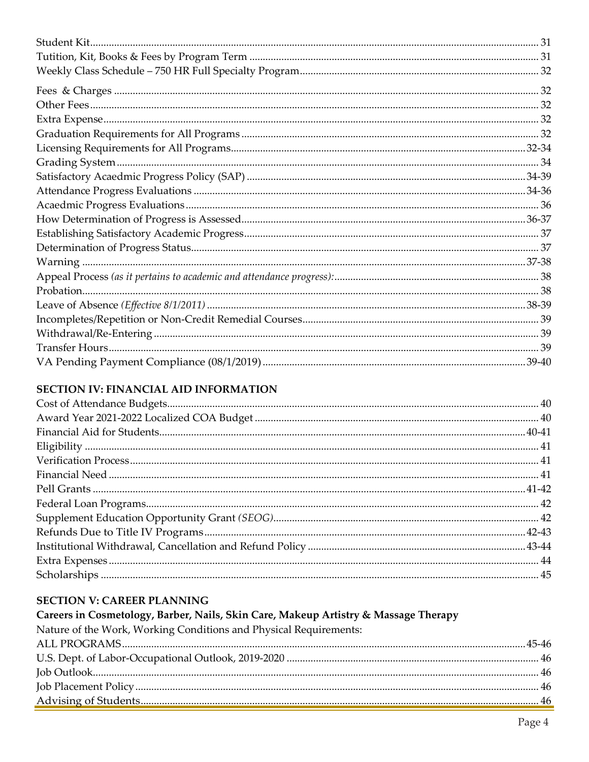Student Kit .......... 31
Tutition, Kit, Books & Fees by Program Term .......... 31
Weekly Class Schedule – 750 HR Full Specialty Program .......... 32

Fees & Charges .......... 32
Other Fees .......... 32
Extra Expense .......... 32
Graduation Requirements for All Programs .......... 32
Licensing Requirements for All Programs .......... 32-34
Grading System .......... 34
Satisfactory Acaedmic Progress Policy (SAP) .......... 34-39
Attendance Progress Evaluations .......... 34-36
Acaedmic Progress Evaluations .......... 36
How Determination of Progress is Assessed .......... 36-37
Establishing Satisfactory Academic Progress .......... 37
Determination of Progress Status .......... 37
Warning .......... 37-38
Appeal Process *(as it pertains to academic and attendance progress):* .......... 38
Probation .......... 38
Leave of Absence *(Effective 8/1/2011)* .......... 38-39
Incompletes/Repetition or Non-Credit Remedial Courses .......... 39
Withdrawal/Re-Entering .......... 39
Transfer Hours .......... 39
VA Pending Payment Compliance (08/1/2019) .......... 39-40

## SECTION IV: FINANCIAL AID INFORMATION

Cost of Attendance Budgets .......... 40
Award Year 2021-2022 Localized COA Budget .......... 40
Financial Aid for Students .......... 40-41
Eligibility .......... 41
Verification Process .......... 41
Financial Need .......... 41
Pell Grants .......... 41-42
Federal Loan Programs .......... 42
Supplement Education Opportunity Grant *(SEOG)* .......... 42
Refunds Due to Title IV Programs .......... 42-43
Institutional Withdrawal, Cancellation and Refund Policy .......... 43-44
Extra Expenses .......... 44
Scholarships .......... 45

## SECTION V: CAREER PLANNING

**Careers in Cosmetology, Barber, Nails, Skin Care, Makeup Artistry & Massage Therapy**

Nature of the Work, Working Conditions and Physical Requirements:
ALL PROGRAMS .......... 45-46
U.S. Dept. of Labor-Occupational Outlook, 2019-2020 .......... 46
Job Outlook .......... 46
Job Placement Policy .......... 46
Advising of Students .......... 46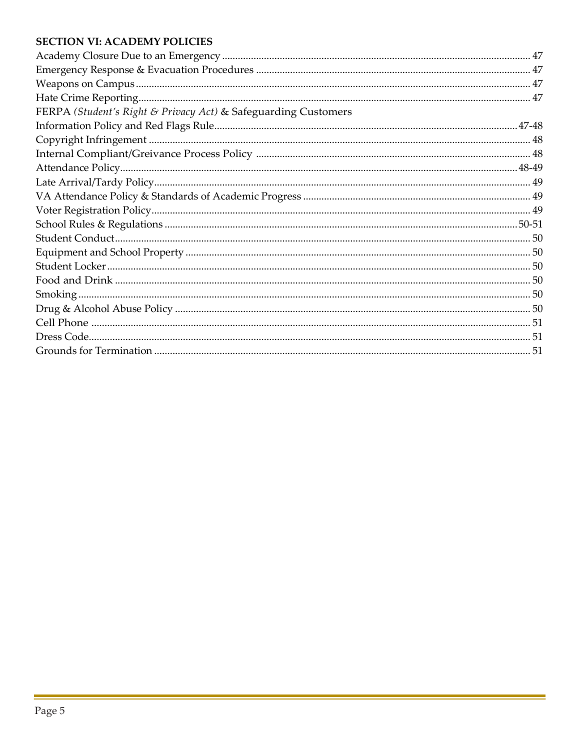**SECTION VI: ACADEMY POLICIES**

| | |
|---|---|
| Academy Closure Due to an Emergency | 47 |
| Emergency Response & Evacuation Procedures | 47 |
| Weapons on Campus | 47 |
| Hate Crime Reporting | 47 |
| FERPA *(Student's Right & Privacy Act)* & Safeguarding Customers Information Policy and Red Flags Rule | 47-48 |
| Copyright Infringement | 48 |
| Internal Compliant/Greivance Process Policy | 48 |
| Attendance Policy | 48-49 |
| Late Arrival/Tardy Policy | 49 |
| VA Attendance Policy & Standards of Academic Progress | 49 |
| Voter Registration Policy | 49 |
| School Rules & Regulations | 50-51 |
| Student Conduct | 50 |
| Equipment and School Property | 50 |
| Student Locker | 50 |
| Food and Drink | 50 |
| Smoking | 50 |
| Drug & Alcohol Abuse Policy | 50 |
| Cell Phone | 51 |
| Dress Code | 51 |
| Grounds for Termination | 51 |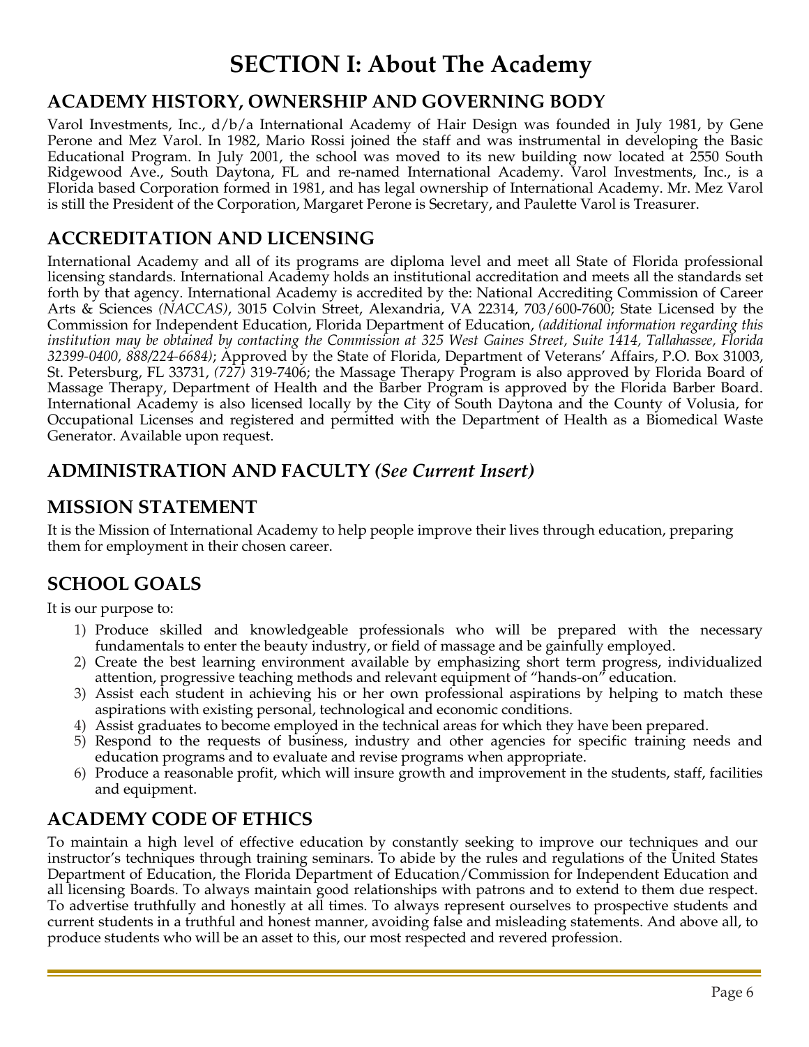# SECTION I: About The Academy

## ACADEMY HISTORY, OWNERSHIP AND GOVERNING BODY

Varol Investments, Inc., d/b/a International Academy of Hair Design was founded in July 1981, by Gene Perone and Mez Varol. In 1982, Mario Rossi joined the staff and was instrumental in developing the Basic Educational Program. In July 2001, the school was moved to its new building now located at 2550 South Ridgewood Ave., South Daytona, FL and re-named International Academy. Varol Investments, Inc., is a Florida based Corporation formed in 1981, and has legal ownership of International Academy. Mr. Mez Varol is still the President of the Corporation, Margaret Perone is Secretary, and Paulette Varol is Treasurer.

## ACCREDITATION AND LICENSING

International Academy and all of its programs are diploma level and meet all State of Florida professional licensing standards. International Academy holds an institutional accreditation and meets all the standards set forth by that agency. International Academy is accredited by the: National Accrediting Commission of Career Arts & Sciences *(NACCAS)*, 3015 Colvin Street, Alexandria, VA 22314, 703/600-7600; State Licensed by the Commission for Independent Education, Florida Department of Education, *(additional information regarding this institution may be obtained by contacting the Commission at 325 West Gaines Street, Suite 1414, Tallahassee, Florida 32399-0400, 888/224-6684)*; Approved by the State of Florida, Department of Veterans' Affairs, P.O. Box 31003, St. Petersburg, FL 33731, *(727)* 319-7406; the Massage Therapy Program is also approved by Florida Board of Massage Therapy, Department of Health and the Barber Program is approved by the Florida Barber Board. International Academy is also licensed locally by the City of South Daytona and the County of Volusia, for Occupational Licenses and registered and permitted with the Department of Health as a Biomedical Waste Generator. Available upon request.

## ADMINISTRATION AND FACULTY *(See Current Insert)*

## MISSION STATEMENT

It is the Mission of International Academy to help people improve their lives through education, preparing them for employment in their chosen career.

## SCHOOL GOALS

It is our purpose to:

1) Produce skilled and knowledgeable professionals who will be prepared with the necessary fundamentals to enter the beauty industry, or field of massage and be gainfully employed.
2) Create the best learning environment available by emphasizing short term progress, individualized attention, progressive teaching methods and relevant equipment of "hands-on" education.
3) Assist each student in achieving his or her own professional aspirations by helping to match these aspirations with existing personal, technological and economic conditions.
4) Assist graduates to become employed in the technical areas for which they have been prepared.
5) Respond to the requests of business, industry and other agencies for specific training needs and education programs and to evaluate and revise programs when appropriate.
6) Produce a reasonable profit, which will insure growth and improvement in the students, staff, facilities and equipment.

## ACADEMY CODE OF ETHICS

To maintain a high level of effective education by constantly seeking to improve our techniques and our instructor's techniques through training seminars. To abide by the rules and regulations of the United States Department of Education, the Florida Department of Education/Commission for Independent Education and all licensing Boards. To always maintain good relationships with patrons and to extend to them due respect. To advertise truthfully and honestly at all times. To always represent ourselves to prospective students and current students in a truthful and honest manner, avoiding false and misleading statements. And above all, to produce students who will be an asset to this, our most respected and revered profession.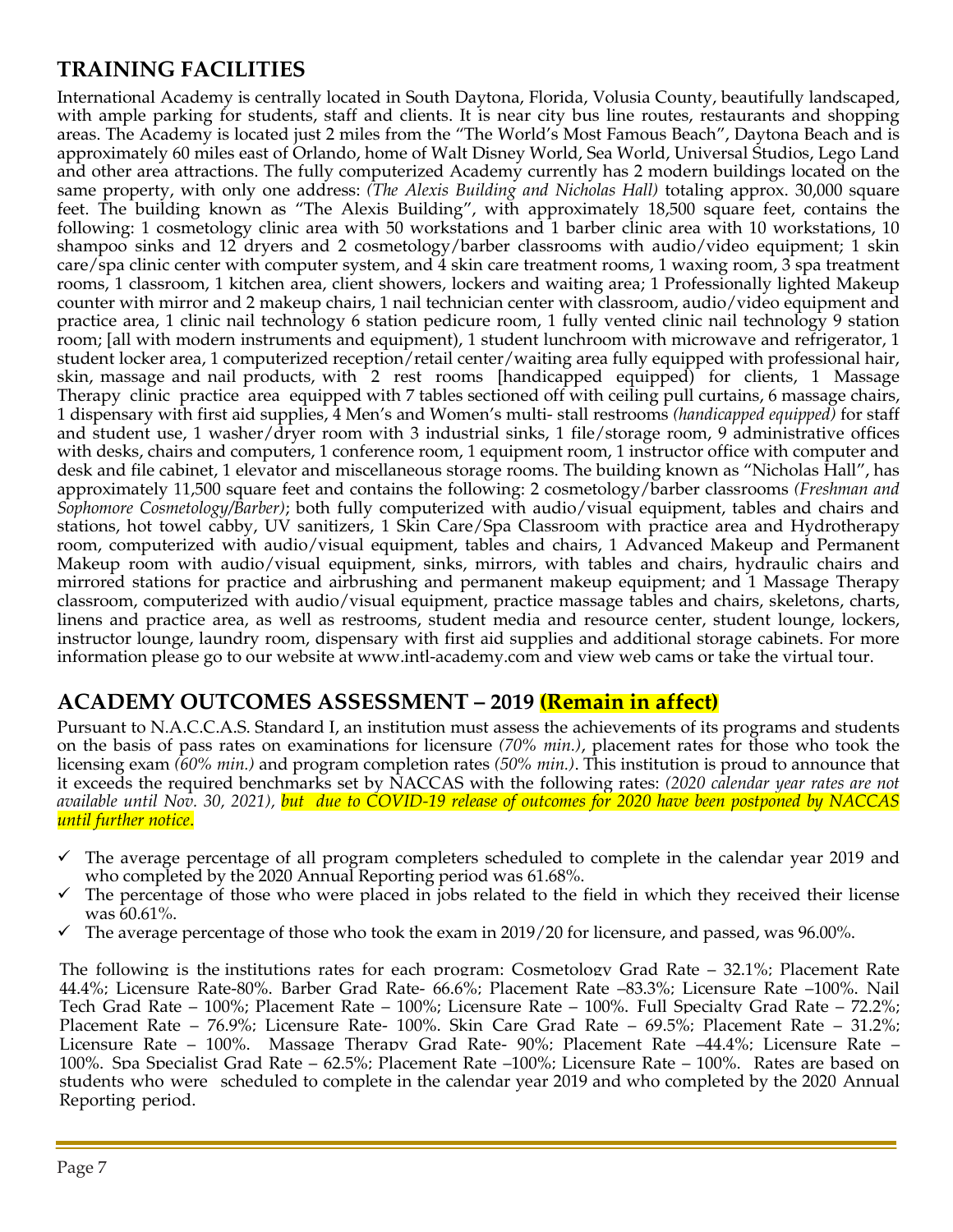## TRAINING FACILITIES

International Academy is centrally located in South Daytona, Florida, Volusia County, beautifully landscaped, with ample parking for students, staff and clients. It is near city bus line routes, restaurants and shopping areas. The Academy is located just 2 miles from the "The World's Most Famous Beach", Daytona Beach and is approximately 60 miles east of Orlando, home of Walt Disney World, Sea World, Universal Studios, Lego Land and other area attractions. The fully computerized Academy currently has 2 modern buildings located on the same property, with only one address: *(The Alexis Building and Nicholas Hall)* totaling approx. 30,000 square feet. The building known as "The Alexis Building", with approximately 18,500 square feet, contains the following: 1 cosmetology clinic area with 50 workstations and 1 barber clinic area with 10 workstations, 10 shampoo sinks and 12 dryers and 2 cosmetology/barber classrooms with audio/video equipment; 1 skin care/spa clinic center with computer system, and 4 skin care treatment rooms, 1 waxing room, 3 spa treatment rooms, 1 classroom, 1 kitchen area, client showers, lockers and waiting area; 1 Professionally lighted Makeup counter with mirror and 2 makeup chairs, 1 nail technician center with classroom, audio/video equipment and practice area, 1 clinic nail technology 6 station pedicure room, 1 fully vented clinic nail technology 9 station room; [all with modern instruments and equipment), 1 student lunchroom with microwave and refrigerator, 1 student locker area, 1 computerized reception/retail center/waiting area fully equipped with professional hair, skin, massage and nail products, with 2 rest rooms [handicapped equipped) for clients, 1 Massage Therapy clinic practice area equipped with 7 tables sectioned off with ceiling pull curtains, 6 massage chairs, 1 dispensary with first aid supplies, 4 Men's and Women's multi- stall restrooms *(handicapped equipped)* for staff and student use, 1 washer/dryer room with 3 industrial sinks, 1 file/storage room, 9 administrative offices with desks, chairs and computers, 1 conference room, 1 equipment room, 1 instructor office with computer and desk and file cabinet, 1 elevator and miscellaneous storage rooms. The building known as "Nicholas Hall", has approximately 11,500 square feet and contains the following: 2 cosmetology/barber classrooms *(Freshman and Sophomore Cosmetology/Barber)*; both fully computerized with audio/visual equipment, tables and chairs and stations, hot towel cabby, UV sanitizers, 1 Skin Care/Spa Classroom with practice area and Hydrotherapy room, computerized with audio/visual equipment, tables and chairs, 1 Advanced Makeup and Permanent Makeup room with audio/visual equipment, sinks, mirrors, with tables and chairs, hydraulic chairs and mirrored stations for practice and airbrushing and permanent makeup equipment; and 1 Massage Therapy classroom, computerized with audio/visual equipment, practice massage tables and chairs, skeletons, charts, linens and practice area, as well as restrooms, student media and resource center, student lounge, lockers, instructor lounge, laundry room, dispensary with first aid supplies and additional storage cabinets. For more information please go to our website at www.intl-academy.com and view web cams or take the virtual tour.

## ACADEMY OUTCOMES ASSESSMENT – 2019 (Remain in affect)

Pursuant to N.A.C.C.A.S. Standard I, an institution must assess the achievements of its programs and students on the basis of pass rates on examinations for licensure *(70% min.)*, placement rates for those who took the licensing exam *(60% min.)* and program completion rates *(50% min.)*. This institution is proud to announce that it exceeds the required benchmarks set by NACCAS with the following rates: *(2020 calendar year rates are not available until Nov. 30, 2021), but due to COVID-19 release of outcomes for 2020 have been postponed by NACCAS until further notice*.

- ✓ The average percentage of all program completers scheduled to complete in the calendar year 2019 and who completed by the 2020 Annual Reporting period was 61.68%.
- ✓ The percentage of those who were placed in jobs related to the field in which they received their license was 60.61%.
- ✓ The average percentage of those who took the exam in 2019/20 for licensure, and passed, was 96.00%.

The following is the institutions rates for each program: Cosmetology Grad Rate – 32.1%; Placement Rate 44.4%; Licensure Rate-80%. Barber Grad Rate- 66.6%; Placement Rate –83.3%; Licensure Rate –100%. Nail Tech Grad Rate – 100%; Placement Rate – 100%; Licensure Rate – 100%. Full Specialty Grad Rate – 72.2%; Placement Rate – 76.9%; Licensure Rate- 100%. Skin Care Grad Rate – 69.5%; Placement Rate – 31.2%; Licensure Rate – 100%. Massage Therapy Grad Rate- 90%; Placement Rate –44.4%; Licensure Rate – 100%. Spa Specialist Grad Rate – 62.5%; Placement Rate –100%; Licensure Rate – 100%. Rates are based on students who were scheduled to complete in the calendar year 2019 and who completed by the 2020 Annual Reporting period.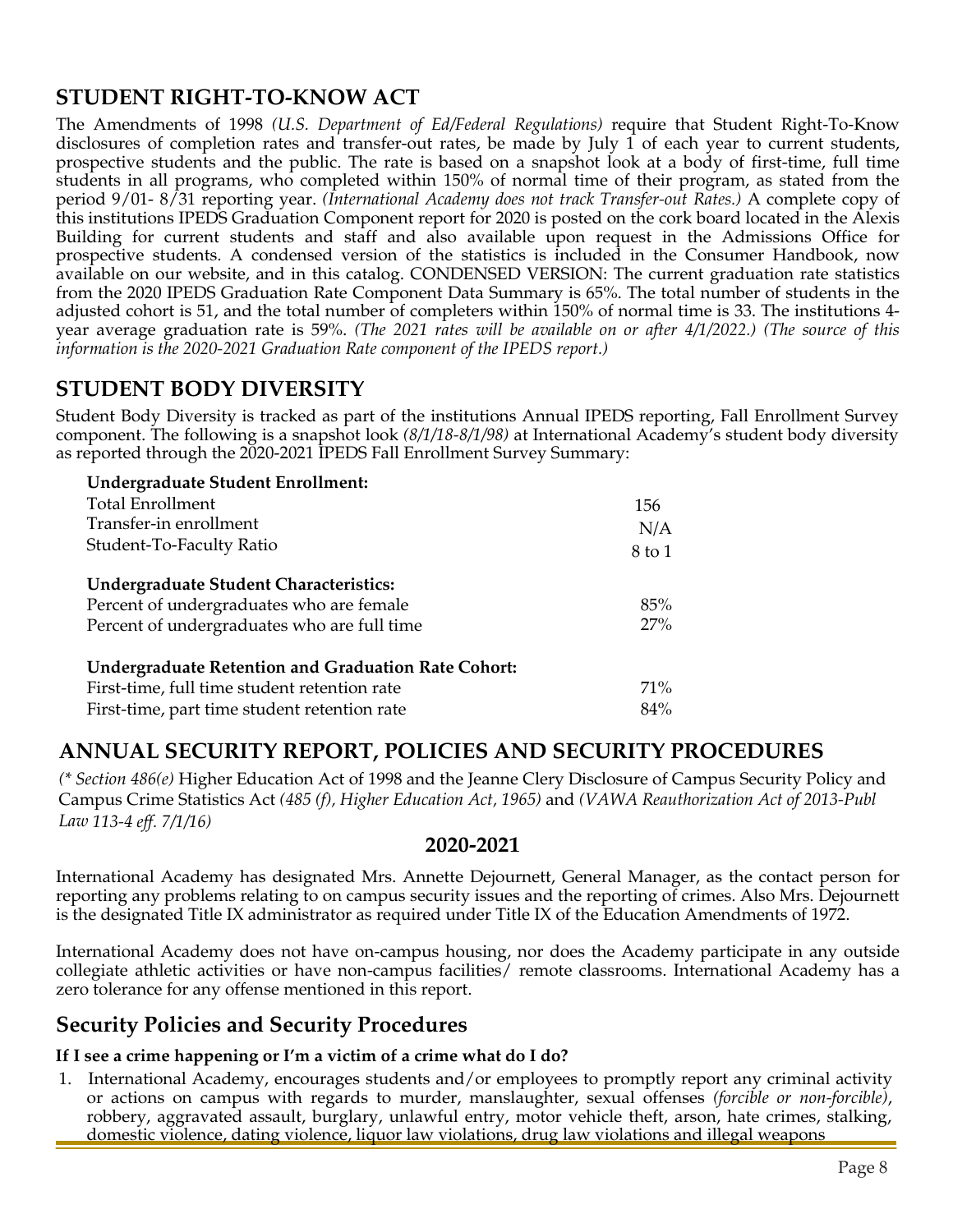## STUDENT RIGHT-TO-KNOW ACT

The Amendments of 1998 *(U.S. Department of Ed/Federal Regulations)* require that Student Right-To-Know disclosures of completion rates and transfer-out rates, be made by July 1 of each year to current students, prospective students and the public. The rate is based on a snapshot look at a body of first-time, full time students in all programs, who completed within 150% of normal time of their program, as stated from the period 9/01- 8/31 reporting year. *(International Academy does not track Transfer-out Rates.)* A complete copy of this institutions IPEDS Graduation Component report for 2020 is posted on the cork board located in the Alexis Building for current students and staff and also available upon request in the Admissions Office for prospective students. A condensed version of the statistics is included in the Consumer Handbook, now available on our website, and in this catalog. CONDENSED VERSION: The current graduation rate statistics from the 2020 IPEDS Graduation Rate Component Data Summary is 65%. The total number of students in the adjusted cohort is 51, and the total number of completers within 150% of normal time is 33. The institutions 4-year average graduation rate is 59%. *(The 2021 rates will be available on or after 4/1/2022.) (The source of this information is the 2020-2021 Graduation Rate component of the IPEDS report.)*

## STUDENT BODY DIVERSITY

Student Body Diversity is tracked as part of the institutions Annual IPEDS reporting, Fall Enrollment Survey component. The following is a snapshot look *(8/1/18-8/1/98)* at International Academy's student body diversity as reported through the 2020-2021 IPEDS Fall Enrollment Survey Summary:

| **Undergraduate Student Enrollment:** | |
|---|---|
| Total Enrollment | 156 |
| Transfer-in enrollment | N/A |
| Student-To-Faculty Ratio | 8 to 1 |
| **Undergraduate Student Characteristics:** | |
| Percent of undergraduates who are female | 85% |
| Percent of undergraduates who are full time | 27% |
| **Undergraduate Retention and Graduation Rate Cohort:** | |
| First-time, full time student retention rate | 71% |
| First-time, part time student retention rate | 84% |

## ANNUAL SECURITY REPORT, POLICIES AND SECURITY PROCEDURES

*(\* Section 486(e)* Higher Education Act of 1998 and the Jeanne Clery Disclosure of Campus Security Policy and Campus Crime Statistics Act *(485 (f), Higher Education Act, 1965)* and *(VAWA Reauthorization Act of 2013-Publ Law 113-4 eff. 7/1/16)*

**2020-2021**

International Academy has designated Mrs. Annette Dejournett, General Manager, as the contact person for reporting any problems relating to on campus security issues and the reporting of crimes. Also Mrs. Dejournett is the designated Title IX administrator as required under Title IX of the Education Amendments of 1972.

International Academy does not have on-campus housing, nor does the Academy participate in any outside collegiate athletic activities or have non-campus facilities/ remote classrooms. International Academy has a zero tolerance for any offense mentioned in this report.

## Security Policies and Security Procedures

**If I see a crime happening or I'm a victim of a crime what do I do?**

1. International Academy, encourages students and/or employees to promptly report any criminal activity or actions on campus with regards to murder, manslaughter, sexual offenses *(forcible or non-forcible)*, robbery, aggravated assault, burglary, unlawful entry, motor vehicle theft, arson, hate crimes, stalking, domestic violence, dating violence, liquor law violations, drug law violations and illegal weapons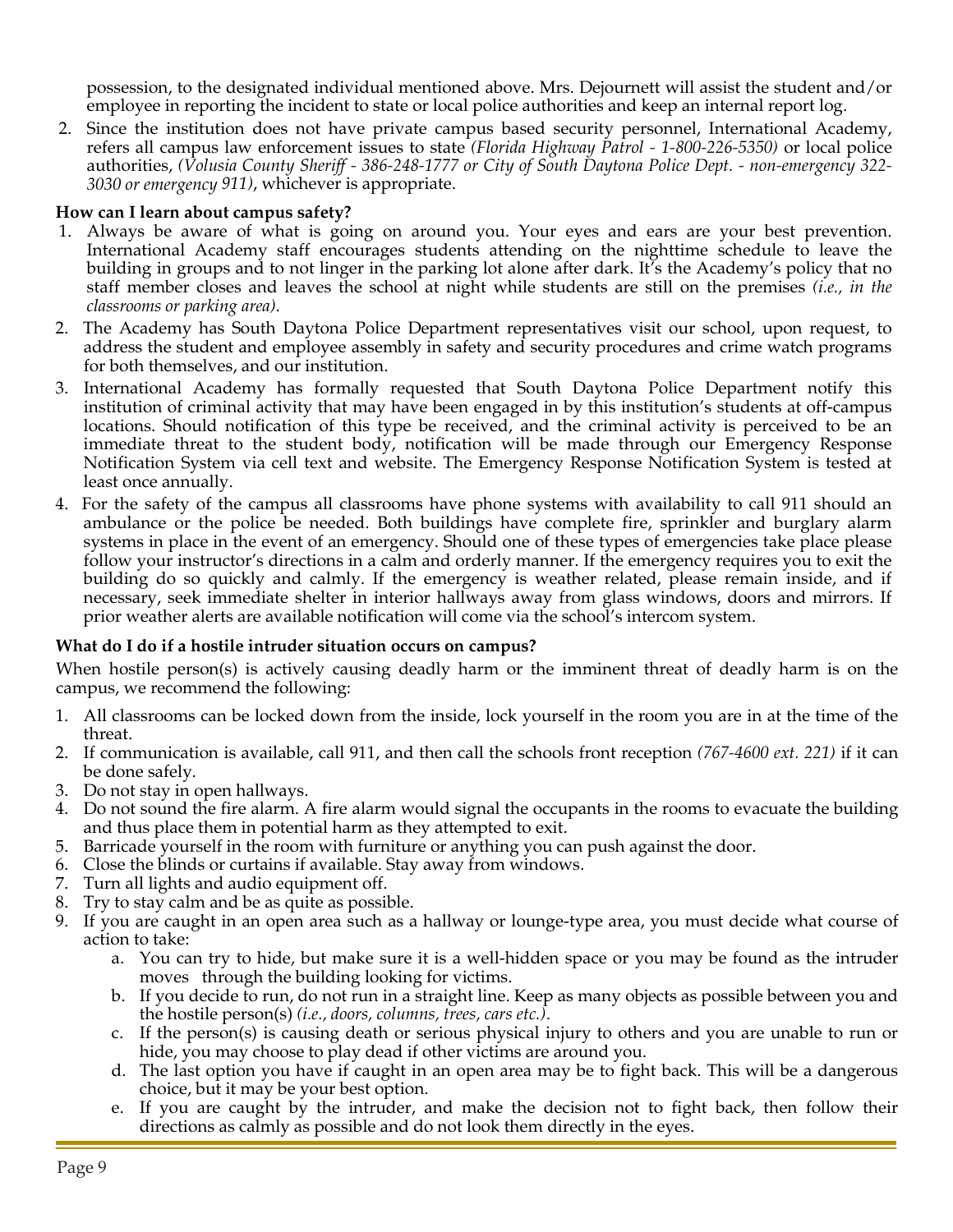possession, to the designated individual mentioned above. Mrs. Dejournett will assist the student and/or employee in reporting the incident to state or local police authorities and keep an internal report log.

2. Since the institution does not have private campus based security personnel, International Academy, refers all campus law enforcement issues to state *(Florida Highway Patrol - 1-800-226-5350)* or local police authorities, *(Volusia County Sheriff - 386-248-1777 or City of South Daytona Police Dept. - non-emergency 322-3030 or emergency 911)*, whichever is appropriate.

**How can I learn about campus safety?**

1. Always be aware of what is going on around you. Your eyes and ears are your best prevention. International Academy staff encourages students attending on the nighttime schedule to leave the building in groups and to not linger in the parking lot alone after dark. It's the Academy's policy that no staff member closes and leaves the school at night while students are still on the premises *(i.e., in the classrooms or parking area)*.
2. The Academy has South Daytona Police Department representatives visit our school, upon request, to address the student and employee assembly in safety and security procedures and crime watch programs for both themselves, and our institution.
3. International Academy has formally requested that South Daytona Police Department notify this institution of criminal activity that may have been engaged in by this institution's students at off-campus locations. Should notification of this type be received, and the criminal activity is perceived to be an immediate threat to the student body, notification will be made through our Emergency Response Notification System via cell text and website. The Emergency Response Notification System is tested at least once annually.
4. For the safety of the campus all classrooms have phone systems with availability to call 911 should an ambulance or the police be needed. Both buildings have complete fire, sprinkler and burglary alarm systems in place in the event of an emergency. Should one of these types of emergencies take place please follow your instructor's directions in a calm and orderly manner. If the emergency requires you to exit the building do so quickly and calmly. If the emergency is weather related, please remain inside, and if necessary, seek immediate shelter in interior hallways away from glass windows, doors and mirrors. If prior weather alerts are available notification will come via the school's intercom system.

**What do I do if a hostile intruder situation occurs on campus?**

When hostile person(s) is actively causing deadly harm or the imminent threat of deadly harm is on the campus, we recommend the following:

1. All classrooms can be locked down from the inside, lock yourself in the room you are in at the time of the threat.
2. If communication is available, call 911, and then call the schools front reception *(767-4600 ext. 221)* if it can be done safely.
3. Do not stay in open hallways.
4. Do not sound the fire alarm. A fire alarm would signal the occupants in the rooms to evacuate the building and thus place them in potential harm as they attempted to exit.
5. Barricade yourself in the room with furniture or anything you can push against the door.
6. Close the blinds or curtains if available. Stay away from windows.
7. Turn all lights and audio equipment off.
8. Try to stay calm and be as quite as possible.
9. If you are caught in an open area such as a hallway or lounge-type area, you must decide what course of action to take:
   a. You can try to hide, but make sure it is a well-hidden space or you may be found as the intruder moves through the building looking for victims.
   b. If you decide to run, do not run in a straight line. Keep as many objects as possible between you and the hostile person(s) *(i.e., doors, columns, trees, cars etc.)*.
   c. If the person(s) is causing death or serious physical injury to others and you are unable to run or hide, you may choose to play dead if other victims are around you.
   d. The last option you have if caught in an open area may be to fight back. This will be a dangerous choice, but it may be your best option.
   e. If you are caught by the intruder, and make the decision not to fight back, then follow their directions as calmly as possible and do not look them directly in the eyes.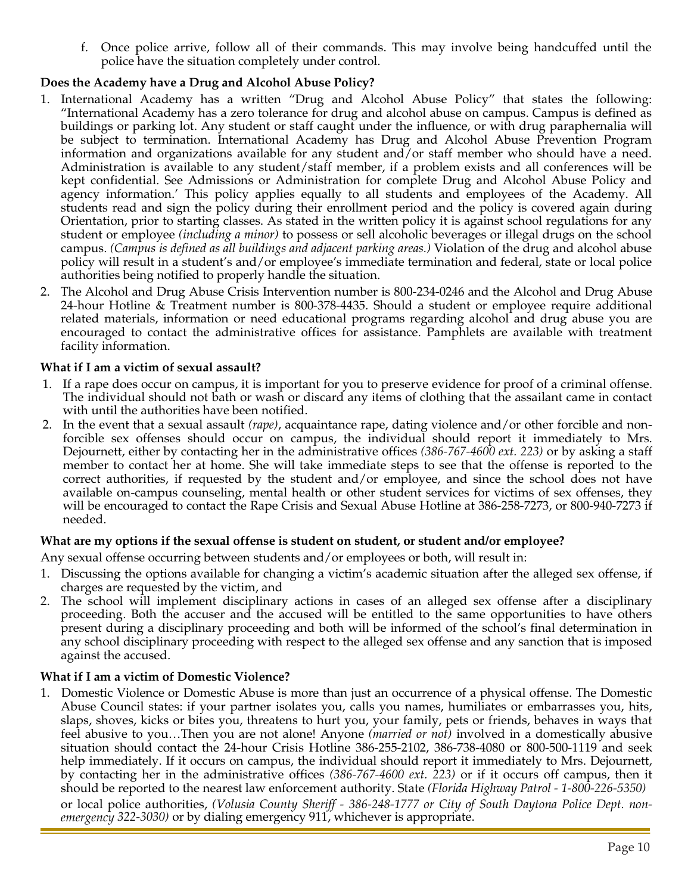f. Once police arrive, follow all of their commands. This may involve being handcuffed until the police have the situation completely under control.

**Does the Academy have a Drug and Alcohol Abuse Policy?**

1. International Academy has a written "Drug and Alcohol Abuse Policy" that states the following: "International Academy has a zero tolerance for drug and alcohol abuse on campus. Campus is defined as buildings or parking lot. Any student or staff caught under the influence, or with drug paraphernalia will be subject to termination. International Academy has Drug and Alcohol Abuse Prevention Program information and organizations available for any student and/or staff member who should have a need. Administration is available to any student/staff member, if a problem exists and all conferences will be kept confidential. See Admissions or Administration for complete Drug and Alcohol Abuse Policy and agency information.' This policy applies equally to all students and employees of the Academy. All students read and sign the policy during their enrollment period and the policy is covered again during Orientation, prior to starting classes. As stated in the written policy it is against school regulations for any student or employee *(including a minor)* to possess or sell alcoholic beverages or illegal drugs on the school campus. *(Campus is defined as all buildings and adjacent parking areas.)* Violation of the drug and alcohol abuse policy will result in a student's and/or employee's immediate termination and federal, state or local police authorities being notified to properly handle the situation.
2. The Alcohol and Drug Abuse Crisis Intervention number is 800-234-0246 and the Alcohol and Drug Abuse 24-hour Hotline & Treatment number is 800-378-4435. Should a student or employee require additional related materials, information or need educational programs regarding alcohol and drug abuse you are encouraged to contact the administrative offices for assistance. Pamphlets are available with treatment facility information.

**What if I am a victim of sexual assault?**

1. If a rape does occur on campus, it is important for you to preserve evidence for proof of a criminal offense. The individual should not bath or wash or discard any items of clothing that the assailant came in contact with until the authorities have been notified.
2. In the event that a sexual assault *(rape)*, acquaintance rape, dating violence and/or other forcible and non-forcible sex offenses should occur on campus, the individual should report it immediately to Mrs. Dejournett, either by contacting her in the administrative offices *(386-767-4600 ext. 223)* or by asking a staff member to contact her at home. She will take immediate steps to see that the offense is reported to the correct authorities, if requested by the student and/or employee, and since the school does not have available on-campus counseling, mental health or other student services for victims of sex offenses, they will be encouraged to contact the Rape Crisis and Sexual Abuse Hotline at 386-258-7273, or 800-940-7273 if needed.

**What are my options if the sexual offense is student on student, or student and/or employee?**

Any sexual offense occurring between students and/or employees or both, will result in:

1. Discussing the options available for changing a victim's academic situation after the alleged sex offense, if charges are requested by the victim, and
2. The school will implement disciplinary actions in cases of an alleged sex offense after a disciplinary proceeding. Both the accuser and the accused will be entitled to the same opportunities to have others present during a disciplinary proceeding and both will be informed of the school's final determination in any school disciplinary proceeding with respect to the alleged sex offense and any sanction that is imposed against the accused.

**What if I am a victim of Domestic Violence?**

1. Domestic Violence or Domestic Abuse is more than just an occurrence of a physical offense. The Domestic Abuse Council states: if your partner isolates you, calls you names, humiliates or embarrasses you, hits, slaps, shoves, kicks or bites you, threatens to hurt you, your family, pets or friends, behaves in ways that feel abusive to you…Then you are not alone! Anyone *(married or not)* involved in a domestically abusive situation should contact the 24-hour Crisis Hotline 386-255-2102, 386-738-4080 or 800-500-1119 and seek help immediately. If it occurs on campus, the individual should report it immediately to Mrs. Dejournett, by contacting her in the administrative offices *(386-767-4600 ext. 223)* or if it occurs off campus, then it should be reported to the nearest law enforcement authority. State *(Florida Highway Patrol - 1-800-226-5350)* or local police authorities, *(Volusia County Sheriff - 386-248-1777 or City of South Daytona Police Dept. non-emergency 322-3030)* or by dialing emergency 911, whichever is appropriate.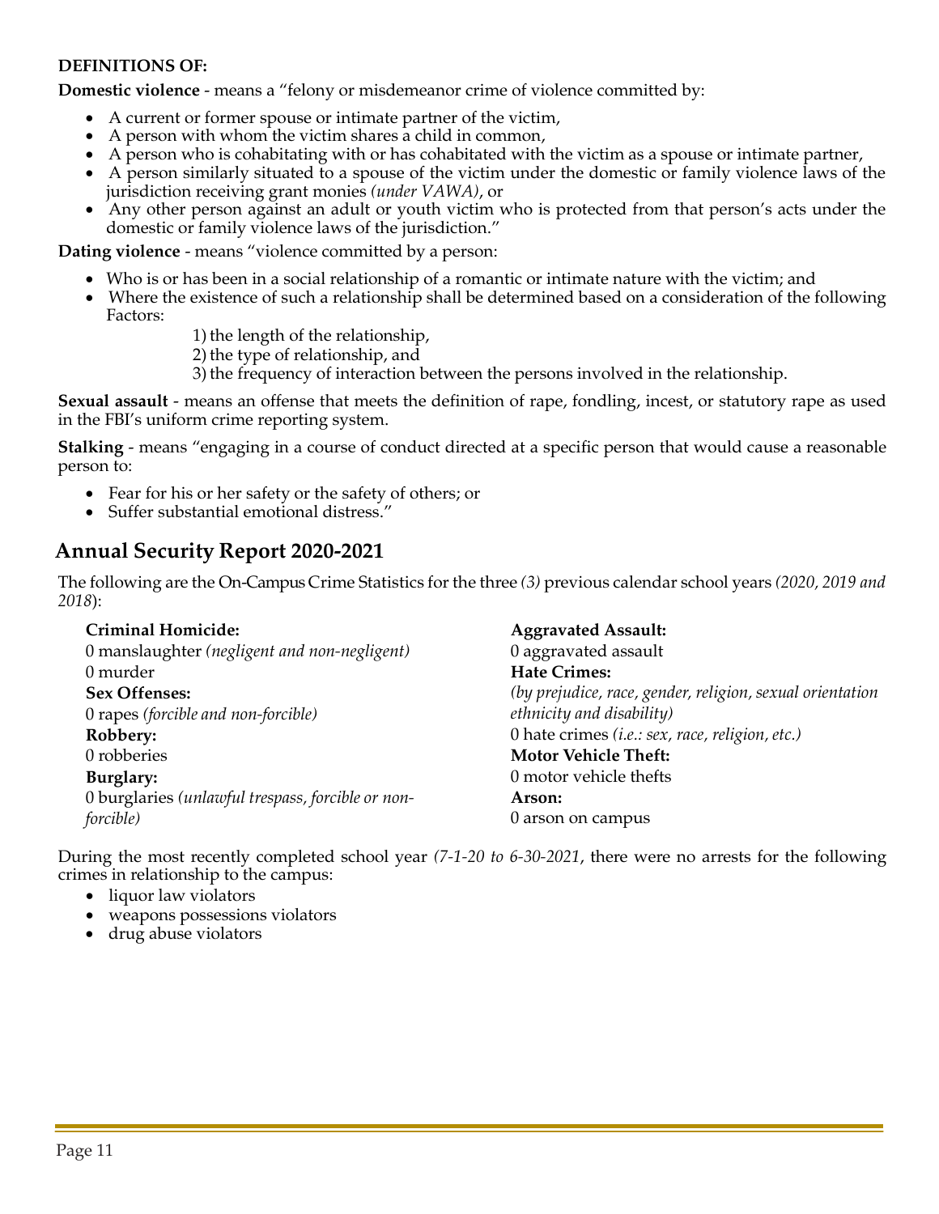**DEFINITIONS OF:**

**Domestic violence** - means a "felony or misdemeanor crime of violence committed by:

- A current or former spouse or intimate partner of the victim,
- A person with whom the victim shares a child in common,
- A person who is cohabitating with or has cohabitated with the victim as a spouse or intimate partner,
- A person similarly situated to a spouse of the victim under the domestic or family violence laws of the jurisdiction receiving grant monies *(under VAWA)*, or
- Any other person against an adult or youth victim who is protected from that person's acts under the domestic or family violence laws of the jurisdiction."

**Dating violence** - means "violence committed by a person:

- Who is or has been in a social relationship of a romantic or intimate nature with the victim; and
- Where the existence of such a relationship shall be determined based on a consideration of the following Factors:
  1) the length of the relationship,
  2) the type of relationship, and
  3) the frequency of interaction between the persons involved in the relationship.

**Sexual assault** - means an offense that meets the definition of rape, fondling, incest, or statutory rape as used in the FBI's uniform crime reporting system.

**Stalking** - means "engaging in a course of conduct directed at a specific person that would cause a reasonable person to:

- Fear for his or her safety or the safety of others; or
- Suffer substantial emotional distress."

## Annual Security Report 2020-2021

The following are the On-Campus Crime Statistics for the three *(3)* previous calendar school years *(2020, 2019 and 2018)*:

**Criminal Homicide:**
0 manslaughter *(negligent and non-negligent)*
0 murder

**Sex Offenses:**
0 rapes *(forcible and non-forcible)*

**Robbery:**
0 robberies

**Burglary:**
0 burglaries *(unlawful trespass, forcible or non-forcible)*

**Aggravated Assault:**
0 aggravated assault

**Hate Crimes:**
*(by prejudice, race, gender, religion, sexual orientation ethnicity and disability)*
0 hate crimes *(i.e.: sex, race, religion, etc.)*

**Motor Vehicle Theft:**
0 motor vehicle thefts

**Arson:**
0 arson on campus

During the most recently completed school year *(7-1-20 to 6-30-2021*, there were no arrests for the following crimes in relationship to the campus:

- liquor law violators
- weapons possessions violators
- drug abuse violators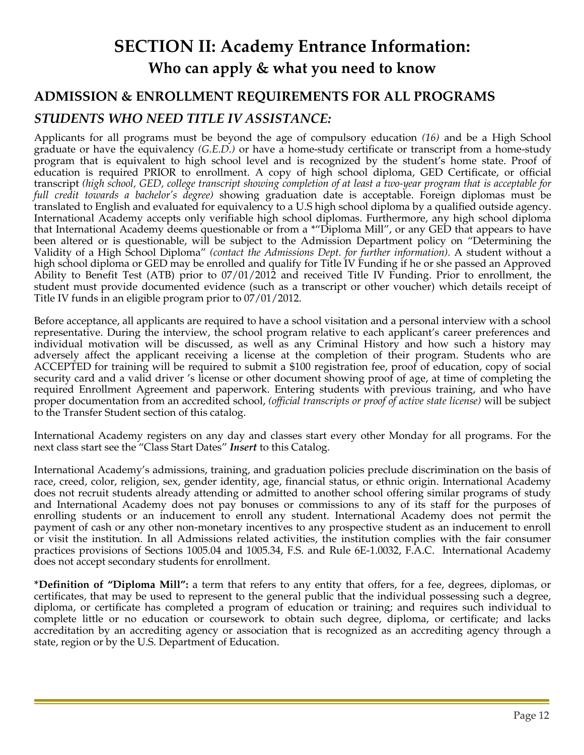# SECTION II: Academy Entrance Information:

## Who can apply & what you need to know

## ADMISSION & ENROLLMENT REQUIREMENTS FOR ALL PROGRAMS

### *STUDENTS WHO NEED TITLE IV ASSISTANCE:*

Applicants for all programs must be beyond the age of compulsory education *(16)* and be a High School graduate or have the equivalency *(G.E.D.)* or have a home-study certificate or transcript from a home-study program that is equivalent to high school level and is recognized by the student's home state. Proof of education is required PRIOR to enrollment. A copy of high school diploma, GED Certificate, or official transcript *(high school, GED, college transcript showing completion of at least a two-year program that is acceptable for full credit towards a bachelor's degree)* showing graduation date is acceptable. Foreign diplomas must be translated to English and evaluated for equivalency to a U.S high school diploma by a qualified outside agency. International Academy accepts only verifiable high school diplomas. Furthermore, any high school diploma that International Academy deems questionable or from a *"Diploma Mill", or any GED that appears to have been altered or is questionable, will be subject to the Admission Department policy on "Determining the Validity of a High School Diploma" *(contact the Admissions Dept. for further information).* A student without a high school diploma or GED may be enrolled and qualify for Title IV Funding if he or she passed an Approved Ability to Benefit Test (ATB) prior to 07/01/2012 and received Title IV Funding. Prior to enrollment, the student must provide documented evidence (such as a transcript or other voucher) which details receipt of Title IV funds in an eligible program prior to 07/01/2012.

Before acceptance, all applicants are required to have a school visitation and a personal interview with a school representative. During the interview, the school program relative to each applicant's career preferences and individual motivation will be discussed, as well as any Criminal History and how such a history may adversely affect the applicant receiving a license at the completion of their program. Students who are ACCEPTED for training will be required to submit a $100 registration fee, proof of education, copy of social security card and a valid driver 's license or other document showing proof of age, at time of completing the required Enrollment Agreement and paperwork. Entering students with previous training, and who have proper documentation from an accredited school, *(official transcripts or proof of active state license)* will be subject to the Transfer Student section of this catalog.

International Academy registers on any day and classes start every other Monday for all programs. For the next class start see the "Class Start Dates" ***Insert*** to this Catalog.

International Academy's admissions, training, and graduation policies preclude discrimination on the basis of race, creed, color, religion, sex, gender identity, age, financial status, or ethnic origin. International Academy does not recruit students already attending or admitted to another school offering similar programs of study and International Academy does not pay bonuses or commissions to any of its staff for the purposes of enrolling students or an inducement to enroll any student. International Academy does not permit the payment of cash or any other non-monetary incentives to any prospective student as an inducement to enroll or visit the institution. In all Admissions related activities, the institution complies with the fair consumer practices provisions of Sections 1005.04 and 1005.34, F.S. and Rule 6E-1.0032, F.A.C. International Academy does not accept secondary students for enrollment.

**\*Definition of "Diploma Mill":** a term that refers to any entity that offers, for a fee, degrees, diplomas, or certificates, that may be used to represent to the general public that the individual possessing such a degree, diploma, or certificate has completed a program of education or training; and requires such individual to complete little or no education or coursework to obtain such degree, diploma, or certificate; and lacks accreditation by an accrediting agency or association that is recognized as an accrediting agency through a state, region or by the U.S. Department of Education.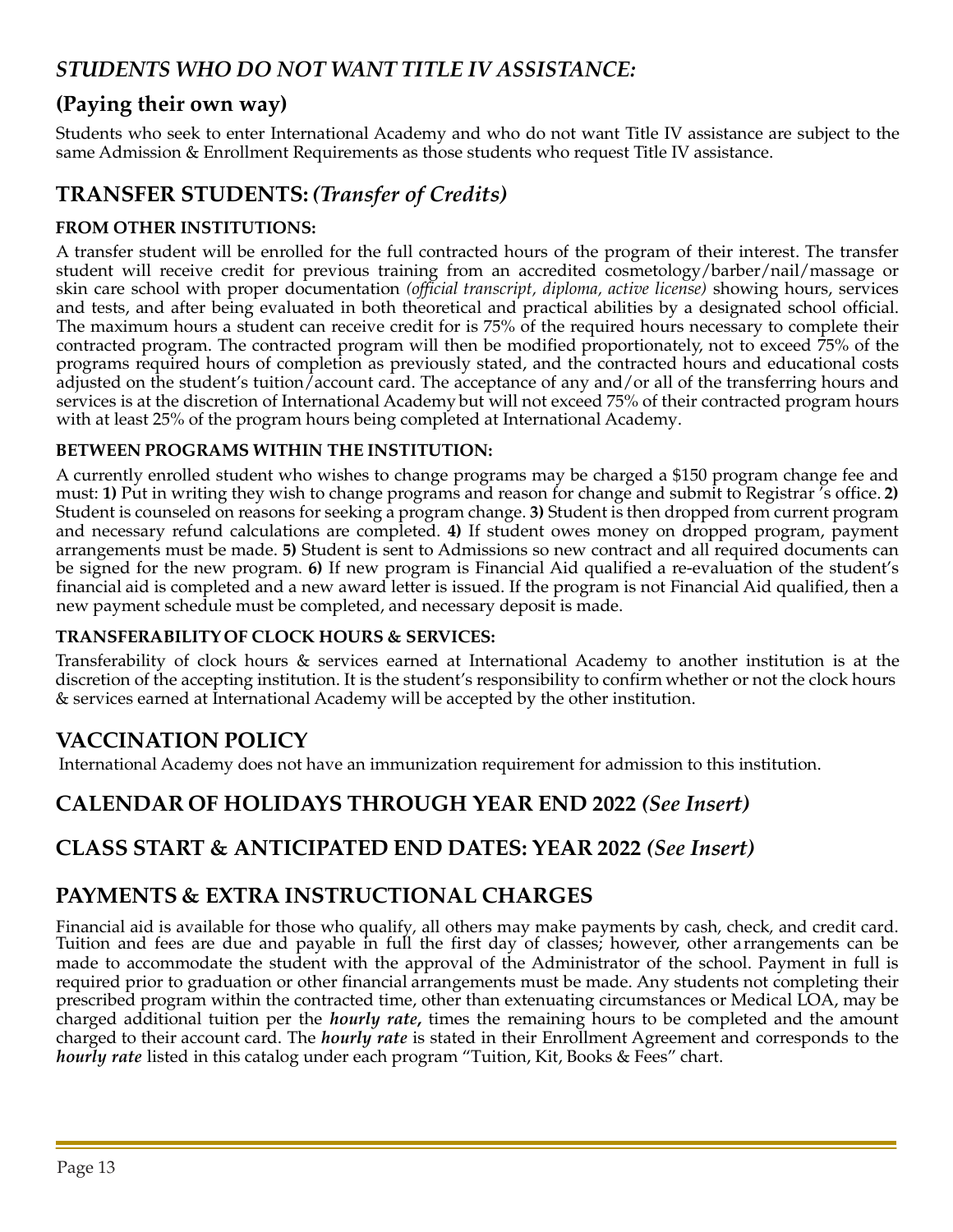## *STUDENTS WHO DO NOT WANT TITLE IV ASSISTANCE:*

### (Paying their own way)

Students who seek to enter International Academy and who do not want Title IV assistance are subject to the same Admission & Enrollment Requirements as those students who request Title IV assistance.

## TRANSFER STUDENTS: *(Transfer of Credits)*

#### FROM OTHER INSTITUTIONS:

A transfer student will be enrolled for the full contracted hours of the program of their interest. The transfer student will receive credit for previous training from an accredited cosmetology/barber/nail/massage or skin care school with proper documentation *(official transcript, diploma, active license)* showing hours, services and tests, and after being evaluated in both theoretical and practical abilities by a designated school official. The maximum hours a student can receive credit for is 75% of the required hours necessary to complete their contracted program. The contracted program will then be modified proportionately, not to exceed 75% of the programs required hours of completion as previously stated, and the contracted hours and educational costs adjusted on the student's tuition/account card. The acceptance of any and/or all of the transferring hours and services is at the discretion of International Academy but will not exceed 75% of their contracted program hours with at least 25% of the program hours being completed at International Academy.

#### BETWEEN PROGRAMS WITHIN THE INSTITUTION:

A currently enrolled student who wishes to change programs may be charged a $150 program change fee and must: **1)** Put in writing they wish to change programs and reason for change and submit to Registrar 's office. **2)** Student is counseled on reasons for seeking a program change. **3)** Student is then dropped from current program and necessary refund calculations are completed. **4)** If student owes money on dropped program, payment arrangements must be made. **5)** Student is sent to Admissions so new contract and all required documents can be signed for the new program. **6)** If new program is Financial Aid qualified a re-evaluation of the student's financial aid is completed and a new award letter is issued. If the program is not Financial Aid qualified, then a new payment schedule must be completed, and necessary deposit is made.

#### TRANSFERABILITY OF CLOCK HOURS & SERVICES:

Transferability of clock hours & services earned at International Academy to another institution is at the discretion of the accepting institution. It is the student's responsibility to confirm whether or not the clock hours & services earned at International Academy will be accepted by the other institution.

## VACCINATION POLICY

International Academy does not have an immunization requirement for admission to this institution.

## CALENDAR OF HOLIDAYS THROUGH YEAR END 2022 *(See Insert)*

## CLASS START & ANTICIPATED END DATES: YEAR 2022 *(See Insert)*

## PAYMENTS & EXTRA INSTRUCTIONAL CHARGES

Financial aid is available for those who qualify, all others may make payments by cash, check, and credit card. Tuition and fees are due and payable in full the first day of classes; however, other arrangements can be made to accommodate the student with the approval of the Administrator of the school. Payment in full is required prior to graduation or other financial arrangements must be made. Any students not completing their prescribed program within the contracted time, other than extenuating circumstances or Medical LOA, may be charged additional tuition per the ***hourly rate*****,** times the remaining hours to be completed and the amount charged to their account card. The ***hourly rate*** is stated in their Enrollment Agreement and corresponds to the ***hourly rate*** listed in this catalog under each program "Tuition, Kit, Books & Fees" chart.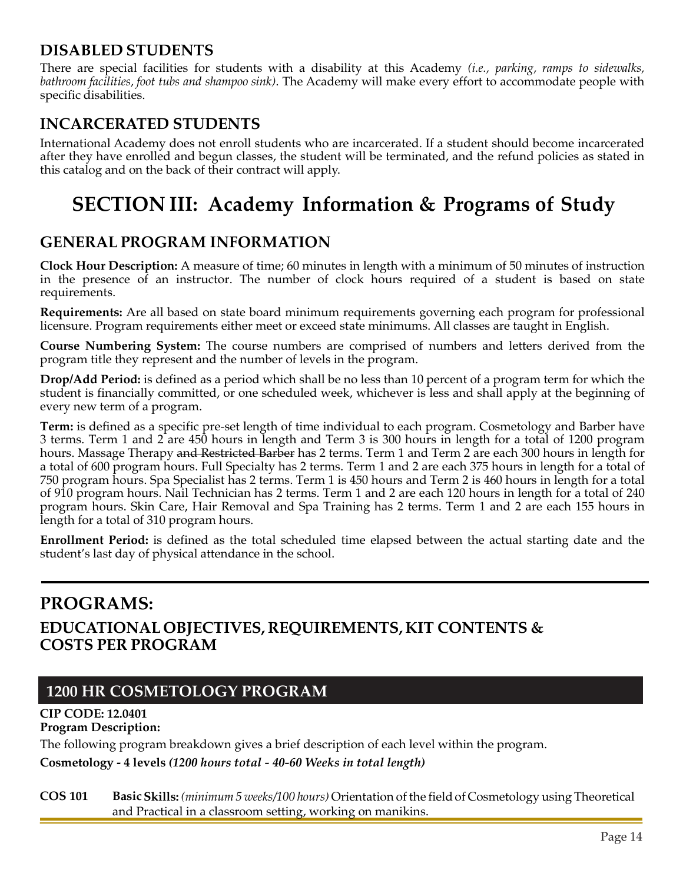## DISABLED STUDENTS

There are special facilities for students with a disability at this Academy *(i.e., parking, ramps to sidewalks, bathroom facilities, foot tubs and shampoo sink)*. The Academy will make every effort to accommodate people with specific disabilities.

## INCARCERATED STUDENTS

International Academy does not enroll students who are incarcerated. If a student should become incarcerated after they have enrolled and begun classes, the student will be terminated, and the refund policies as stated in this catalog and on the back of their contract will apply.

# SECTION III: Academy Information & Programs of Study

## GENERAL PROGRAM INFORMATION

**Clock Hour Description:** A measure of time; 60 minutes in length with a minimum of 50 minutes of instruction in the presence of an instructor. The number of clock hours required of a student is based on state requirements.

**Requirements:** Are all based on state board minimum requirements governing each program for professional licensure. Program requirements either meet or exceed state minimums. All classes are taught in English.

**Course Numbering System:** The course numbers are comprised of numbers and letters derived from the program title they represent and the number of levels in the program.

**Drop/Add Period:** is defined as a period which shall be no less than 10 percent of a program term for which the student is financially committed, or one scheduled week, whichever is less and shall apply at the beginning of every new term of a program.

**Term:** is defined as a specific pre-set length of time individual to each program. Cosmetology and Barber have 3 terms. Term 1 and 2 are 450 hours in length and Term 3 is 300 hours in length for a total of 1200 program hours. Massage Therapy ~~and Restricted Barber~~ has 2 terms. Term 1 and Term 2 are each 300 hours in length for a total of 600 program hours. Full Specialty has 2 terms. Term 1 and 2 are each 375 hours in length for a total of 750 program hours. Spa Specialist has 2 terms. Term 1 is 450 hours and Term 2 is 460 hours in length for a total of 910 program hours. Nail Technician has 2 terms. Term 1 and 2 are each 120 hours in length for a total of 240 program hours. Skin Care, Hair Removal and Spa Training has 2 terms. Term 1 and 2 are each 155 hours in length for a total of 310 program hours.

**Enrollment Period:** is defined as the total scheduled time elapsed between the actual starting date and the student's last day of physical attendance in the school.

---

## PROGRAMS:

### EDUCATIONAL OBJECTIVES, REQUIREMENTS, KIT CONTENTS & COSTS PER PROGRAM

### 1200 HR COSMETOLOGY PROGRAM

**CIP CODE: 12.0401**

**Program Description:**

The following program breakdown gives a brief description of each level within the program.

**Cosmetology - 4 levels *(1200 hours total - 40-60 Weeks in total length)***

**COS 101** **Basic Skills:** *(minimum 5 weeks/100 hours)* Orientation of the field of Cosmetology using Theoretical and Practical in a classroom setting, working on manikins.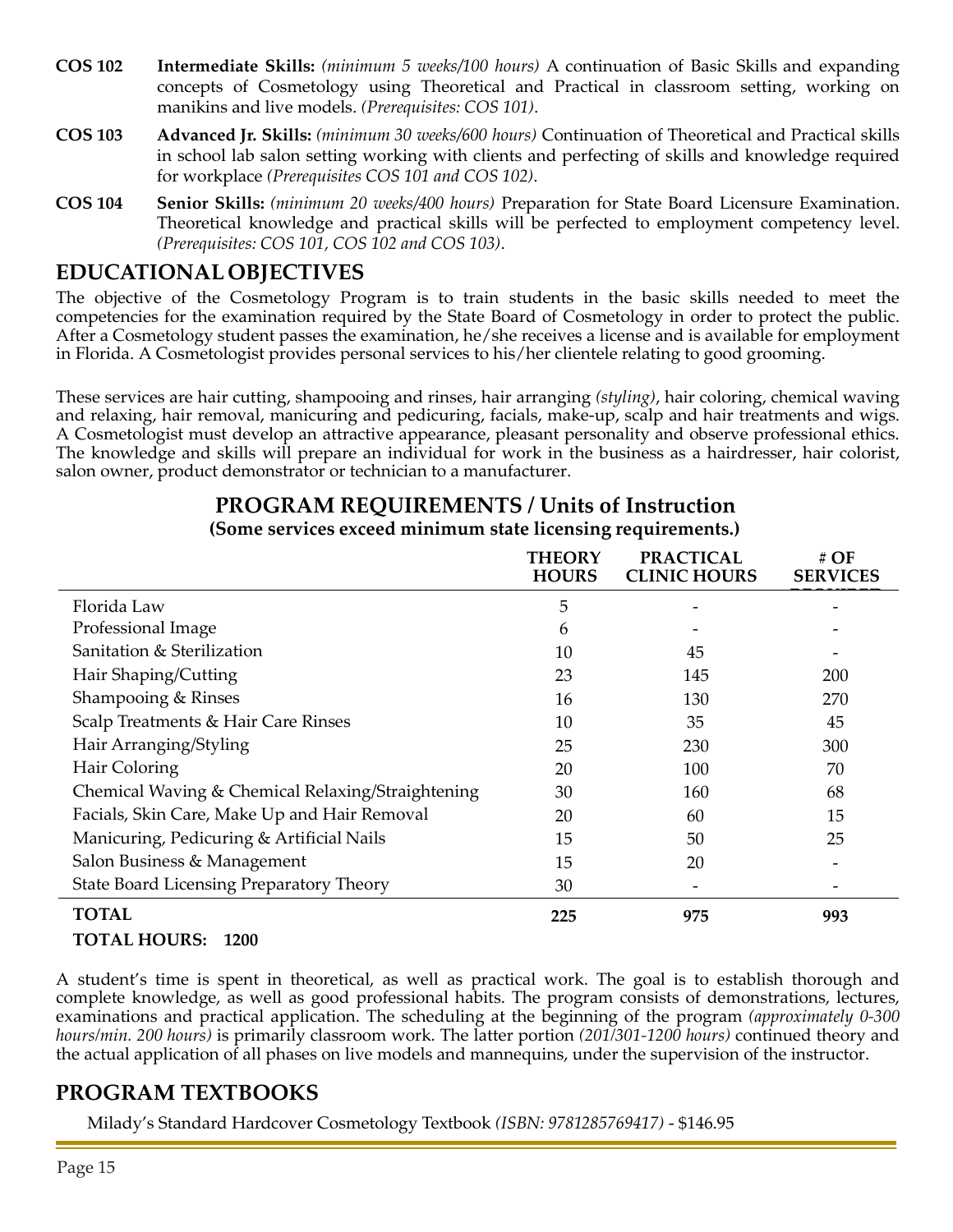**COS 102** **Intermediate Skills:** *(minimum 5 weeks/100 hours)* A continuation of Basic Skills and expanding concepts of Cosmetology using Theoretical and Practical in classroom setting, working on manikins and live models. *(Prerequisites: COS 101)*.

**COS 103** **Advanced Jr. Skills:** *(minimum 30 weeks/600 hours)* Continuation of Theoretical and Practical skills in school lab salon setting working with clients and perfecting of skills and knowledge required for workplace *(Prerequisites COS 101 and COS 102)*.

**COS 104** **Senior Skills:** *(minimum 20 weeks/400 hours)* Preparation for State Board Licensure Examination. Theoretical knowledge and practical skills will be perfected to employment competency level. *(Prerequisites: COS 101, COS 102 and COS 103)*.

## EDUCATIONAL OBJECTIVES

The objective of the Cosmetology Program is to train students in the basic skills needed to meet the competencies for the examination required by the State Board of Cosmetology in order to protect the public. After a Cosmetology student passes the examination, he/she receives a license and is available for employment in Florida. A Cosmetologist provides personal services to his/her clientele relating to good grooming.

These services are hair cutting, shampooing and rinses, hair arranging *(styling)*, hair coloring, chemical waving and relaxing, hair removal, manicuring and pedicuring, facials, make-up, scalp and hair treatments and wigs. A Cosmetologist must develop an attractive appearance, pleasant personality and observe professional ethics. The knowledge and skills will prepare an individual for work in the business as a hairdresser, hair colorist, salon owner, product demonstrator or technician to a manufacturer.

## PROGRAM REQUIREMENTS / Units of Instruction

**(Some services exceed minimum state licensing requirements.)**

| | THEORY HOURS | PRACTICAL CLINIC HOURS | # OF SERVICES REQUIRED |
|---|---|---|---|
| Florida Law | 5 | - | - |
| Professional Image | 6 | - | - |
| Sanitation & Sterilization | 10 | 45 | - |
| Hair Shaping/Cutting | 23 | 145 | 200 |
| Shampooing & Rinses | 16 | 130 | 270 |
| Scalp Treatments & Hair Care Rinses | 10 | 35 | 45 |
| Hair Arranging/Styling | 25 | 230 | 300 |
| Hair Coloring | 20 | 100 | 70 |
| Chemical Waving & Chemical Relaxing/Straightening | 30 | 160 | 68 |
| Facials, Skin Care, Make Up and Hair Removal | 20 | 60 | 15 |
| Manicuring, Pedicuring & Artificial Nails | 15 | 50 | 25 |
| Salon Business & Management | 15 | 20 | - |
| State Board Licensing Preparatory Theory | 30 | - | - |
| **TOTAL** | **225** | **975** | **993** |

**TOTAL HOURS: 1200**

A student's time is spent in theoretical, as well as practical work. The goal is to establish thorough and complete knowledge, as well as good professional habits. The program consists of demonstrations, lectures, examinations and practical application. The scheduling at the beginning of the program *(approximately 0-300 hours/min. 200 hours)* is primarily classroom work. The latter portion *(201/301-1200 hours)* continued theory and the actual application of all phases on live models and mannequins, under the supervision of the instructor.

## PROGRAM TEXTBOOKS

Milady's Standard Hardcover Cosmetology Textbook *(ISBN: 9781285769417)* - $146.95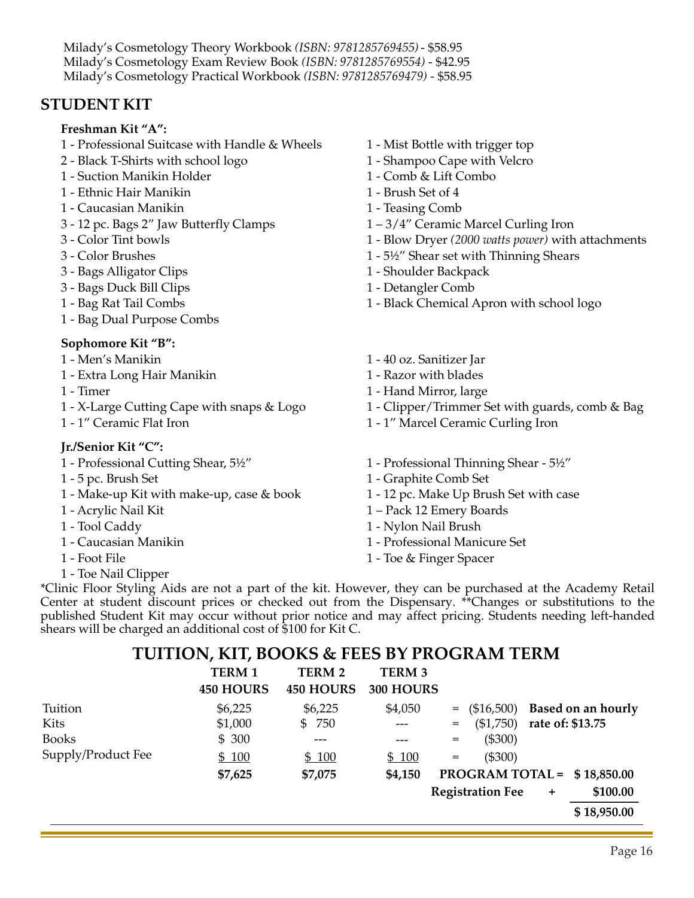Milady's Cosmetology Theory Workbook *(ISBN: 9781285769455)* - $58.95
Milady's Cosmetology Exam Review Book *(ISBN: 9781285769554)* - $42.95
Milady's Cosmetology Practical Workbook *(ISBN: 9781285769479)* - $58.95

## STUDENT KIT

**Freshman Kit "A":**

1 - Professional Suitcase with Handle & Wheels
2 - Black T-Shirts with school logo
1 - Suction Manikin Holder
1 - Ethnic Hair Manikin
1 - Caucasian Manikin
3 - 12 pc. Bags 2" Jaw Butterfly Clamps
3 - Color Tint bowls
3 - Color Brushes
3 - Bags Alligator Clips
3 - Bags Duck Bill Clips
1 - Bag Rat Tail Combs
1 - Bag Dual Purpose Combs
1 - Mist Bottle with trigger top
1 - Shampoo Cape with Velcro
1 - Comb & Lift Combo
1 - Brush Set of 4
1 - Teasing Comb
1 – 3/4" Ceramic Marcel Curling Iron
1 - Blow Dryer *(2000 watts power)* with attachments
1 - 5½" Shear set with Thinning Shears
1 - Shoulder Backpack
1 - Detangler Comb
1 - Black Chemical Apron with school logo

**Sophomore Kit "B":**

1 - Men's Manikin
1 - Extra Long Hair Manikin
1 - Timer
1 - X-Large Cutting Cape with snaps & Logo
1 - 1" Ceramic Flat Iron
1 - 40 oz. Sanitizer Jar
1 - Razor with blades
1 - Hand Mirror, large
1 - Clipper/Trimmer Set with guards, comb & Bag
1 - 1" Marcel Ceramic Curling Iron

**Jr./Senior Kit "C":**

1 - Professional Cutting Shear, 5½"
1 - 5 pc. Brush Set
1 - Make-up Kit with make-up, case & book
1 - Acrylic Nail Kit
1 - Tool Caddy
1 - Caucasian Manikin
1 - Foot File
1 - Toe Nail Clipper
1 - Professional Thinning Shear - 5½"
1 - Graphite Comb Set
1 - 12 pc. Make Up Brush Set with case
1 – Pack 12 Emery Boards
1 - Nylon Nail Brush
1 - Professional Manicure Set
1 - Toe & Finger Spacer

*Clinic Floor Styling Aids are not a part of the kit. However, they can be purchased at the Academy Retail Center at student discount prices or checked out from the Dispensary. **Changes or substitutions to the published Student Kit may occur without prior notice and may affect pricing. Students needing left-handed shears will be charged an additional cost of $100 for Kit C.

## TUITION, KIT, BOOKS & FEES BY PROGRAM TERM

| | TERM 1 450 HOURS | TERM 2 450 HOURS | TERM 3 300 HOURS | | | |
|---|---|---|---|---|---|---|
| Tuition | $6,225 | $6,225 | $4,050 | = | ($16,500) | **Based on an hourly rate of: $13.75** |
| Kits | $1,000 | $ 750 | --- | = | ($1,750) | |
| Books | $ 300 | --- | --- | = | ($300) | |
| Supply/Product Fee | $ 100 | $ 100 | $ 100 | = | ($300) | |
| | **$7,625** | **$7,075** | **$4,150** | **PROGRAM TOTAL =** | | **$ 18,850.00** |
| | | | | **Registration Fee** | + | **$100.00** |
| | | | | | | **$ 18,950.00** |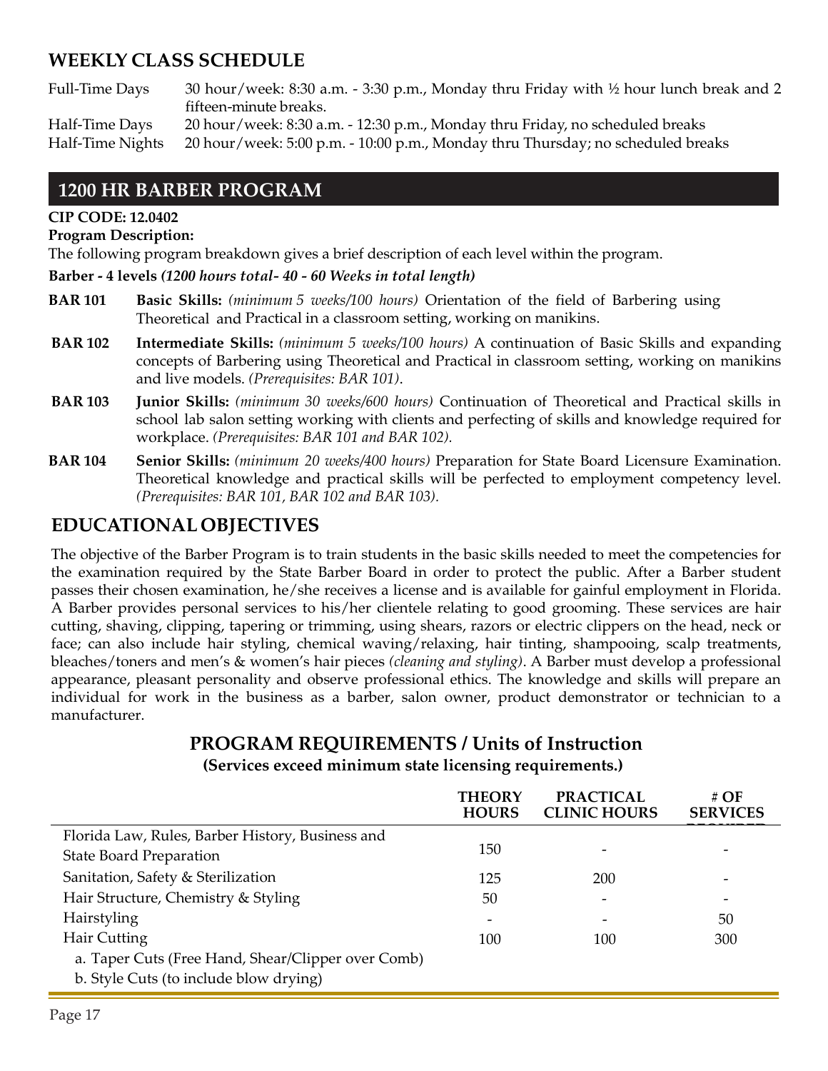## WEEKLY CLASS SCHEDULE

| | |
|---|---|
| Full-Time Days | 30 hour/week: 8:30 a.m. - 3:30 p.m., Monday thru Friday with ½ hour lunch break and 2 fifteen-minute breaks. |
| Half-Time Days | 20 hour/week: 8:30 a.m. - 12:30 p.m., Monday thru Friday, no scheduled breaks |
| Half-Time Nights | 20 hour/week: 5:00 p.m. - 10:00 p.m., Monday thru Thursday; no scheduled breaks |

## 1200 HR BARBER PROGRAM

**CIP CODE: 12.0402**

**Program Description:**

The following program breakdown gives a brief description of each level within the program.

**Barber - 4 levels *(1200 hours total- 40 - 60 Weeks in total length)***

**BAR 101** **Basic Skills:** *(minimum 5 weeks/100 hours)* Orientation of the field of Barbering using Theoretical and Practical in a classroom setting, working on manikins.

**BAR 102** **Intermediate Skills:** *(minimum 5 weeks/100 hours)* A continuation of Basic Skills and expanding concepts of Barbering using Theoretical and Practical in classroom setting, working on manikins and live models. *(Prerequisites: BAR 101)*.

**BAR 103** **Junior Skills:** *(minimum 30 weeks/600 hours)* Continuation of Theoretical and Practical skills in school lab salon setting working with clients and perfecting of skills and knowledge required for workplace. *(Prerequisites: BAR 101 and BAR 102).*

**BAR 104** **Senior Skills:** *(minimum 20 weeks/400 hours)* Preparation for State Board Licensure Examination. Theoretical knowledge and practical skills will be perfected to employment competency level. *(Prerequisites: BAR 101, BAR 102 and BAR 103).*

## EDUCATIONAL OBJECTIVES

The objective of the Barber Program is to train students in the basic skills needed to meet the competencies for the examination required by the State Barber Board in order to protect the public. After a Barber student passes their chosen examination, he/she receives a license and is available for gainful employment in Florida. A Barber provides personal services to his/her clientele relating to good grooming. These services are hair cutting, shaving, clipping, tapering or trimming, using shears, razors or electric clippers on the head, neck or face; can also include hair styling, chemical waving/relaxing, hair tinting, shampooing, scalp treatments, bleaches/toners and men's & women's hair pieces *(cleaning and styling)*. A Barber must develop a professional appearance, pleasant personality and observe professional ethics. The knowledge and skills will prepare an individual for work in the business as a barber, salon owner, product demonstrator or technician to a manufacturer.

### PROGRAM REQUIREMENTS / Units of Instruction

**(Services exceed minimum state licensing requirements.)**

| | THEORY HOURS | PRACTICAL CLINIC HOURS | # OF SERVICES REQUIRED |
|---|---|---|---|
| Florida Law, Rules, Barber History, Business and State Board Preparation | 150 | - | - |
| Sanitation, Safety & Sterilization | 125 | 200 | - |
| Hair Structure, Chemistry & Styling | 50 | - | - |
| Hairstyling | - | - | 50 |
| Hair Cutting | 100 | 100 | 300 |
| a. Taper Cuts (Free Hand, Shear/Clipper over Comb) | | | |
| b. Style Cuts (to include blow drying) | | | |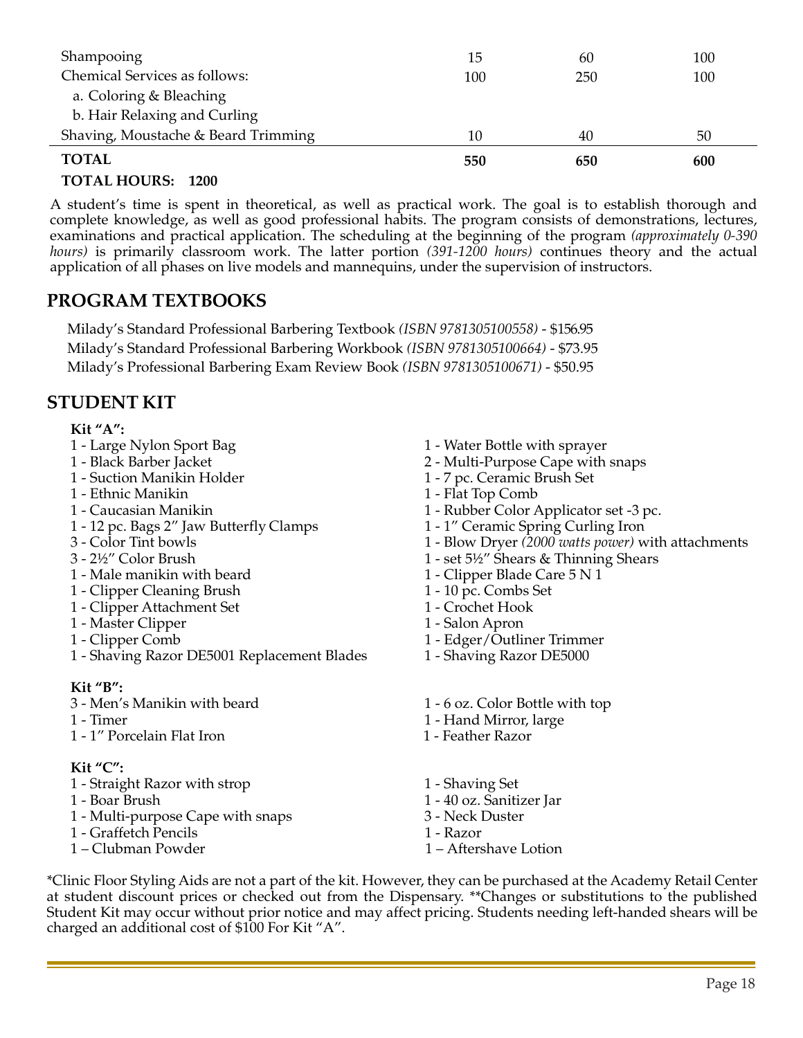| | | | |
|---|---|---|---|
| Shampooing | 15 | 60 | 100 |
| Chemical Services as follows: | 100 | 250 | 100 |
| a. Coloring & Bleaching | | | |
| b. Hair Relaxing and Curling | | | |
| Shaving, Moustache & Beard Trimming | 10 | 40 | 50 |
| **TOTAL** | **550** | **650** | **600** |

**TOTAL HOURS: 1200**

A student's time is spent in theoretical, as well as practical work. The goal is to establish thorough and complete knowledge, as well as good professional habits. The program consists of demonstrations, lectures, examinations and practical application. The scheduling at the beginning of the program *(approximately 0-390 hours)* is primarily classroom work. The latter portion *(391-1200 hours)* continues theory and the actual application of all phases on live models and mannequins, under the supervision of instructors.

## PROGRAM TEXTBOOKS

Milady's Standard Professional Barbering Textbook *(ISBN 9781305100558)* - $156.95
Milady's Standard Professional Barbering Workbook *(ISBN 9781305100664)* - $73.95
Milady's Professional Barbering Exam Review Book *(ISBN 9781305100671)* - $50.95

## STUDENT KIT

**Kit "A":**

- 1 - Large Nylon Sport Bag
- 1 - Black Barber Jacket
- 1 - Suction Manikin Holder
- 1 - Ethnic Manikin
- 1 - Caucasian Manikin
- 1 - 12 pc. Bags 2" Jaw Butterfly Clamps
- 3 - Color Tint bowls
- 3 - 2½" Color Brush
- 1 - Male manikin with beard
- 1 - Clipper Cleaning Brush
- 1 - Clipper Attachment Set
- 1 - Master Clipper
- 1 - Clipper Comb
- 1 - Shaving Razor DE5001 Replacement Blades
- 1 - Water Bottle with sprayer
- 2 - Multi-Purpose Cape with snaps
- 1 - 7 pc. Ceramic Brush Set
- 1 - Flat Top Comb
- 1 - Rubber Color Applicator set -3 pc.
- 1 - 1" Ceramic Spring Curling Iron
- 1 - Blow Dryer *(2000 watts power)* with attachments
- 1 - set 5½" Shears & Thinning Shears
- 1 - Clipper Blade Care 5 N 1
- 1 - 10 pc. Combs Set
- 1 - Crochet Hook
- 1 - Salon Apron
- 1 - Edger/Outliner Trimmer
- 1 - Shaving Razor DE5000

**Kit "B":**

- 3 - Men's Manikin with beard
- 1 - Timer
- 1 - 1" Porcelain Flat Iron
- 1 - 6 oz. Color Bottle with top
- 1 - Hand Mirror, large
- 1 - Feather Razor

**Kit "C":**

- 1 - Straight Razor with strop
- 1 - Boar Brush
- 1 - Multi-purpose Cape with snaps
- 1 - Graffetch Pencils
- 1 – Clubman Powder
- 1 - Shaving Set
- 1 - 40 oz. Sanitizer Jar
- 3 - Neck Duster
- 1 - Razor
- 1 – Aftershave Lotion

*Clinic Floor Styling Aids are not a part of the kit. However, they can be purchased at the Academy Retail Center at student discount prices or checked out from the Dispensary. **Changes or substitutions to the published Student Kit may occur without prior notice and may affect pricing. Students needing left-handed shears will be charged an additional cost of $100 For Kit "A".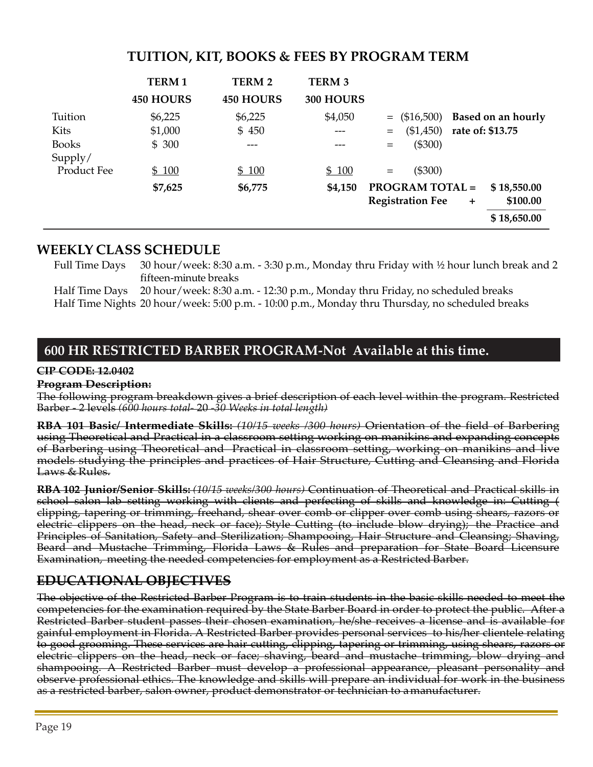## TUITION, KIT, BOOKS & FEES BY PROGRAM TERM

| | TERM 1 450 HOURS | TERM 2 450 HOURS | TERM 3 300 HOURS | | |
|---|---|---|---|---|---|
| Tuition | $6,225 | $6,225 | $4,050 | = ($16,500) | **Based on an hourly rate of: $13.75** |
| Kits | $1,000 | $ 450 | --- | = ($1,450) | |
| Books | $ 300 | --- | --- | = ($300) | |
| Supply/ Product Fee | $ 100 | $ 100 | $ 100 | = ($300) | |
| | **$7,625** | **$6,775** | **$4,150** | **PROGRAM TOTAL =** | **$ 18,550.00** |
| | | | | **Registration Fee +** | **$100.00** |
| | | | | | **$ 18,650.00** |

## WEEKLY CLASS SCHEDULE

Full Time Days 30 hour/week: 8:30 a.m. - 3:30 p.m., Monday thru Friday with ½ hour lunch break and 2 fifteen-minute breaks

Half Time Days 20 hour/week: 8:30 a.m. - 12:30 p.m., Monday thru Friday, no scheduled breaks

Half Time Nights 20 hour/week: 5:00 p.m. - 10:00 p.m., Monday thru Thursday, no scheduled breaks

## 600 HR RESTRICTED BARBER PROGRAM-Not Available at this time.

~~**CIP CODE: 12.0402**~~

~~**Program Description:**~~

~~The following program breakdown gives a brief description of each level within the program. Restricted Barber - 2 levels *(600 hours total- 20 -30 Weeks in total length)*~~

~~**RBA 101 Basic/ Intermediate Skills:** *(10/15 weeks /300 hours)* Orientation of the field of Barbering using Theoretical and Practical in a classroom setting working on manikins and expanding concepts of Barbering using Theoretical and Practical in classroom setting, working on manikins and live models studying the principles and practices of Hair Structure, Cutting and Cleansing and Florida Laws & Rules.~~

~~**RBA 102 Junior/Senior Skills:** *(10/15 weeks/300 hours)* Continuation of Theoretical and Practical skills in school salon lab setting working with clients and perfecting of skills and knowledge in: Cutting ( clipping, tapering or trimming, freehand, shear over comb or clipper over comb using shears, razors or electric clippers on the head, neck or face); Style Cutting (to include blow drying); the Practice and Principles of Sanitation, Safety and Sterilization; Shampooing, Hair Structure and Cleansing; Shaving, Beard and Mustache Trimming, Florida Laws & Rules and preparation for State Board Licensure Examination, meeting the needed competencies for employment as a Restricted Barber.~~

## ~~EDUCATIONAL OBJECTIVES~~

~~The objective of the Restricted Barber Program is to train students in the basic skills needed to meet the competencies for the examination required by the State Barber Board in order to protect the public. After a Restricted Barber student passes their chosen examination, he/she receives a license and is available for gainful employment in Florida. A Restricted Barber provides personal services to his/her clientele relating to good grooming. These services are hair cutting, clipping, tapering or trimming, using shears, razors or electric clippers on the head, neck or face; shaving, beard and mustache trimming, blow drying and shampooing. A Restricted Barber must develop a professional appearance, pleasant personality and observe professional ethics. The knowledge and skills will prepare an individual for work in the business as a restricted barber, salon owner, product demonstrator or technician to a manufacturer.~~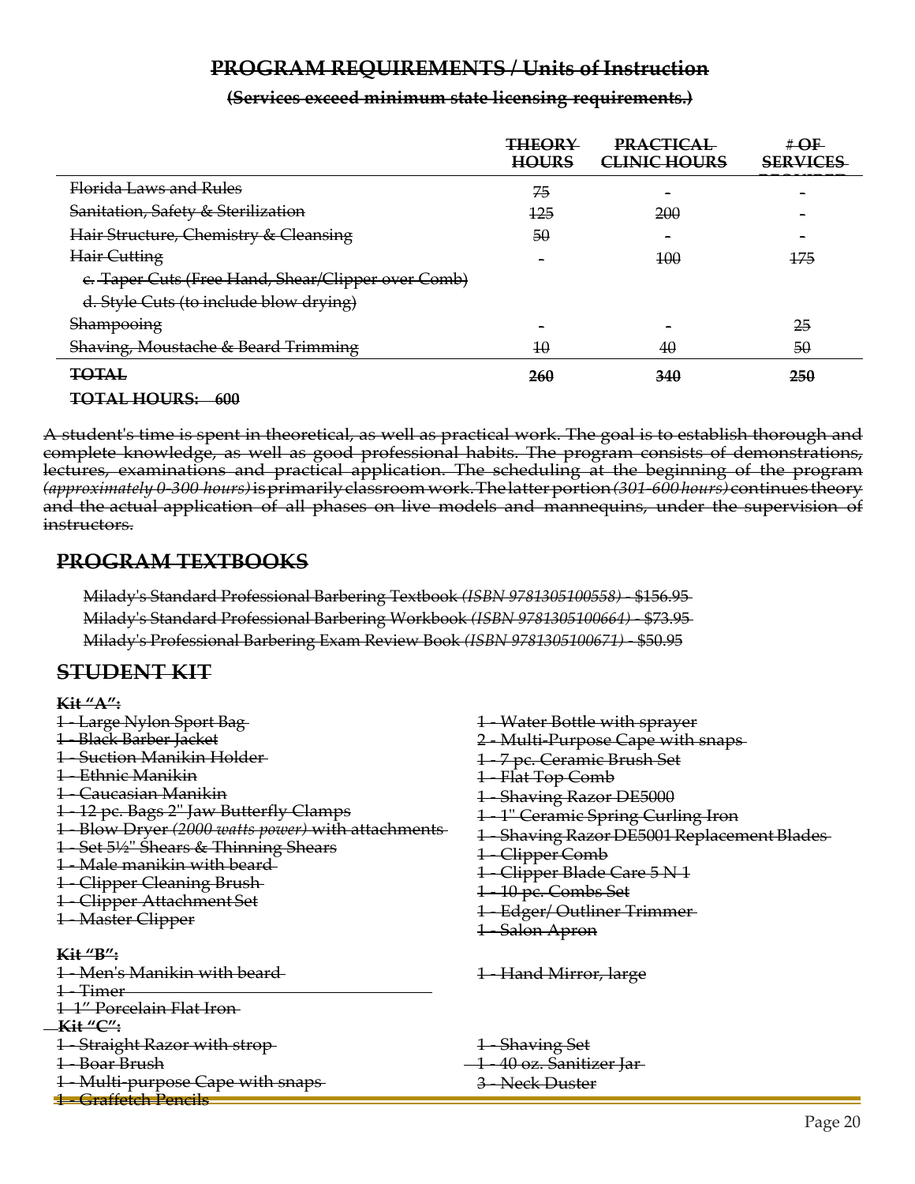## PROGRAM REQUIREMENTS / Units of Instruction

**(Services exceed minimum state licensing requirements.)**

| | THEORY HOURS | PRACTICAL CLINIC HOURS | # OF SERVICES REQUIRED |
|---|---|---|---|
| Florida Laws and Rules | 75 | - | - |
| Sanitation, Safety & Sterilization | 125 | 200 | - |
| Hair Structure, Chemistry & Cleansing | 50 | - | - |
| Hair Cutting | - | 100 | 175 |
| c. Taper Cuts (Free Hand, Shear/Clipper over Comb) | | | |
| d. Style Cuts (to include blow drying) | | | |
| Shampooing | - | - | 25 |
| Shaving, Moustache & Beard Trimming | 10 | 40 | 50 |
| **TOTAL** | **260** | **340** | **250** |

**TOTAL HOURS: 600**

A student's time is spent in theoretical, as well as practical work. The goal is to establish thorough and complete knowledge, as well as good professional habits. The program consists of demonstrations, lectures, examinations and practical application. The scheduling at the beginning of the program *(approximately 0-300 hours)* is primarily classroom work. The latter portion *(301-600 hours)* continues theory and the actual application of all phases on live models and mannequins, under the supervision of instructors.

## PROGRAM TEXTBOOKS

Milady's Standard Professional Barbering Textbook *(ISBN 9781305100558)* - $156.95
Milady's Standard Professional Barbering Workbook *(ISBN 9781305100664)* - $73.95
Milady's Professional Barbering Exam Review Book *(ISBN 9781305100671)* - $50.95

## STUDENT KIT

**Kit "A":**

1 - Large Nylon Sport Bag
1 - Black Barber Jacket
1 - Suction Manikin Holder
1 - Ethnic Manikin
1 - Caucasian Manikin
1 - 12 pc. Bags 2" Jaw Butterfly Clamps
1 - Blow Dryer *(2000 watts power)* with attachments
1 - Set 5½" Shears & Thinning Shears
1 - Male manikin with beard
1 - Clipper Cleaning Brush
1 - Clipper Attachment Set
1 - Master Clipper
1 - Water Bottle with sprayer
2 - Multi-Purpose Cape with snaps
1 - 7 pc. Ceramic Brush Set
1 - Flat Top Comb
1 - Shaving Razor DE5000
1 - 1" Ceramic Spring Curling Iron
1 - Shaving Razor DE5001 Replacement Blades
1 - Clipper Comb
1 - Clipper Blade Care 5 N 1
1 - 10 pc. Combs Set
1 - Edger/ Outliner Trimmer
1 - Salon Apron

**Kit "B":**

1 - Men's Manikin with beard
1 - Timer
1 1" Porcelain Flat Iron
1 - Hand Mirror, large

**Kit "C":**

1 - Straight Razor with strop
1 - Boar Brush
1 - Multi-purpose Cape with snaps
1 - Graffetch Pencils
1 - Shaving Set
1 - 40 oz. Sanitizer Jar
3 - Neck Duster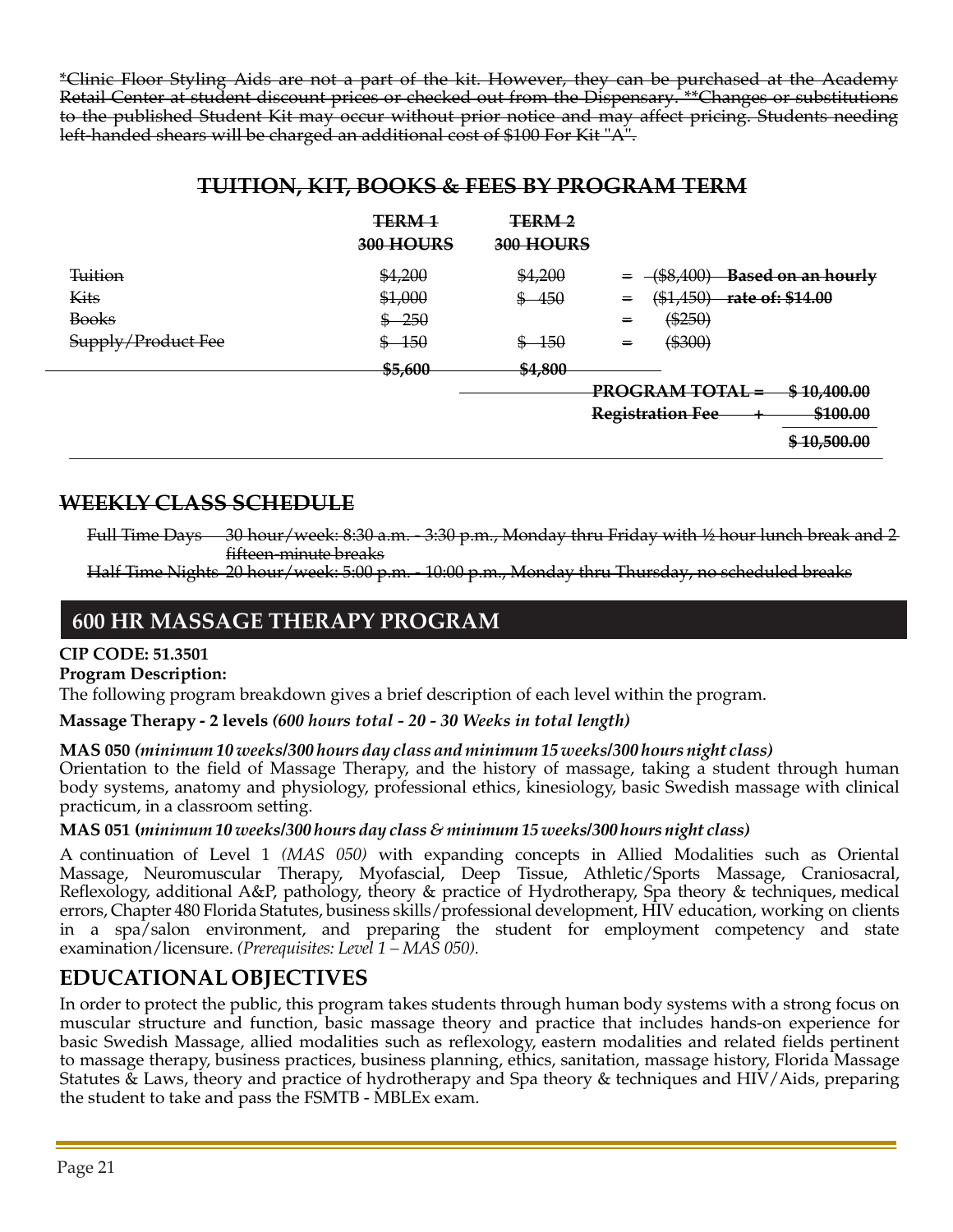~~*Clinic Floor Styling Aids are not a part of the kit. However, they can be purchased at the Academy Retail Center at student discount prices or checked out from the Dispensary. **Changes or substitutions to the published Student Kit may occur without prior notice and may affect pricing. Students needing left-handed shears will be charged an additional cost of $100 For Kit "A".~~

## ~~TUITION, KIT, BOOKS & FEES BY PROGRAM TERM~~

| | ~~TERM 1 300 HOURS~~ | ~~TERM 2 300 HOURS~~ | | | |
|---|---|---|---|---|---|
| ~~Tuition~~ | ~~$4,200~~ | ~~$4,200~~ | ~~=~~ | ~~($8,400)~~ | ~~**Based on an hourly**~~ |
| ~~Kits~~ | ~~$1,000~~ | ~~$ 450~~ | ~~=~~ | ~~($1,450)~~ | ~~**rate of: $14.00**~~ |
| ~~Books~~ | ~~$ 250~~ | | ~~=~~ | ~~($250)~~ | |
| ~~Supply/Product Fee~~ | ~~$ 150~~ | ~~$ 150~~ | ~~=~~ | ~~($300)~~ | |
| | ~~**$5,600**~~ | ~~**$4,800**~~ | | | |
| | | | | ~~**PROGRAM TOTAL =**~~ | ~~**$ 10,400.00**~~ |
| | | | | ~~**Registration Fee +**~~ | ~~**$100.00**~~ |
| | | | | | ~~**$ 10,500.00**~~ |

## ~~WEEKLY CLASS SCHEDULE~~

~~Full Time Days 30 hour/week: 8:30 a.m. - 3:30 p.m., Monday thru Friday with ½ hour lunch break and 2 fifteen-minute breaks~~
~~Half Time Nights 20 hour/week: 5:00 p.m. - 10:00 p.m., Monday thru Thursday, no scheduled breaks~~

## 600 HR MASSAGE THERAPY PROGRAM

**CIP CODE: 51.3501**

**Program Description:**

The following program breakdown gives a brief description of each level within the program.

**Massage Therapy - 2 levels** ***(600 hours total - 20 - 30 Weeks in total length)***

**MAS 050** ***(minimum 10 weeks/300 hours day class and minimum 15 weeks/300 hours night class)***

Orientation to the field of Massage Therapy, and the history of massage, taking a student through human body systems, anatomy and physiology, professional ethics, kinesiology, basic Swedish massage with clinical practicum, in a classroom setting.

**MAS 051 (*minimum 10 weeks/300 hours day class & minimum 15 weeks/300 hours night class*)**

A continuation of Level 1 *(MAS 050)* with expanding concepts in Allied Modalities such as Oriental Massage, Neuromuscular Therapy, Myofascial, Deep Tissue, Athletic/Sports Massage, Craniosacral, Reflexology, additional A&P, pathology, theory & practice of Hydrotherapy, Spa theory & techniques, medical errors, Chapter 480 Florida Statutes, business skills/professional development, HIV education, working on clients in a spa/salon environment, and preparing the student for employment competency and state examination/licensure. *(Prerequisites: Level 1 – MAS 050).*

## EDUCATIONAL OBJECTIVES

In order to protect the public, this program takes students through human body systems with a strong focus on muscular structure and function, basic massage theory and practice that includes hands-on experience for basic Swedish Massage, allied modalities such as reflexology, eastern modalities and related fields pertinent to massage therapy, business practices, business planning, ethics, sanitation, massage history, Florida Massage Statutes & Laws, theory and practice of hydrotherapy and Spa theory & techniques and HIV/Aids, preparing the student to take and pass the FSMTB - MBLEx exam.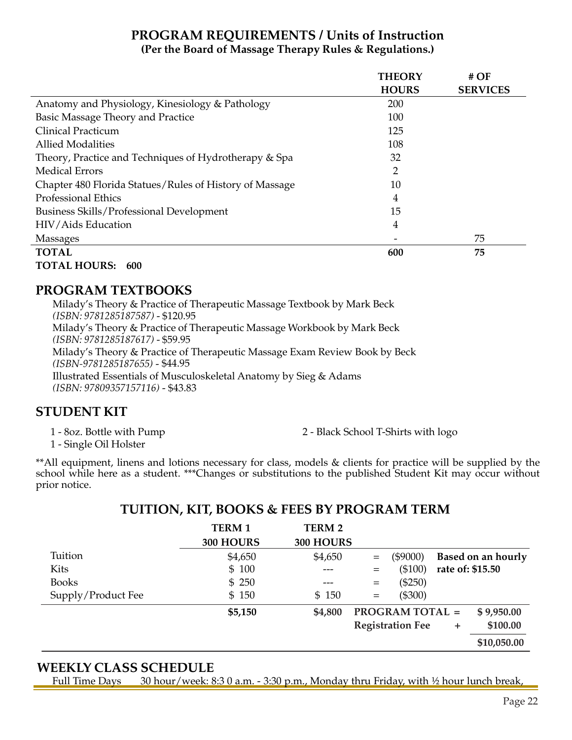## PROGRAM REQUIREMENTS / Units of Instruction

**(Per the Board of Massage Therapy Rules & Regulations.)**

| | THEORY HOURS | # OF SERVICES |
|---|---|---|
| Anatomy and Physiology, Kinesiology & Pathology | 200 | |
| Basic Massage Theory and Practice | 100 | |
| Clinical Practicum | 125 | |
| Allied Modalities | 108 | |
| Theory, Practice and Techniques of Hydrotherapy & Spa | 32 | |
| Medical Errors | 2 | |
| Chapter 480 Florida Statues/Rules of History of Massage | 10 | |
| Professional Ethics | 4 | |
| Business Skills/Professional Development | 15 | |
| HIV/Aids Education | 4 | |
| Massages | - | 75 |
| **TOTAL** | **600** | **75** |

**TOTAL HOURS: 600**

## PROGRAM TEXTBOOKS

Milady's Theory & Practice of Therapeutic Massage Textbook by Mark Beck
*(ISBN: 9781285187587)* - $120.95
Milady's Theory & Practice of Therapeutic Massage Workbook by Mark Beck
*(ISBN: 9781285187617)* - $59.95
Milady's Theory & Practice of Therapeutic Massage Exam Review Book by Beck
*(ISBN-9781285187655)* - $44.95
Illustrated Essentials of Musculoskeletal Anatomy by Sieg & Adams
*(ISBN: 97809357157116)* - $43.83

## STUDENT KIT

1 - 8oz. Bottle with Pump
1 - Single Oil Holster
2 - Black School T-Shirts with logo

**All equipment, linens and lotions necessary for class, models & clients for practice will be supplied by the school while here as a student. ***Changes or substitutions to the published Student Kit may occur without prior notice.

## TUITION, KIT, BOOKS & FEES BY PROGRAM TERM

| | TERM 1 300 HOURS | TERM 2 300 HOURS | | | |
|---|---|---|---|---|---|
| Tuition | $4,650 | $4,650 | = | ($9000) | **Based on an hourly rate of: $15.50** |
| Kits | $ 100 | --- | = | ($100) | |
| Books | $ 250 | --- | = | ($250) | |
| Supply/Product Fee | $ 150 | $ 150 | = | ($300) | |
| | **$5,150** | **$4,800** | **PROGRAM TOTAL =** | | **$ 9,950.00** |
| | | | **Registration Fee** | **+** | **$100.00** |
| | | | | | **$10,050.00** |

## WEEKLY CLASS SCHEDULE

Full Time Days 30 hour/week: 8:3 0 a.m. - 3:30 p.m., Monday thru Friday, with ½ hour lunch break,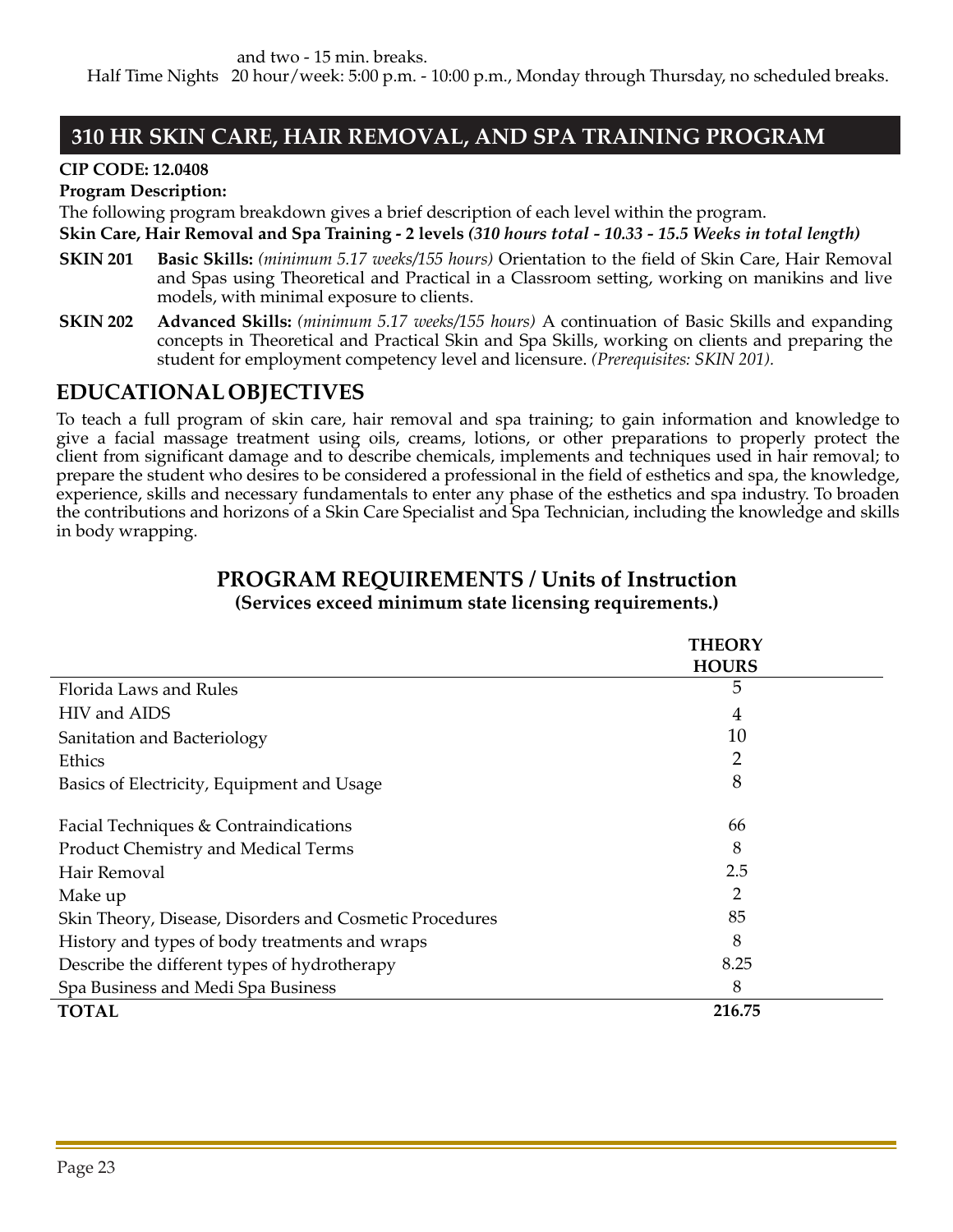and two - 15 min. breaks.

Half Time Nights 20 hour/week: 5:00 p.m. - 10:00 p.m., Monday through Thursday, no scheduled breaks.

## 310 HR SKIN CARE, HAIR REMOVAL, AND SPA TRAINING PROGRAM

**CIP CODE: 12.0408**

**Program Description:**

The following program breakdown gives a brief description of each level within the program.

**Skin Care, Hair Removal and Spa Training - 2 levels** ***(310 hours total - 10.33 - 15.5 Weeks in total length)***

**SKIN 201** **Basic Skills:** *(minimum 5.17 weeks/155 hours)* Orientation to the field of Skin Care, Hair Removal and Spas using Theoretical and Practical in a Classroom setting, working on manikins and live models, with minimal exposure to clients.

**SKIN 202** **Advanced Skills:** *(minimum 5.17 weeks/155 hours)* A continuation of Basic Skills and expanding concepts in Theoretical and Practical Skin and Spa Skills, working on clients and preparing the student for employment competency level and licensure. *(Prerequisites: SKIN 201).*

## EDUCATIONAL OBJECTIVES

To teach a full program of skin care, hair removal and spa training; to gain information and knowledge to give a facial massage treatment using oils, creams, lotions, or other preparations to properly protect the client from significant damage and to describe chemicals, implements and techniques used in hair removal; to prepare the student who desires to be considered a professional in the field of esthetics and spa, the knowledge, experience, skills and necessary fundamentals to enter any phase of the esthetics and spa industry. To broaden the contributions and horizons of a Skin Care Specialist and Spa Technician, including the knowledge and skills in body wrapping.

## PROGRAM REQUIREMENTS / Units of Instruction

**(Services exceed minimum state licensing requirements.)**

| | THEORY HOURS |
|---|---|
| Florida Laws and Rules | 5 |
| HIV and AIDS | 4 |
| Sanitation and Bacteriology | 10 |
| Ethics | 2 |
| Basics of Electricity, Equipment and Usage | 8 |
| Facial Techniques & Contraindications | 66 |
| Product Chemistry and Medical Terms | 8 |
| Hair Removal | 2.5 |
| Make up | 2 |
| Skin Theory, Disease, Disorders and Cosmetic Procedures | 85 |
| History and types of body treatments and wraps | 8 |
| Describe the different types of hydrotherapy | 8.25 |
| Spa Business and Medi Spa Business | 8 |
| **TOTAL** | **216.75** |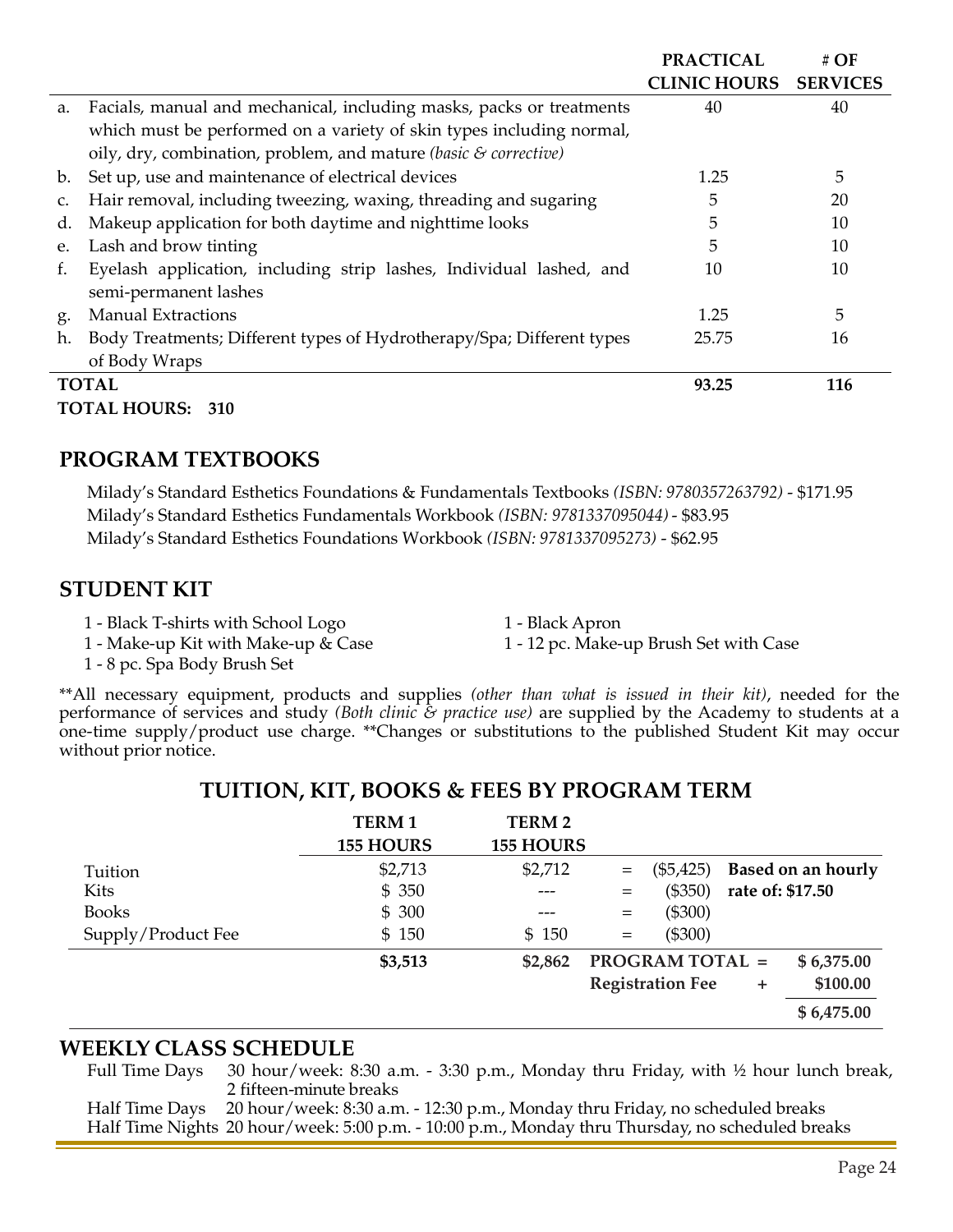| | | PRACTICAL CLINIC HOURS | # OF SERVICES |
|---|---|---|---|
| a. | Facials, manual and mechanical, including masks, packs or treatments which must be performed on a variety of skin types including normal, oily, dry, combination, problem, and mature *(basic & corrective)* | 40 | 40 |
| b. | Set up, use and maintenance of electrical devices | 1.25 | 5 |
| c. | Hair removal, including tweezing, waxing, threading and sugaring | 5 | 20 |
| d. | Makeup application for both daytime and nighttime looks | 5 | 10 |
| e. | Lash and brow tinting | 5 | 10 |
| f. | Eyelash application, including strip lashes, Individual lashed, and semi-permanent lashes | 10 | 10 |
| g. | Manual Extractions | 1.25 | 5 |
| h. | Body Treatments; Different types of Hydrotherapy/Spa; Different types of Body Wraps | 25.75 | 16 |
| **TOTAL** | | **93.25** | **116** |

**TOTAL HOURS: 310**

## PROGRAM TEXTBOOKS

Milady's Standard Esthetics Foundations & Fundamentals Textbooks *(ISBN: 9780357263792)* - $171.95
Milady's Standard Esthetics Fundamentals Workbook *(ISBN: 9781337095044)* - $83.95
Milady's Standard Esthetics Foundations Workbook *(ISBN: 9781337095273)* - $62.95

## STUDENT KIT

- 1 - Black T-shirts with School Logo
- 1 - Make-up Kit with Make-up & Case
- 1 - 8 pc. Spa Body Brush Set
- 1 - Black Apron
- 1 - 12 pc. Make-up Brush Set with Case

**All necessary equipment, products and supplies *(other than what is issued in their kit)*, needed for the performance of services and study *(Both clinic & practice use)* are supplied by the Academy to students at a one-time supply/product use charge. **Changes or substitutions to the published Student Kit may occur without prior notice.

## TUITION, KIT, BOOKS & FEES BY PROGRAM TERM

| | TERM 1 155 HOURS | TERM 2 155 HOURS | | | |
|---|---|---|---|---|---|
| Tuition | $2,713 | $2,712 | = | ($5,425) | **Based on an hourly rate of: $17.50** |
| Kits | $ 350 | --- | = | ($350) | |
| Books | $ 300 | --- | = | ($300) | |
| Supply/Product Fee | $ 150 | $ 150 | = | ($300) | |
| | **$3,513** | **$2,862** | **PROGRAM TOTAL =** | | **$ 6,375.00** |
| | | | **Registration Fee** | + | **$100.00** |
| | | | | | **$ 6,475.00** |

## WEEKLY CLASS SCHEDULE

Full Time Days 30 hour/week: 8:30 a.m. - 3:30 p.m., Monday thru Friday, with ½ hour lunch break, 2 fifteen-minute breaks
Half Time Days 20 hour/week: 8:30 a.m. - 12:30 p.m., Monday thru Friday, no scheduled breaks
Half Time Nights 20 hour/week: 5:00 p.m. - 10:00 p.m., Monday thru Thursday, no scheduled breaks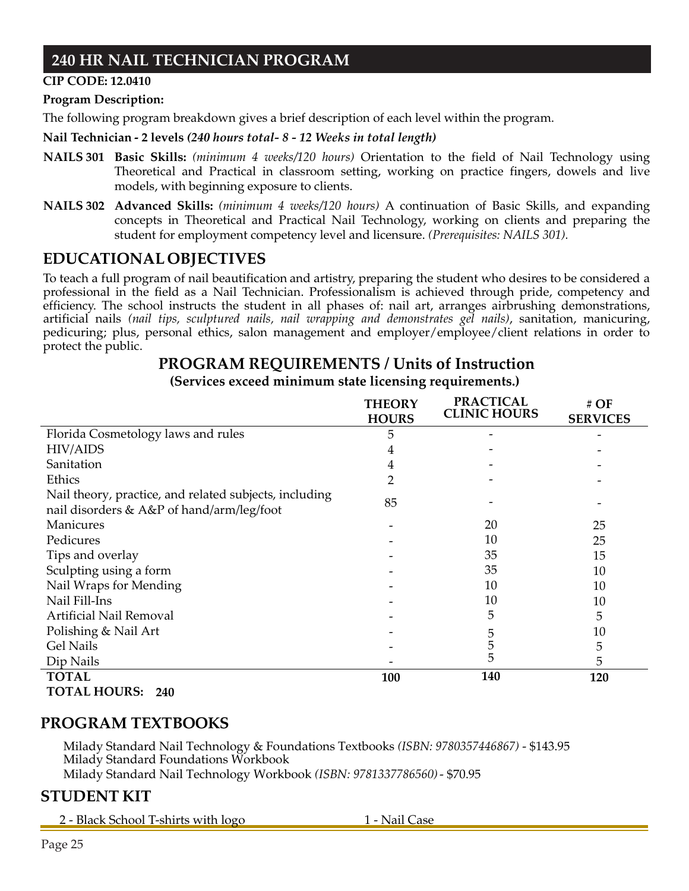# 240 HR NAIL TECHNICIAN PROGRAM

**CIP CODE: 12.0410**

**Program Description:**

The following program breakdown gives a brief description of each level within the program.

**Nail Technician - 2 levels *(240 hours total- 8 - 12 Weeks in total length)***

**NAILS 301** **Basic Skills:** *(minimum 4 weeks/120 hours)* Orientation to the field of Nail Technology using Theoretical and Practical in classroom setting, working on practice fingers, dowels and live models, with beginning exposure to clients.

**NAILS 302** **Advanced Skills:** *(minimum 4 weeks/120 hours)* A continuation of Basic Skills, and expanding concepts in Theoretical and Practical Nail Technology, working on clients and preparing the student for employment competency level and licensure. *(Prerequisites: NAILS 301).*

## EDUCATIONAL OBJECTIVES

To teach a full program of nail beautification and artistry, preparing the student who desires to be considered a professional in the field as a Nail Technician. Professionalism is achieved through pride, competency and efficiency. The school instructs the student in all phases of: nail art, arranges airbrushing demonstrations, artificial nails *(nail tips, sculptured nails, nail wrapping and demonstrates gel nails)*, sanitation, manicuring, pedicuring; plus, personal ethics, salon management and employer/employee/client relations in order to protect the public.

## PROGRAM REQUIREMENTS / Units of Instruction

**(Services exceed minimum state licensing requirements.)**

| | THEORY HOURS | PRACTICAL CLINIC HOURS | # OF SERVICES |
|---|---|---|---|
| Florida Cosmetology laws and rules | 5 | - | - |
| HIV/AIDS | 4 | - | - |
| Sanitation | 4 | - | - |
| Ethics | 2 | - | - |
| Nail theory, practice, and related subjects, including nail disorders & A&P of hand/arm/leg/foot | 85 | - | - |
| Manicures | - | 20 | 25 |
| Pedicures | - | 10 | 25 |
| Tips and overlay | - | 35 | 15 |
| Sculpting using a form | - | 35 | 10 |
| Nail Wraps for Mending | - | 10 | 10 |
| Nail Fill-Ins | - | 10 | 10 |
| Artificial Nail Removal | - | 5 | 5 |
| Polishing & Nail Art | - | 5 | 10 |
| Gel Nails | - | 5 | 5 |
| Dip Nails | - | 5 | 5 |
| **TOTAL** | **100** | **140** | **120** |

**TOTAL HOURS: 240**

## PROGRAM TEXTBOOKS

Milady Standard Nail Technology & Foundations Textbooks *(ISBN: 9780357446867)* - $143.95
Milady Standard Foundations Workbook
Milady Standard Nail Technology Workbook *(ISBN: 9781337786560)* - $70.95

## STUDENT KIT

2 - Black School T-shirts with logo

1 - Nail Case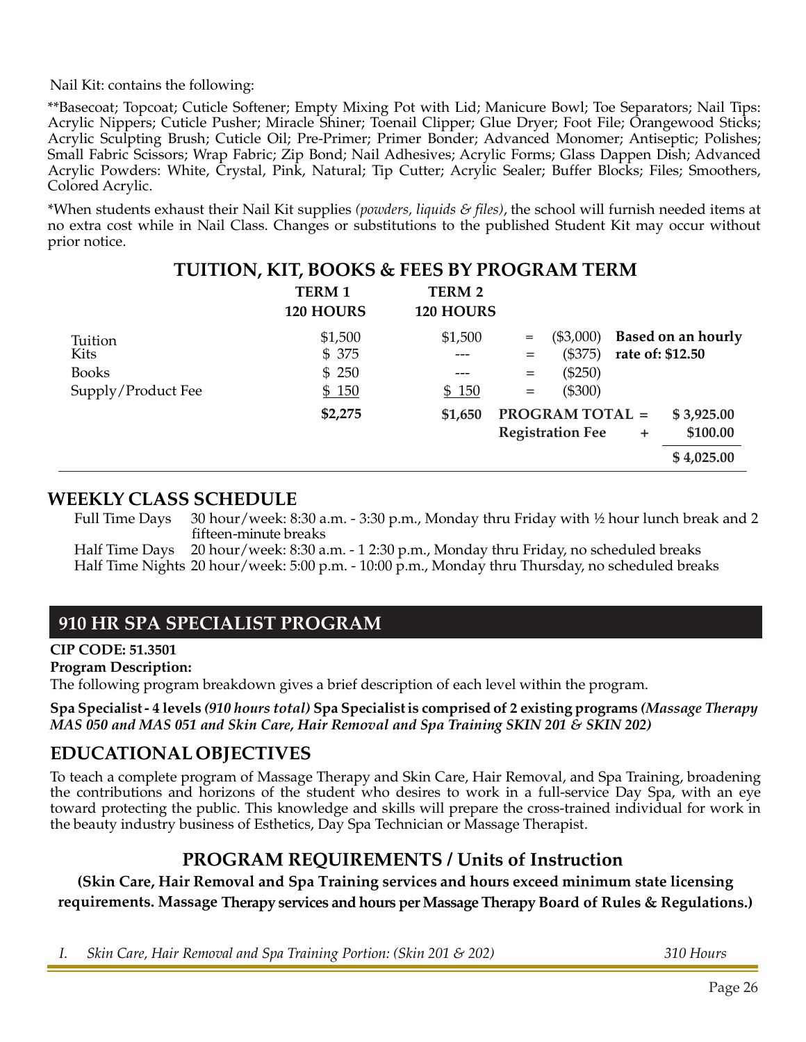Nail Kit: contains the following:

**Basecoat; Topcoat; Cuticle Softener; Empty Mixing Pot with Lid; Manicure Bowl; Toe Separators; Nail Tips: Acrylic Nippers; Cuticle Pusher; Miracle Shiner; Toenail Clipper; Glue Dryer; Foot File; Orangewood Sticks; Acrylic Sculpting Brush; Cuticle Oil; Pre-Primer; Primer Bonder; Advanced Monomer; Antiseptic; Polishes; Small Fabric Scissors; Wrap Fabric; Zip Bond; Nail Adhesives; Acrylic Forms; Glass Dappen Dish; Advanced Acrylic Powders: White, Crystal, Pink, Natural; Tip Cutter; Acrylic Sealer; Buffer Blocks; Files; Smoothers, Colored Acrylic.

*When students exhaust their Nail Kit supplies *(powders, liquids & files)*, the school will furnish needed items at no extra cost while in Nail Class. Changes or substitutions to the published Student Kit may occur without prior notice.

## TUITION, KIT, BOOKS & FEES BY PROGRAM TERM

| | TERM 1 120 HOURS | TERM 2 120 HOURS | | | |
|---|---|---|---|---|---|
| Tuition | $1,500 | $1,500 | = | ($3,000) | **Based on an hourly rate of: $12.50** |
| Kits | $ 375 | --- | = | ($375) | |
| Books | $ 250 | --- | = | ($250) | |
| Supply/Product Fee | $ 150 | $ 150 | = | ($300) | |
| | **$2,275** | **$1,650** | **PROGRAM TOTAL =** | | **$ 3,925.00** |
| | | | **Registration Fee** | + | **$100.00** |
| | | | | | **$ 4,025.00** |

## WEEKLY CLASS SCHEDULE

Full Time Days 30 hour/week: 8:30 a.m. - 3:30 p.m., Monday thru Friday with ½ hour lunch break and 2 fifteen-minute breaks
Half Time Days 20 hour/week: 8:30 a.m. - 1 2:30 p.m., Monday thru Friday, no scheduled breaks
Half Time Nights 20 hour/week: 5:00 p.m. - 10:00 p.m., Monday thru Thursday, no scheduled breaks

## 910 HR SPA SPECIALIST PROGRAM

**CIP CODE: 51.3501**

**Program Description:**

The following program breakdown gives a brief description of each level within the program.

**Spa Specialist - 4 levels** ***(910 hours total)*** **Spa Specialist is comprised of 2 existing programs** ***(Massage Therapy MAS 050 and MAS 051 and Skin Care, Hair Removal and Spa Training SKIN 201 & SKIN 202)***

## EDUCATIONAL OBJECTIVES

To teach a complete program of Massage Therapy and Skin Care, Hair Removal, and Spa Training, broadening the contributions and horizons of the student who desires to work in a full-service Day Spa, with an eye toward protecting the public. This knowledge and skills will prepare the cross-trained individual for work in the beauty industry business of Esthetics, Day Spa Technician or Massage Therapist.

## PROGRAM REQUIREMENTS / Units of Instruction

**(Skin Care, Hair Removal and Spa Training services and hours exceed minimum state licensing requirements. Massage Therapy services and hours per Massage Therapy Board of Rules & Regulations.)**

*I. Skin Care, Hair Removal and Spa Training Portion: (Skin 201 & 202) 310 Hours*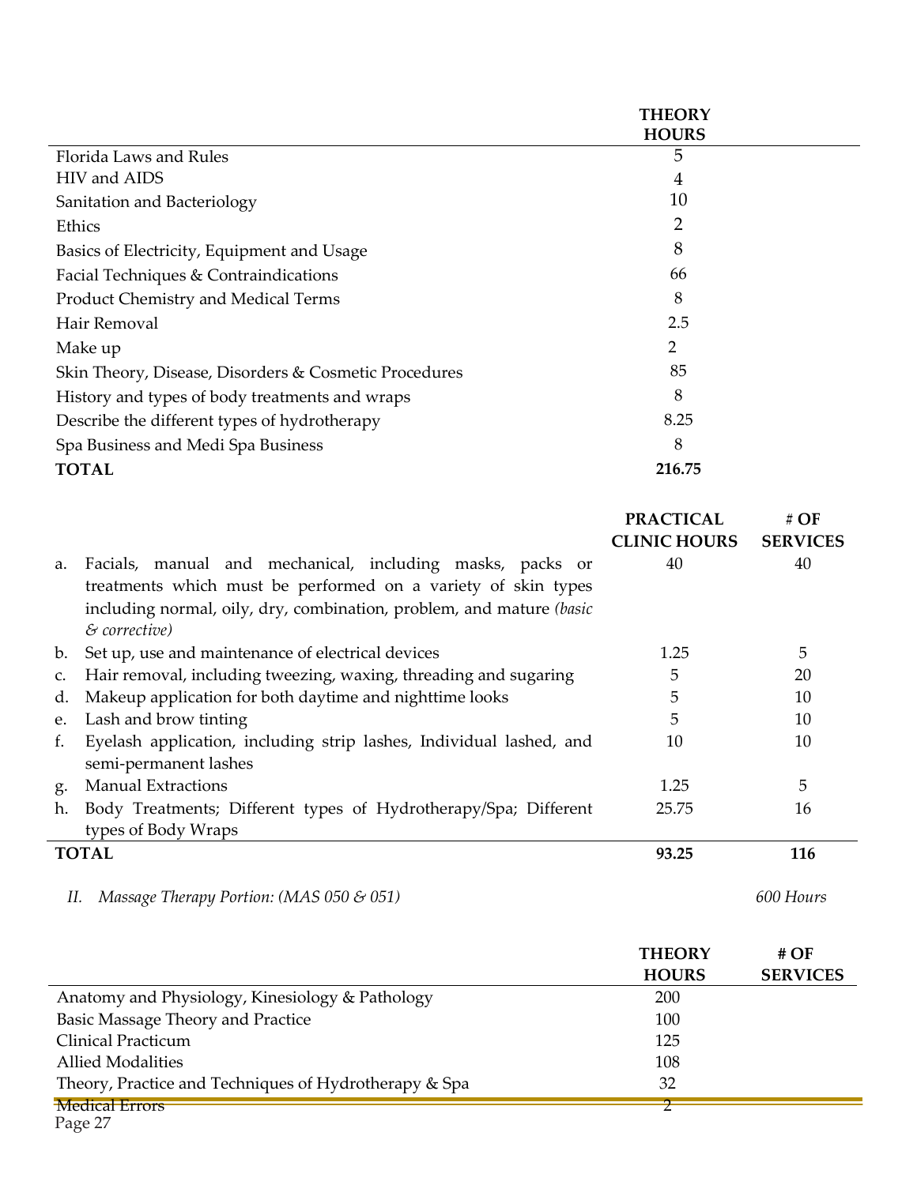| | THEORY HOURS |
|---|---|
| Florida Laws and Rules | 5 |
| HIV and AIDS | 4 |
| Sanitation and Bacteriology | 10 |
| Ethics | 2 |
| Basics of Electricity, Equipment and Usage | 8 |
| Facial Techniques & Contraindications | 66 |
| Product Chemistry and Medical Terms | 8 |
| Hair Removal | 2.5 |
| Make up | 2 |
| Skin Theory, Disease, Disorders & Cosmetic Procedures | 85 |
| History and types of body treatments and wraps | 8 |
| Describe the different types of hydrotherapy | 8.25 |
| Spa Business and Medi Spa Business | 8 |
| **TOTAL** | **216.75** |

| | PRACTICAL CLINIC HOURS | # OF SERVICES |
|---|---|---|
| a. Facials, manual and mechanical, including masks, packs or treatments which must be performed on a variety of skin types including normal, oily, dry, combination, problem, and mature *(basic & corrective)* | 40 | 40 |
| b. Set up, use and maintenance of electrical devices | 1.25 | 5 |
| c. Hair removal, including tweezing, waxing, threading and sugaring | 5 | 20 |
| d. Makeup application for both daytime and nighttime looks | 5 | 10 |
| e. Lash and brow tinting | 5 | 10 |
| f. Eyelash application, including strip lashes, Individual lashed, and semi-permanent lashes | 10 | 10 |
| g. Manual Extractions | 1.25 | 5 |
| h. Body Treatments; Different types of Hydrotherapy/Spa; Different types of Body Wraps | 25.75 | 16 |
| **TOTAL** | **93.25** | **116** |

*II. Massage Therapy Portion: (MAS 050 & 051)* *600 Hours*

| | THEORY HOURS | # OF SERVICES |
|---|---|---|
| Anatomy and Physiology, Kinesiology & Pathology | 200 | |
| Basic Massage Theory and Practice | 100 | |
| Clinical Practicum | 125 | |
| Allied Modalities | 108 | |
| Theory, Practice and Techniques of Hydrotherapy & Spa | 32 | |
| Medical Errors | 2 | |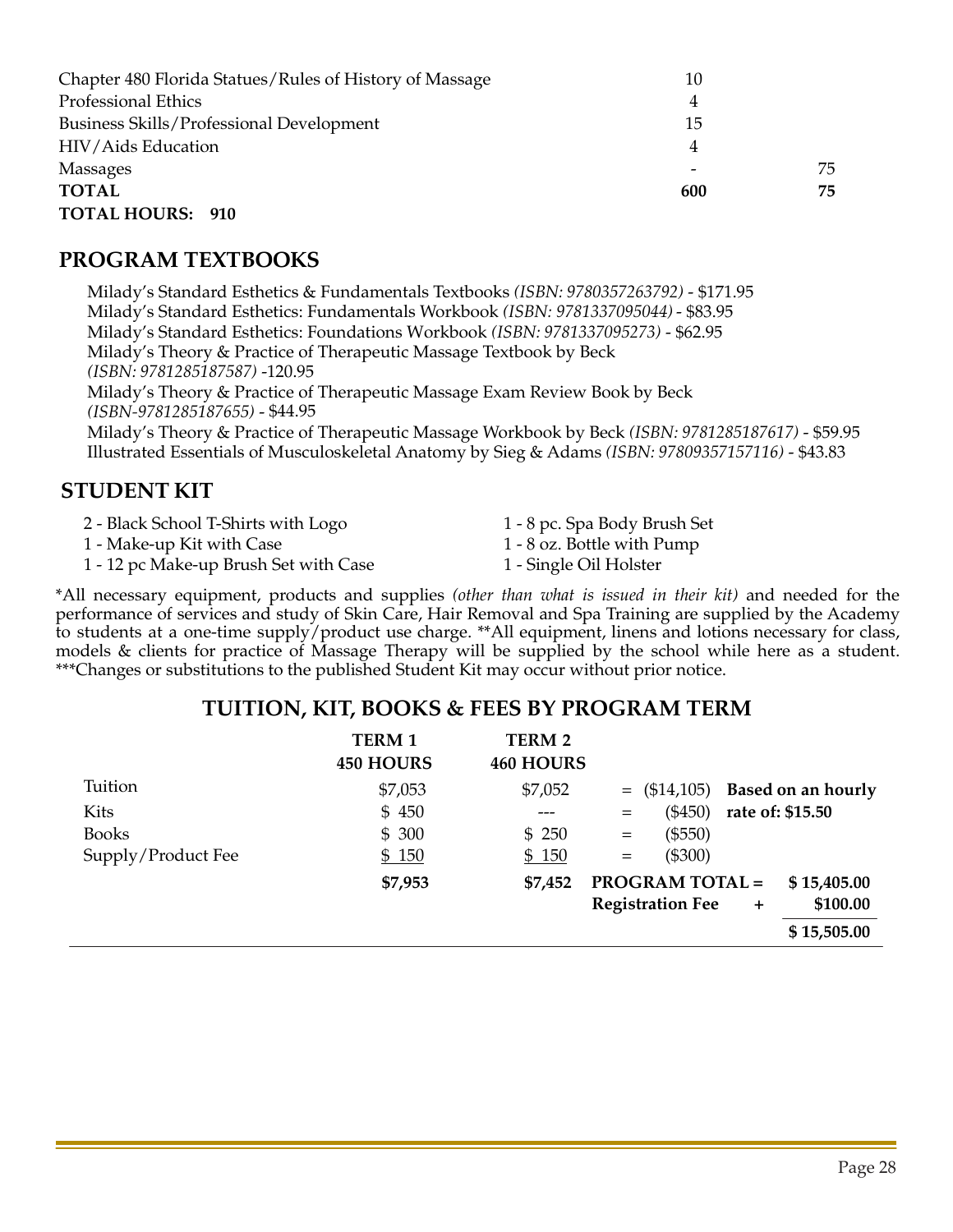| | | |
|---|---|---|
| Chapter 480 Florida Statues/Rules of History of Massage | 10 | |
| Professional Ethics | 4 | |
| Business Skills/Professional Development | 15 | |
| HIV/Aids Education | 4 | |
| Massages | - | 75 |
| **TOTAL** | **600** | **75** |

**TOTAL HOURS: 910**

## PROGRAM TEXTBOOKS

Milady's Standard Esthetics & Fundamentals Textbooks *(ISBN: 9780357263792)* - $171.95
Milady's Standard Esthetics: Fundamentals Workbook *(ISBN: 9781337095044)* - $83.95
Milady's Standard Esthetics: Foundations Workbook *(ISBN: 9781337095273)* - $62.95
Milady's Theory & Practice of Therapeutic Massage Textbook by Beck
*(ISBN: 9781285187587)* -120.95
Milady's Theory & Practice of Therapeutic Massage Exam Review Book by Beck
*(ISBN-9781285187655)* - $44.95
Milady's Theory & Practice of Therapeutic Massage Workbook by Beck *(ISBN: 9781285187617)* - $59.95
Illustrated Essentials of Musculoskeletal Anatomy by Sieg & Adams *(ISBN: 97809357157116)* - $43.83

## STUDENT KIT

2 - Black School T-Shirts with Logo
1 - Make-up Kit with Case
1 - 12 pc Make-up Brush Set with Case
1 - 8 pc. Spa Body Brush Set
1 - 8 oz. Bottle with Pump
1 - Single Oil Holster

*All necessary equipment, products and supplies *(other than what is issued in their kit)* and needed for the performance of services and study of Skin Care, Hair Removal and Spa Training are supplied by the Academy to students at a one-time supply/product use charge. **All equipment, linens and lotions necessary for class, models & clients for practice of Massage Therapy will be supplied by the school while here as a student. ***Changes or substitutions to the published Student Kit may occur without prior notice.

## TUITION, KIT, BOOKS & FEES BY PROGRAM TERM

| | **TERM 1 450 HOURS** | **TERM 2 460 HOURS** | | |
|---|---|---|---|---|
| Tuition | $7,053 | $7,052 | = ($14,105) | **Based on an hourly rate of: $15.50** |
| Kits | $ 450 | --- | = ($450) | |
| Books | $ 300 | $ 250 | = ($550) | |
| Supply/Product Fee | $ 150 | $ 150 | = ($300) | |
| | **$7,953** | **$7,452** | **PROGRAM TOTAL =** | **$ 15,405.00** |
| | | | **Registration Fee +** | **$100.00** |
| | | | | **$ 15,505.00** |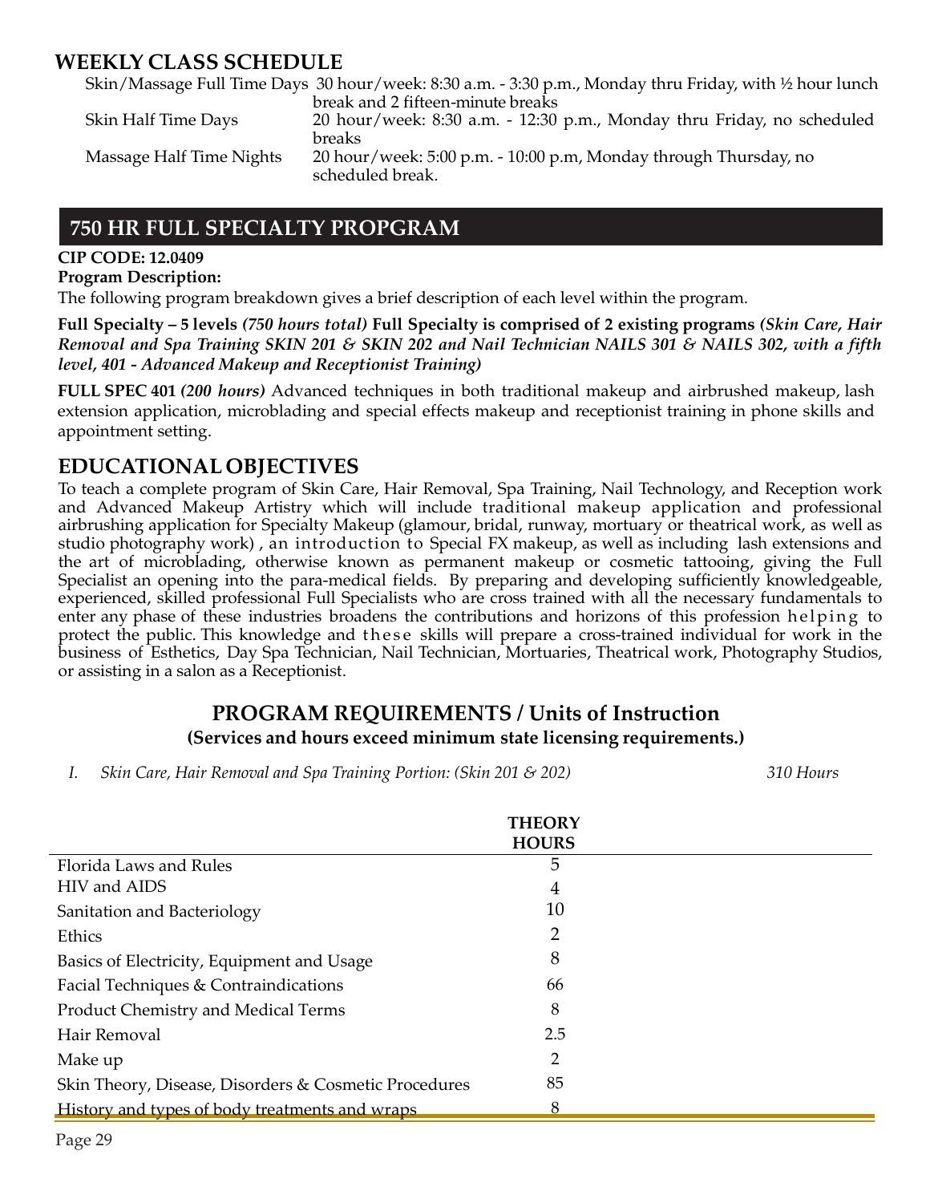## WEEKLY CLASS SCHEDULE

| | |
|---|---|
| Skin/Massage Full Time Days | 30 hour/week: 8:30 a.m. - 3:30 p.m., Monday thru Friday, with ½ hour lunch break and 2 fifteen-minute breaks |
| Skin Half Time Days | 20 hour/week: 8:30 a.m. - 12:30 p.m., Monday thru Friday, no scheduled breaks |
| Massage Half Time Nights | 20 hour/week: 5:00 p.m. - 10:00 p.m, Monday through Thursday, no scheduled break. |

## 750 HR FULL SPECIALTY PROPGRAM

**CIP CODE: 12.0409**

**Program Description:**

The following program breakdown gives a brief description of each level within the program.

**Full Specialty – 5 levels *(750 hours total)* Full Specialty is comprised of 2 existing programs *(Skin Care, Hair Removal and Spa Training SKIN 201 & SKIN 202 and Nail Technician NAILS 301 & NAILS 302, with a fifth level, 401 - Advanced Makeup and Receptionist Training)***

**FULL SPEC 401 *(200 hours)*** Advanced techniques in both traditional makeup and airbrushed makeup, lash extension application, microblading and special effects makeup and receptionist training in phone skills and appointment setting.

## EDUCATIONAL OBJECTIVES

To teach a complete program of Skin Care, Hair Removal, Spa Training, Nail Technology, and Reception work and Advanced Makeup Artistry which will include traditional makeup application and professional airbrushing application for Specialty Makeup (glamour, bridal, runway, mortuary or theatrical work, as well as studio photography work) , an introduction to Special FX makeup, as well as including lash extensions and the art of microblading, otherwise known as permanent makeup or cosmetic tattooing, giving the Full Specialist an opening into the para-medical fields. By preparing and developing sufficiently knowledgeable, experienced, skilled professional Full Specialists who are cross trained with all the necessary fundamentals to enter any phase of these industries broadens the contributions and horizons of this profession helping to protect the public. This knowledge and these skills will prepare a cross-trained individual for work in the business of Esthetics, Day Spa Technician, Nail Technician, Mortuaries, Theatrical work, Photography Studios, or assisting in a salon as a Receptionist.

### PROGRAM REQUIREMENTS / Units of Instruction

**(Services and hours exceed minimum state licensing requirements.)**

*I. Skin Care, Hair Removal and Spa Training Portion: (Skin 201 & 202)* *310 Hours*

| | THEORY HOURS |
|---|---|
| Florida Laws and Rules | 5 |
| HIV and AIDS | 4 |
| Sanitation and Bacteriology | 10 |
| Ethics | 2 |
| Basics of Electricity, Equipment and Usage | 8 |
| Facial Techniques & Contraindications | 66 |
| Product Chemistry and Medical Terms | 8 |
| Hair Removal | 2.5 |
| Make up | 2 |
| Skin Theory, Disease, Disorders & Cosmetic Procedures | 85 |
| History and types of body treatments and wraps | 8 |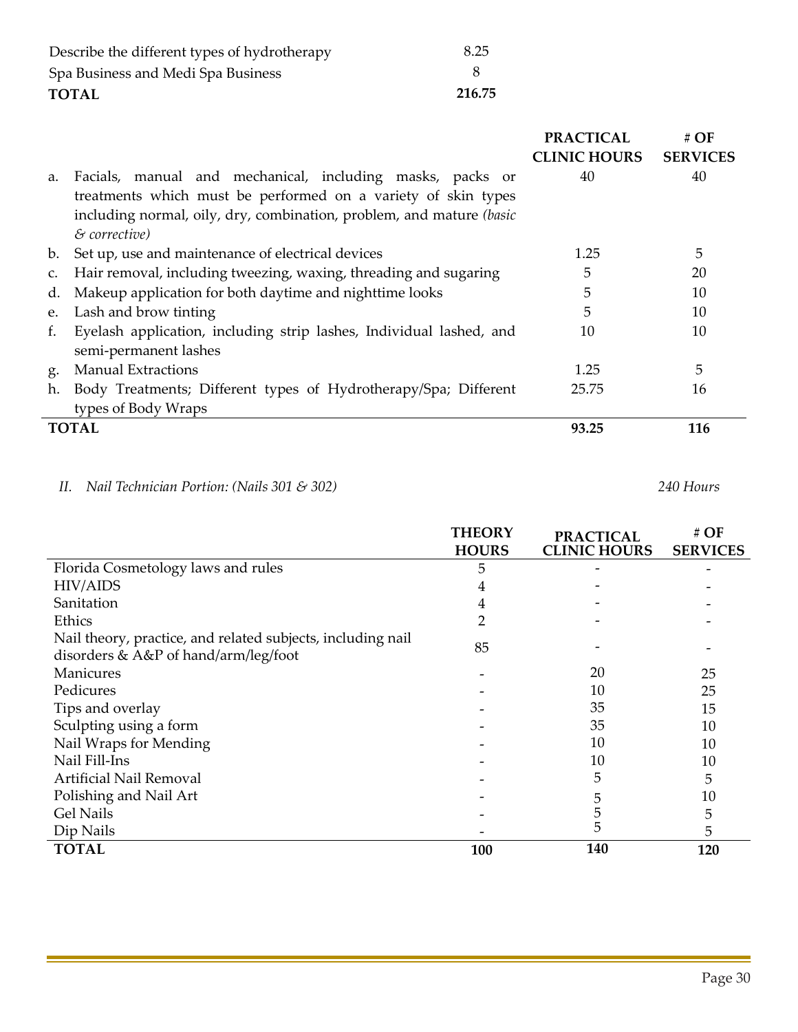| | |
|---|---|
| Describe the different types of hydrotherapy | 8.25 |
| Spa Business and Medi Spa Business | 8 |
| **TOTAL** | **216.75** |

| | | PRACTICAL CLINIC HOURS | # OF SERVICES |
|---|---|---|---|
| a. | Facials, manual and mechanical, including masks, packs or treatments which must be performed on a variety of skin types including normal, oily, dry, combination, problem, and mature *(basic & corrective)* | 40 | 40 |
| b. | Set up, use and maintenance of electrical devices | 1.25 | 5 |
| c. | Hair removal, including tweezing, waxing, threading and sugaring | 5 | 20 |
| d. | Makeup application for both daytime and nighttime looks | 5 | 10 |
| e. | Lash and brow tinting | 5 | 10 |
| f. | Eyelash application, including strip lashes, Individual lashed, and semi-permanent lashes | 10 | 10 |
| g. | Manual Extractions | 1.25 | 5 |
| h. | Body Treatments; Different types of Hydrotherapy/Spa; Different types of Body Wraps | 25.75 | 16 |
| **TOTAL** | | **93.25** | **116** |

*II. Nail Technician Portion: (Nails 301 & 302)* *240 Hours*

| | THEORY HOURS | PRACTICAL CLINIC HOURS | # OF SERVICES |
|---|---|---|---|
| Florida Cosmetology laws and rules | 5 | - | - |
| HIV/AIDS | 4 | - | - |
| Sanitation | 4 | - | - |
| Ethics | 2 | - | - |
| Nail theory, practice, and related subjects, including nail disorders & A&P of hand/arm/leg/foot | 85 | - | - |
| Manicures | - | 20 | 25 |
| Pedicures | - | 10 | 25 |
| Tips and overlay | - | 35 | 15 |
| Sculpting using a form | - | 35 | 10 |
| Nail Wraps for Mending | - | 10 | 10 |
| Nail Fill-Ins | - | 10 | 10 |
| Artificial Nail Removal | - | 5 | 5 |
| Polishing and Nail Art | - | 5 | 10 |
| Gel Nails | - | 5 | 5 |
| Dip Nails | - | 5 | 5 |
| **TOTAL** | **100** | **140** | **120** |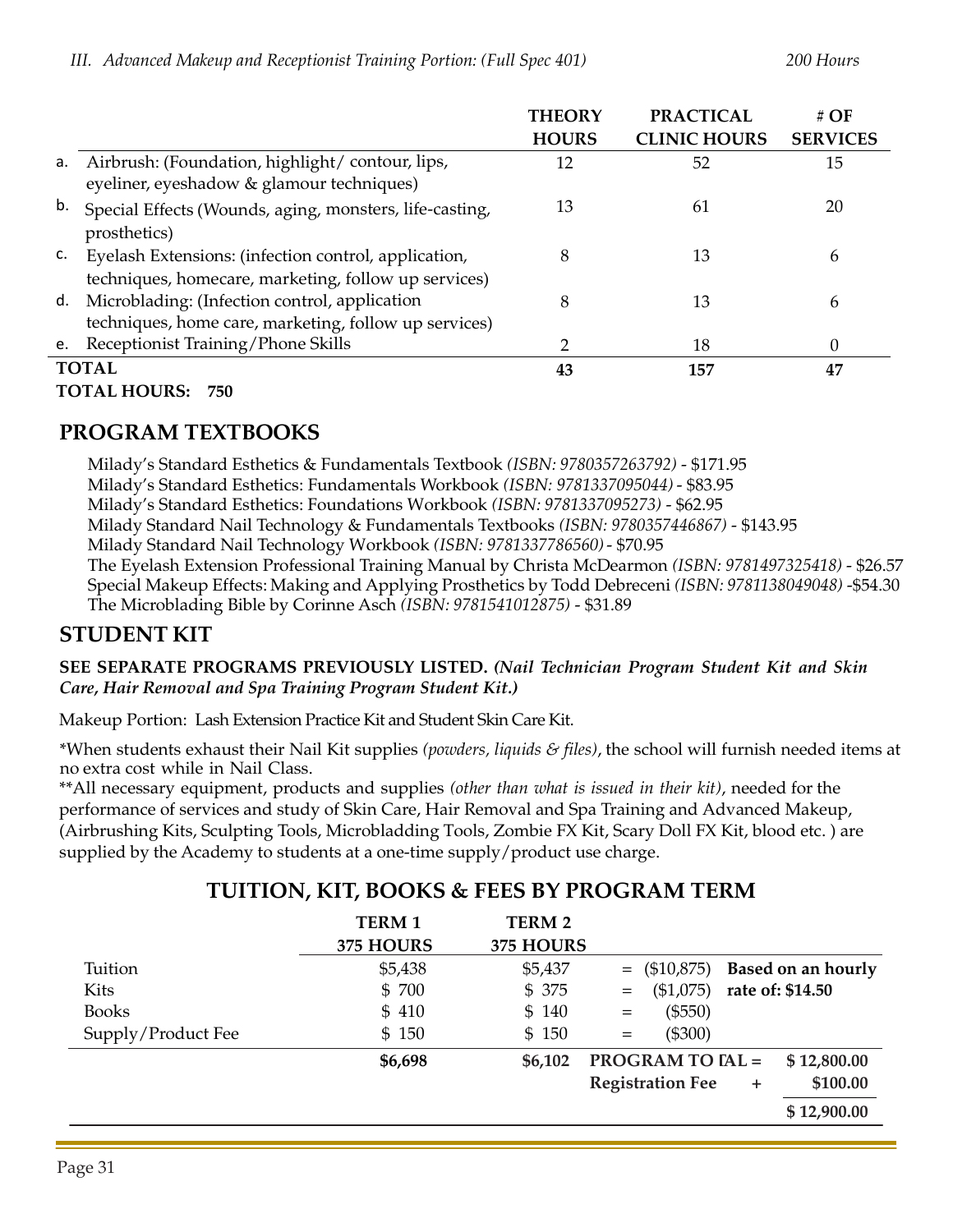*III. Advanced Makeup and Receptionist Training Portion: (Full Spec 401)* *200 Hours*

| | | THEORY HOURS | PRACTICAL CLINIC HOURS | # OF SERVICES |
|---|---|---|---|---|
| a. | Airbrush: (Foundation, highlight/ contour, lips, eyeliner, eyeshadow & glamour techniques) | 12 | 52 | 15 |
| b. | Special Effects (Wounds, aging, monsters, life-casting, prosthetics) | 13 | 61 | 20 |
| c. | Eyelash Extensions: (infection control, application, techniques, homecare, marketing, follow up services) | 8 | 13 | 6 |
| d. | Microblading: (Infection control, application techniques, home care, marketing, follow up services) | 8 | 13 | 6 |
| e. | Receptionist Training/Phone Skills | 2 | 18 | 0 |
| **TOTAL** | | **43** | **157** | **47** |

**TOTAL HOURS: 750**

## PROGRAM TEXTBOOKS

Milady's Standard Esthetics & Fundamentals Textbook *(ISBN: 9780357263792)* - $171.95
Milady's Standard Esthetics: Fundamentals Workbook *(ISBN: 9781337095044)* - $83.95
Milady's Standard Esthetics: Foundations Workbook *(ISBN: 9781337095273)* - $62.95
Milady Standard Nail Technology & Fundamentals Textbooks *(ISBN: 9780357446867)* - $143.95
Milady Standard Nail Technology Workbook *(ISBN: 9781337786560)* - $70.95
The Eyelash Extension Professional Training Manual by Christa McDearmon *(ISBN: 9781497325418)* - $26.57
Special Makeup Effects: Making and Applying Prosthetics by Todd Debreceni *(ISBN: 9781138049048)* -$54.30
The Microblading Bible by Corinne Asch *(ISBN: 9781541012875)* - $31.89

## STUDENT KIT

**SEE SEPARATE PROGRAMS PREVIOUSLY LISTED.** ***(Nail Technician Program Student Kit and Skin Care, Hair Removal and Spa Training Program Student Kit.)***

Makeup Portion: Lash Extension Practice Kit and Student Skin Care Kit.

*When students exhaust their Nail Kit supplies *(powders, liquids & files)*, the school will furnish needed items at no extra cost while in Nail Class.
**All necessary equipment, products and supplies *(other than what is issued in their kit)*, needed for the performance of services and study of Skin Care, Hair Removal and Spa Training and Advanced Makeup, (Airbrushing Kits, Sculpting Tools, Microbladding Tools, Zombie FX Kit, Scary Doll FX Kit, blood etc. ) are supplied by the Academy to students at a one-time supply/product use charge.

## TUITION, KIT, BOOKS & FEES BY PROGRAM TERM

| | TERM 1 375 HOURS | TERM 2 375 HOURS | | |
|---|---|---|---|---|
| Tuition | $5,438 | $5,437 | = ($10,875) | **Based on an hourly** |
| Kits | $ 700 | $ 375 | = ($1,075) | **rate of: $14.50** |
| Books | $ 410 | $ 140 | = ($550) | |
| Supply/Product Fee | $ 150 | $ 150 | = ($300) | |
| | **$6,698** | **$6,102** | **PROGRAM TOTAL =** | **$ 12,800.00** |
| | | | **Registration Fee +** | **$100.00** |
| | | | | **$ 12,900.00** |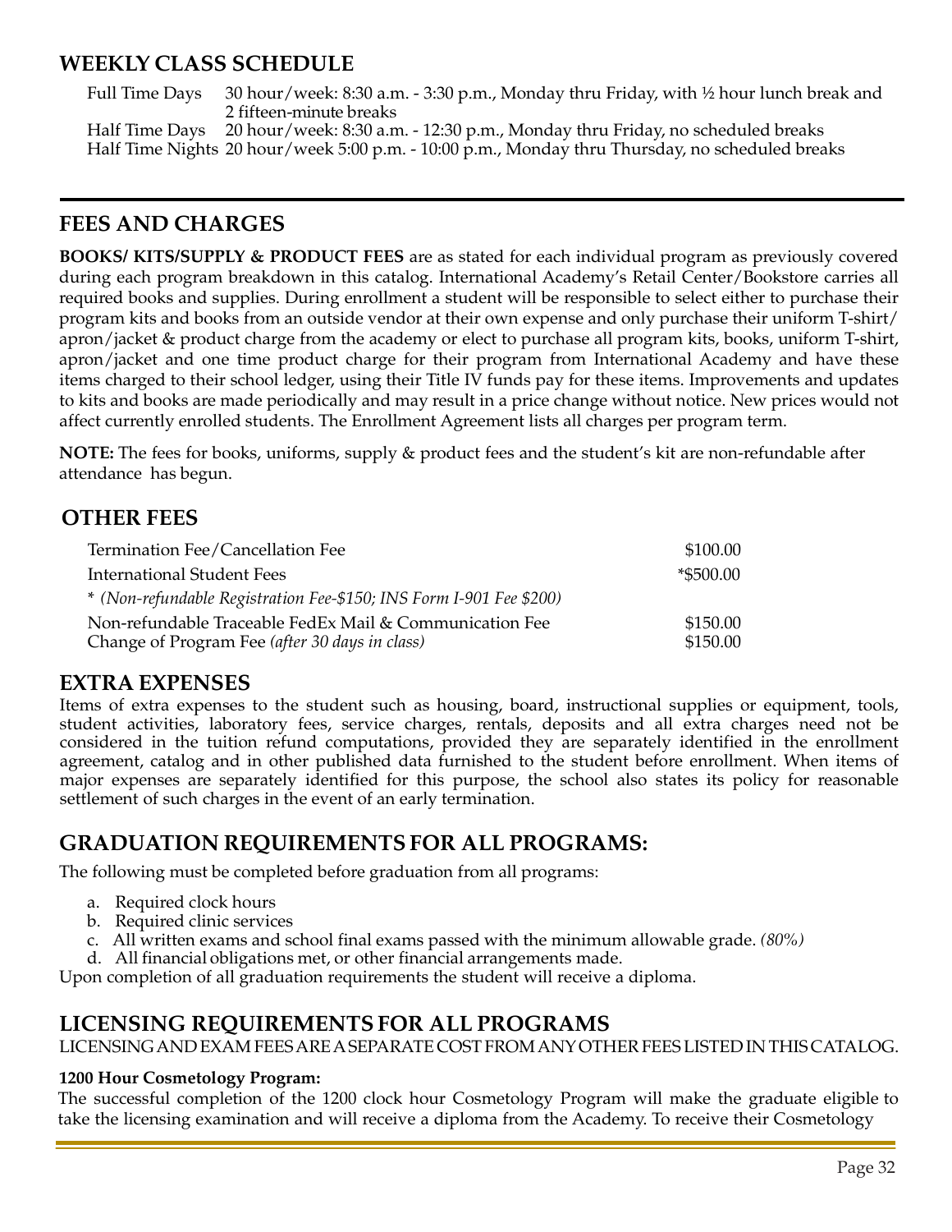## WEEKLY CLASS SCHEDULE

| | |
|---|---|
| Full Time Days | 30 hour/week: 8:30 a.m. - 3:30 p.m., Monday thru Friday, with ½ hour lunch break and 2 fifteen-minute breaks |
| Half Time Days | 20 hour/week: 8:30 a.m. - 12:30 p.m., Monday thru Friday, no scheduled breaks |
| Half Time Nights | 20 hour/week 5:00 p.m. - 10:00 p.m., Monday thru Thursday, no scheduled breaks |

## FEES AND CHARGES

**BOOKS/ KITS/SUPPLY & PRODUCT FEES** are as stated for each individual program as previously covered during each program breakdown in this catalog. International Academy's Retail Center/Bookstore carries all required books and supplies. During enrollment a student will be responsible to select either to purchase their program kits and books from an outside vendor at their own expense and only purchase their uniform T-shirt/ apron/jacket & product charge from the academy or elect to purchase all program kits, books, uniform T-shirt, apron/jacket and one time product charge for their program from International Academy and have these items charged to their school ledger, using their Title IV funds pay for these items. Improvements and updates to kits and books are made periodically and may result in a price change without notice. New prices would not affect currently enrolled students. The Enrollment Agreement lists all charges per program term.

**NOTE:** The fees for books, uniforms, supply & product fees and the student's kit are non-refundable after attendance has begun.

## OTHER FEES

| | |
|---|---|
| Termination Fee/Cancellation Fee | $100.00 |
| International Student Fees | *$500.00 |
| * *(Non-refundable Registration Fee-$150; INS Form I-901 Fee $200)* | |
| Non-refundable Traceable FedEx Mail & Communication Fee | $150.00 |
| Change of Program Fee *(after 30 days in class)* | $150.00 |

## EXTRA EXPENSES

Items of extra expenses to the student such as housing, board, instructional supplies or equipment, tools, student activities, laboratory fees, service charges, rentals, deposits and all extra charges need not be considered in the tuition refund computations, provided they are separately identified in the enrollment agreement, catalog and in other published data furnished to the student before enrollment. When items of major expenses are separately identified for this purpose, the school also states its policy for reasonable settlement of such charges in the event of an early termination.

## GRADUATION REQUIREMENTS FOR ALL PROGRAMS:

The following must be completed before graduation from all programs:

a. Required clock hours
b. Required clinic services
c. All written exams and school final exams passed with the minimum allowable grade. *(80%)*
d. All financial obligations met, or other financial arrangements made.

Upon completion of all graduation requirements the student will receive a diploma.

## LICENSING REQUIREMENTS FOR ALL PROGRAMS

LICENSING AND EXAM FEES ARE A SEPARATE COST FROM ANY OTHER FEES LISTED IN THIS CATALOG.

**1200 Hour Cosmetology Program:**

The successful completion of the 1200 clock hour Cosmetology Program will make the graduate eligible to take the licensing examination and will receive a diploma from the Academy. To receive their Cosmetology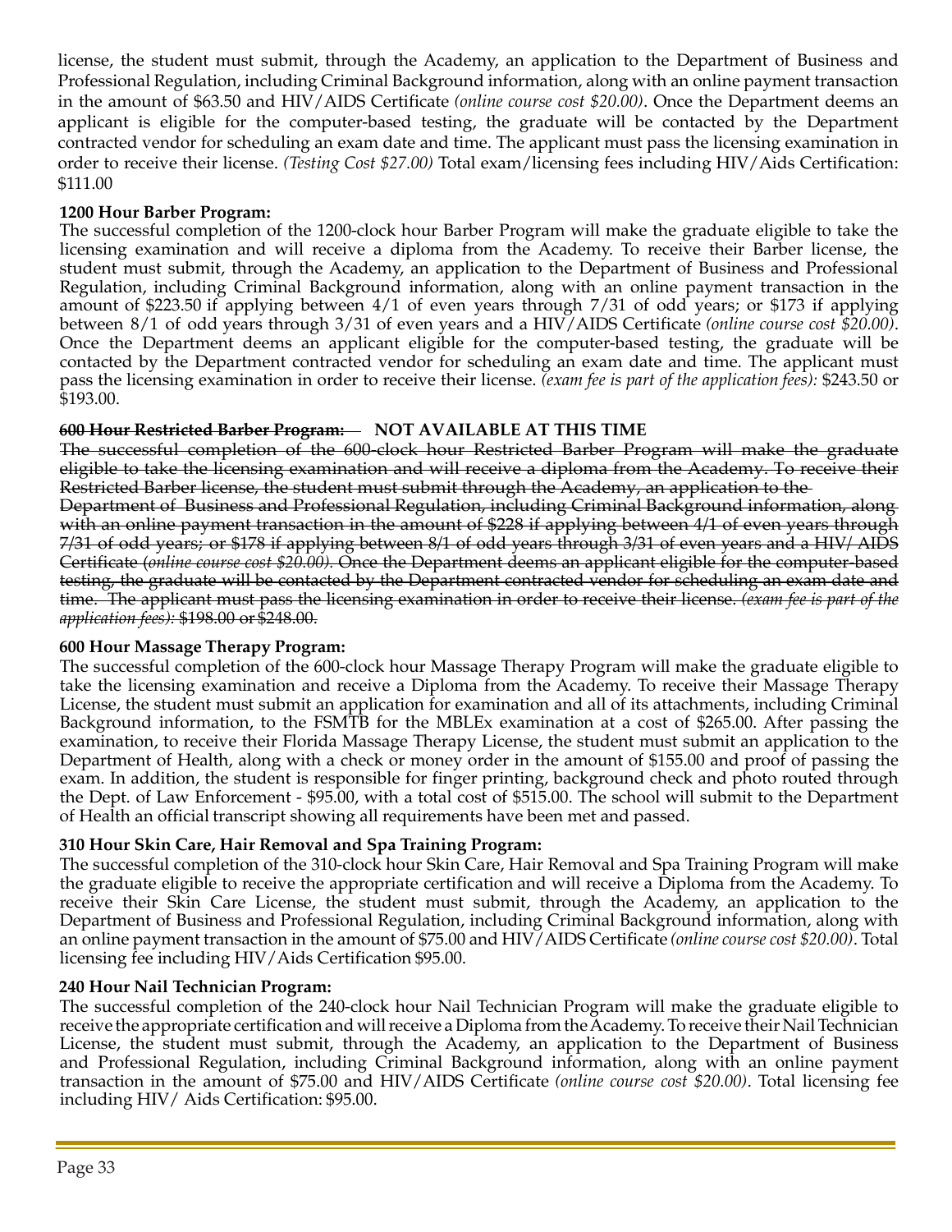license, the student must submit, through the Academy, an application to the Department of Business and Professional Regulation, including Criminal Background information, along with an online payment transaction in the amount of $63.50 and HIV/AIDS Certificate *(online course cost $20.00)*. Once the Department deems an applicant is eligible for the computer-based testing, the graduate will be contacted by the Department contracted vendor for scheduling an exam date and time. The applicant must pass the licensing examination in order to receive their license. *(Testing Cost $27.00)* Total exam/licensing fees including HIV/Aids Certification: $111.00

**1200 Hour Barber Program:**

The successful completion of the 1200-clock hour Barber Program will make the graduate eligible to take the licensing examination and will receive a diploma from the Academy. To receive their Barber license, the student must submit, through the Academy, an application to the Department of Business and Professional Regulation, including Criminal Background information, along with an online payment transaction in the amount of $223.50 if applying between 4/1 of even years through 7/31 of odd years; or $173 if applying between 8/1 of odd years through 3/31 of even years and a HIV/AIDS Certificate *(online course cost $20.00)*. Once the Department deems an applicant eligible for the computer-based testing, the graduate will be contacted by the Department contracted vendor for scheduling an exam date and time. The applicant must pass the licensing examination in order to receive their license. *(exam fee is part of the application fees):* $243.50 or $193.00.

~~**600 Hour Restricted Barber Program:**~~ **NOT AVAILABLE AT THIS TIME**

~~The successful completion of the 600-clock hour Restricted Barber Program will make the graduate eligible to take the licensing examination and will receive a diploma from the Academy. To receive their Restricted Barber license, the student must submit through the Academy, an application to the Department of Business and Professional Regulation, including Criminal Background information, along with an online payment transaction in the amount of $228 if applying between 4/1 of even years through 7/31 of odd years; or $178 if applying between 8/1 of odd years through 3/31 of even years and a HIV/ AIDS Certificate (*online course cost $20.00*). Once the Department deems an applicant eligible for the computer-based testing, the graduate will be contacted by the Department contracted vendor for scheduling an exam date and time. The applicant must pass the licensing examination in order to receive their license. *(exam fee is part of the application fees):* $198.00 or $248.00.~~

**600 Hour Massage Therapy Program:**

The successful completion of the 600-clock hour Massage Therapy Program will make the graduate eligible to take the licensing examination and receive a Diploma from the Academy. To receive their Massage Therapy License, the student must submit an application for examination and all of its attachments, including Criminal Background information, to the FSMTB for the MBLEx examination at a cost of $265.00. After passing the examination, to receive their Florida Massage Therapy License, the student must submit an application to the Department of Health, along with a check or money order in the amount of $155.00 and proof of passing the exam. In addition, the student is responsible for finger printing, background check and photo routed through the Dept. of Law Enforcement - $95.00, with a total cost of $515.00. The school will submit to the Department of Health an official transcript showing all requirements have been met and passed.

**310 Hour Skin Care, Hair Removal and Spa Training Program:**

The successful completion of the 310-clock hour Skin Care, Hair Removal and Spa Training Program will make the graduate eligible to receive the appropriate certification and will receive a Diploma from the Academy. To receive their Skin Care License, the student must submit, through the Academy, an application to the Department of Business and Professional Regulation, including Criminal Background information, along with an online payment transaction in the amount of $75.00 and HIV/AIDS Certificate *(online course cost $20.00)*. Total licensing fee including HIV/Aids Certification $95.00.

**240 Hour Nail Technician Program:**

The successful completion of the 240-clock hour Nail Technician Program will make the graduate eligible to receive the appropriate certification and will receive a Diploma from the Academy. To receive their Nail Technician License, the student must submit, through the Academy, an application to the Department of Business and Professional Regulation, including Criminal Background information, along with an online payment transaction in the amount of $75.00 and HIV/AIDS Certificate *(online course cost $20.00)*. Total licensing fee including HIV/ Aids Certification: $95.00.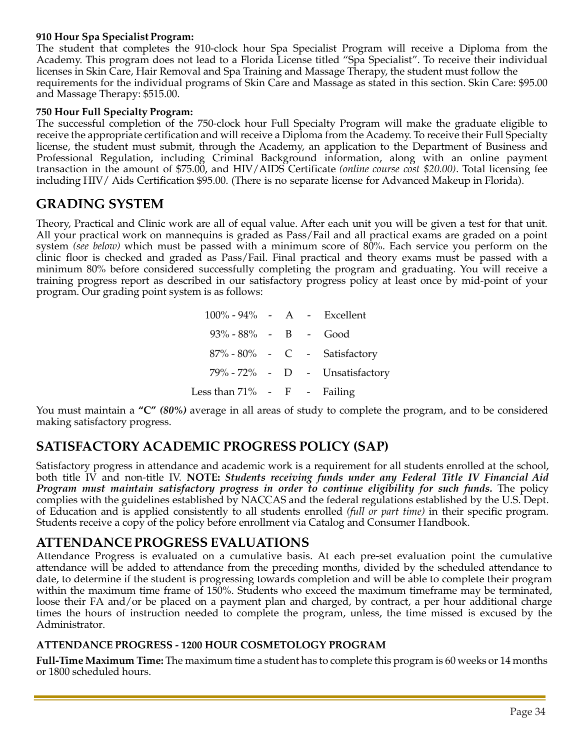**910 Hour Spa Specialist Program:**
The student that completes the 910-clock hour Spa Specialist Program will receive a Diploma from the Academy. This program does not lead to a Florida License titled "Spa Specialist". To receive their individual licenses in Skin Care, Hair Removal and Spa Training and Massage Therapy, the student must follow the requirements for the individual programs of Skin Care and Massage as stated in this section. Skin Care: $95.00 and Massage Therapy: $515.00.

**750 Hour Full Specialty Program:**
The successful completion of the 750-clock hour Full Specialty Program will make the graduate eligible to receive the appropriate certification and will receive a Diploma from the Academy. To receive their Full Specialty license, the student must submit, through the Academy, an application to the Department of Business and Professional Regulation, including Criminal Background information, along with an online payment transaction in the amount of $75.00, and HIV/AIDS Certificate *(online course cost $20.00)*. Total licensing fee including HIV/ Aids Certification $95.00. (There is no separate license for Advanced Makeup in Florida).

## GRADING SYSTEM

Theory, Practical and Clinic work are all of equal value. After each unit you will be given a test for that unit. All your practical work on mannequins is graded as Pass/Fail and all practical exams are graded on a point system *(see below)* which must be passed with a minimum score of 80%. Each service you perform on the clinic floor is checked and graded as Pass/Fail. Final practical and theory exams must be passed with a minimum 80% before considered successfully completing the program and graduating. You will receive a training progress report as described in our satisfactory progress policy at least once by mid-point of your program. Our grading point system is as follows:

100% - 94% - A - Excellent

93% - 88% - B - Good

87% - 80% - C - Satisfactory

79% - 72% - D - Unsatisfactory

Less than 71% - F - Failing

You must maintain a **"C"** ***(80%)*** average in all areas of study to complete the program, and to be considered making satisfactory progress.

## SATISFACTORY ACADEMIC PROGRESS POLICY (SAP)

Satisfactory progress in attendance and academic work is a requirement for all students enrolled at the school, both title IV and non-title IV. **NOTE:** ***Students receiving funds under any Federal Title IV Financial Aid Program must maintain satisfactory progress in order to continue eligibility for such funds.*** The policy complies with the guidelines established by NACCAS and the federal regulations established by the U.S. Dept. of Education and is applied consistently to all students enrolled *(full or part time)* in their specific program. Students receive a copy of the policy before enrollment via Catalog and Consumer Handbook.

## ATTENDANCE PROGRESS EVALUATIONS

Attendance Progress is evaluated on a cumulative basis. At each pre-set evaluation point the cumulative attendance will be added to attendance from the preceding months, divided by the scheduled attendance to date, to determine if the student is progressing towards completion and will be able to complete their program within the maximum time frame of 150%. Students who exceed the maximum timeframe may be terminated, loose their FA and/or be placed on a payment plan and charged, by contract, a per hour additional charge times the hours of instruction needed to complete the program, unless, the time missed is excused by the Administrator.

#### ATTENDANCE PROGRESS - 1200 HOUR COSMETOLOGY PROGRAM

**Full-Time Maximum Time:** The maximum time a student has to complete this program is 60 weeks or 14 months or 1800 scheduled hours.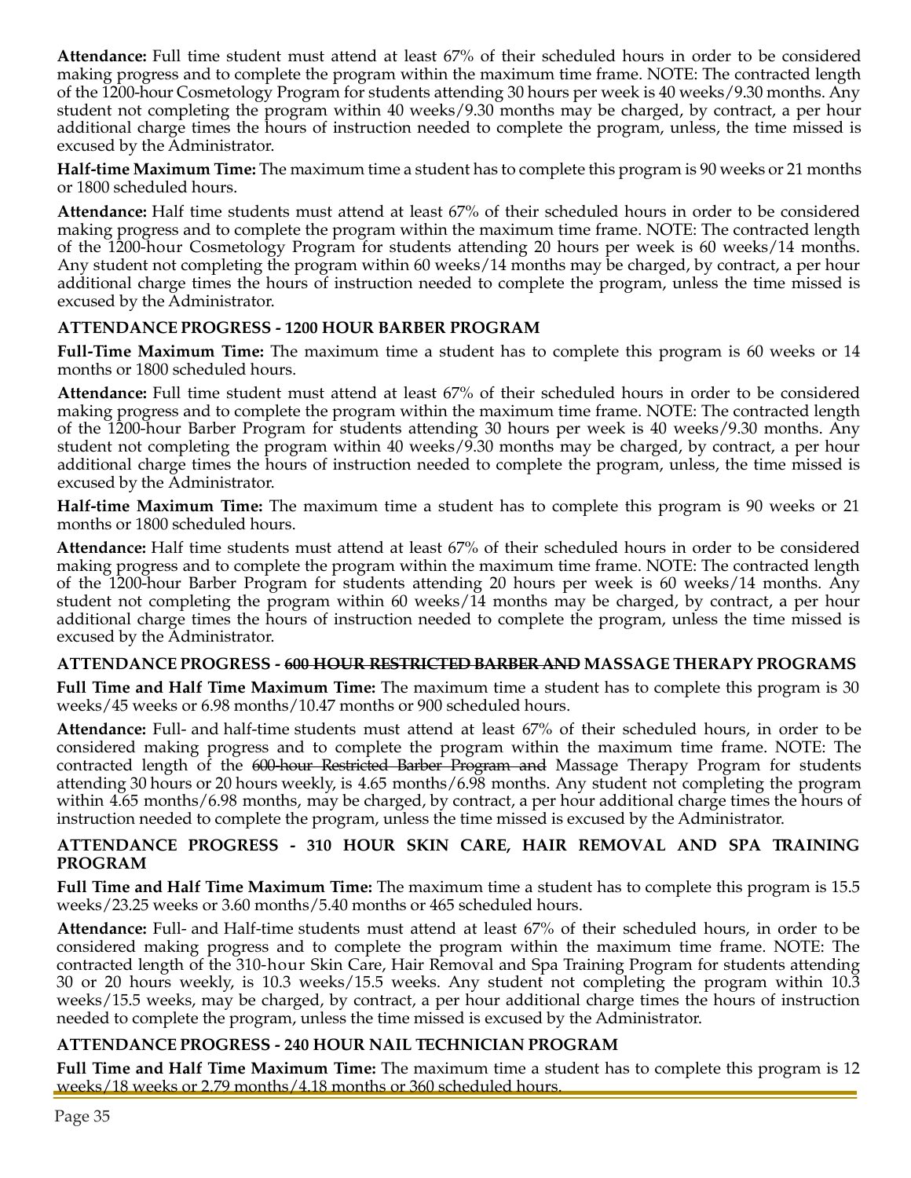**Attendance:** Full time student must attend at least 67% of their scheduled hours in order to be considered making progress and to complete the program within the maximum time frame. NOTE: The contracted length of the 1200-hour Cosmetology Program for students attending 30 hours per week is 40 weeks/9.30 months. Any student not completing the program within 40 weeks/9.30 months may be charged, by contract, a per hour additional charge times the hours of instruction needed to complete the program, unless, the time missed is excused by the Administrator.

**Half-time Maximum Time:** The maximum time a student has to complete this program is 90 weeks or 21 months or 1800 scheduled hours.

**Attendance:** Half time students must attend at least 67% of their scheduled hours in order to be considered making progress and to complete the program within the maximum time frame. NOTE: The contracted length of the 1200-hour Cosmetology Program for students attending 20 hours per week is 60 weeks/14 months. Any student not completing the program within 60 weeks/14 months may be charged, by contract, a per hour additional charge times the hours of instruction needed to complete the program, unless the time missed is excused by the Administrator.

### ATTENDANCE PROGRESS - 1200 HOUR BARBER PROGRAM

**Full-Time Maximum Time:** The maximum time a student has to complete this program is 60 weeks or 14 months or 1800 scheduled hours.

**Attendance:** Full time student must attend at least 67% of their scheduled hours in order to be considered making progress and to complete the program within the maximum time frame. NOTE: The contracted length of the 1200-hour Barber Program for students attending 30 hours per week is 40 weeks/9.30 months. Any student not completing the program within 40 weeks/9.30 months may be charged, by contract, a per hour additional charge times the hours of instruction needed to complete the program, unless, the time missed is excused by the Administrator.

**Half-time Maximum Time:** The maximum time a student has to complete this program is 90 weeks or 21 months or 1800 scheduled hours.

**Attendance:** Half time students must attend at least 67% of their scheduled hours in order to be considered making progress and to complete the program within the maximum time frame. NOTE: The contracted length of the 1200-hour Barber Program for students attending 20 hours per week is 60 weeks/14 months. Any student not completing the program within 60 weeks/14 months may be charged, by contract, a per hour additional charge times the hours of instruction needed to complete the program, unless the time missed is excused by the Administrator.

### ATTENDANCE PROGRESS - ~~600 HOUR RESTRICTED BARBER AND~~ MASSAGE THERAPY PROGRAMS

**Full Time and Half Time Maximum Time:** The maximum time a student has to complete this program is 30 weeks/45 weeks or 6.98 months/10.47 months or 900 scheduled hours.

**Attendance:** Full- and half-time students must attend at least 67% of their scheduled hours, in order to be considered making progress and to complete the program within the maximum time frame. NOTE: The contracted length of the ~~600-hour Restricted Barber Program and~~ Massage Therapy Program for students attending 30 hours or 20 hours weekly, is 4.65 months/6.98 months. Any student not completing the program within 4.65 months/6.98 months, may be charged, by contract, a per hour additional charge times the hours of instruction needed to complete the program, unless the time missed is excused by the Administrator.

### ATTENDANCE PROGRESS - 310 HOUR SKIN CARE, HAIR REMOVAL AND SPA TRAINING PROGRAM

**Full Time and Half Time Maximum Time:** The maximum time a student has to complete this program is 15.5 weeks/23.25 weeks or 3.60 months/5.40 months or 465 scheduled hours.

**Attendance:** Full- and Half-time students must attend at least 67% of their scheduled hours, in order to be considered making progress and to complete the program within the maximum time frame. NOTE: The contracted length of the 310-hour Skin Care, Hair Removal and Spa Training Program for students attending 30 or 20 hours weekly, is 10.3 weeks/15.5 weeks. Any student not completing the program within 10.3 weeks/15.5 weeks, may be charged, by contract, a per hour additional charge times the hours of instruction needed to complete the program, unless the time missed is excused by the Administrator.

### ATTENDANCE PROGRESS - 240 HOUR NAIL TECHNICIAN PROGRAM

**Full Time and Half Time Maximum Time:** The maximum time a student has to complete this program is 12 weeks/18 weeks or 2.79 months/4.18 months or 360 scheduled hours.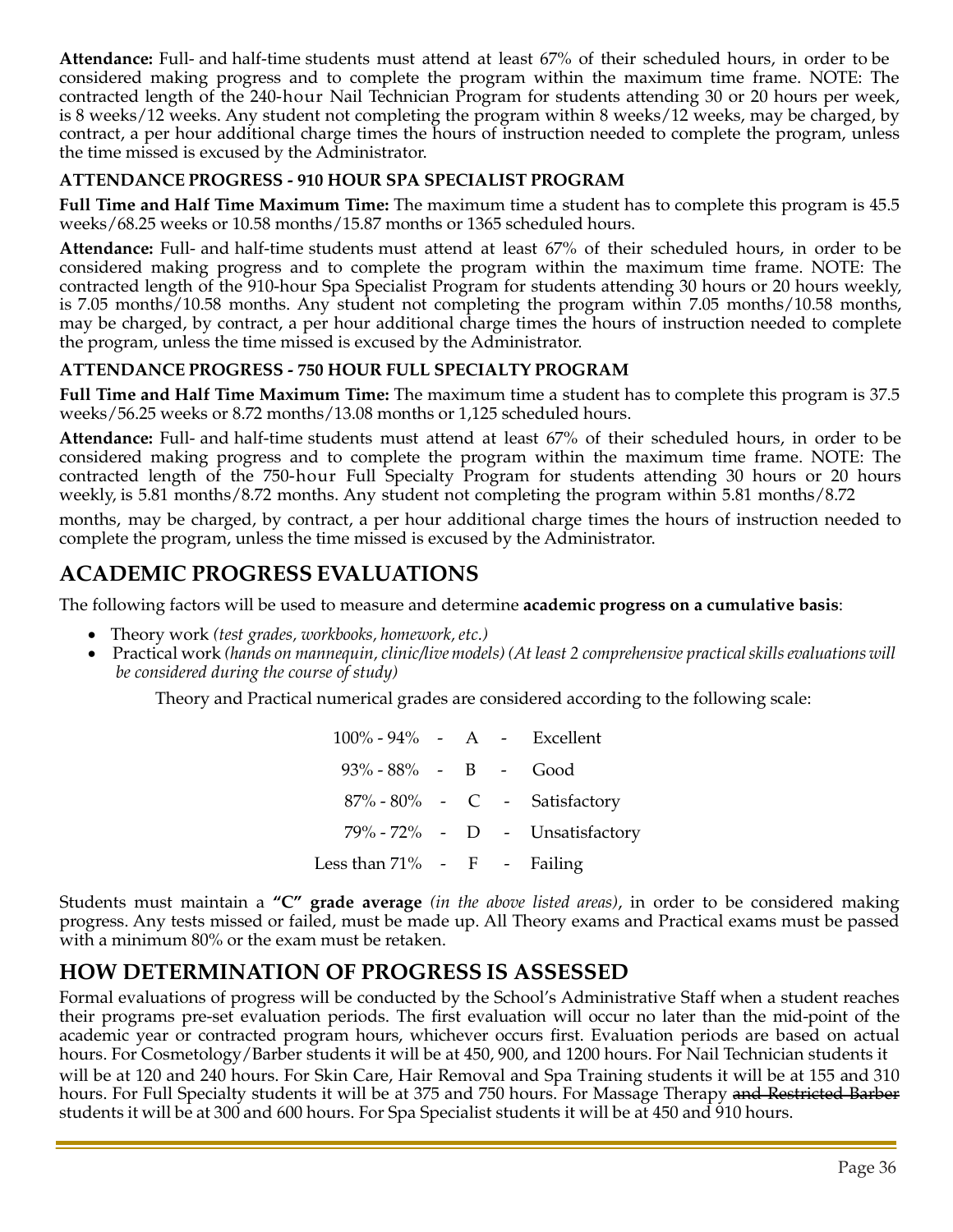**Attendance:** Full- and half-time students must attend at least 67% of their scheduled hours, in order to be considered making progress and to complete the program within the maximum time frame. NOTE: The contracted length of the 240-hour Nail Technician Program for students attending 30 or 20 hours per week, is 8 weeks/12 weeks. Any student not completing the program within 8 weeks/12 weeks, may be charged, by contract, a per hour additional charge times the hours of instruction needed to complete the program, unless the time missed is excused by the Administrator.

#### ATTENDANCE PROGRESS - 910 HOUR SPA SPECIALIST PROGRAM

**Full Time and Half Time Maximum Time:** The maximum time a student has to complete this program is 45.5 weeks/68.25 weeks or 10.58 months/15.87 months or 1365 scheduled hours.

**Attendance:** Full- and half-time students must attend at least 67% of their scheduled hours, in order to be considered making progress and to complete the program within the maximum time frame. NOTE: The contracted length of the 910-hour Spa Specialist Program for students attending 30 hours or 20 hours weekly, is 7.05 months/10.58 months. Any student not completing the program within 7.05 months/10.58 months, may be charged, by contract, a per hour additional charge times the hours of instruction needed to complete the program, unless the time missed is excused by the Administrator.

#### ATTENDANCE PROGRESS - 750 HOUR FULL SPECIALTY PROGRAM

**Full Time and Half Time Maximum Time:** The maximum time a student has to complete this program is 37.5 weeks/56.25 weeks or 8.72 months/13.08 months or 1,125 scheduled hours.

**Attendance:** Full- and half-time students must attend at least 67% of their scheduled hours, in order to be considered making progress and to complete the program within the maximum time frame. NOTE: The contracted length of the 750-hour Full Specialty Program for students attending 30 hours or 20 hours weekly, is 5.81 months/8.72 months. Any student not completing the program within 5.81 months/8.72 months, may be charged, by contract, a per hour additional charge times the hours of instruction needed to complete the program, unless the time missed is excused by the Administrator.

## ACADEMIC PROGRESS EVALUATIONS

The following factors will be used to measure and determine **academic progress on a cumulative basis**:

- Theory work *(test grades, workbooks, homework, etc.)*
- Practical work *(hands on mannequin, clinic/live models) (At least 2 comprehensive practical skills evaluations will be considered during the course of study)*

Theory and Practical numerical grades are considered according to the following scale:

| | | | |
|---|---|---|---|
| 100% - 94% | - A - | Excellent |
| 93% - 88% | - B - | Good |
| 87% - 80% | - C - | Satisfactory |
| 79% - 72% | - D - | Unsatisfactory |
| Less than 71% | - F - | Failing |

Students must maintain a **"C" grade average** *(in the above listed areas)*, in order to be considered making progress. Any tests missed or failed, must be made up. All Theory exams and Practical exams must be passed with a minimum 80% or the exam must be retaken.

## HOW DETERMINATION OF PROGRESS IS ASSESSED

Formal evaluations of progress will be conducted by the School's Administrative Staff when a student reaches their programs pre-set evaluation periods. The first evaluation will occur no later than the mid-point of the academic year or contracted program hours, whichever occurs first. Evaluation periods are based on actual hours. For Cosmetology/Barber students it will be at 450, 900, and 1200 hours. For Nail Technician students it will be at 120 and 240 hours. For Skin Care, Hair Removal and Spa Training students it will be at 155 and 310 hours. For Full Specialty students it will be at 375 and 750 hours. For Massage Therapy ~~and Restricted Barber~~ students it will be at 300 and 600 hours. For Spa Specialist students it will be at 450 and 910 hours.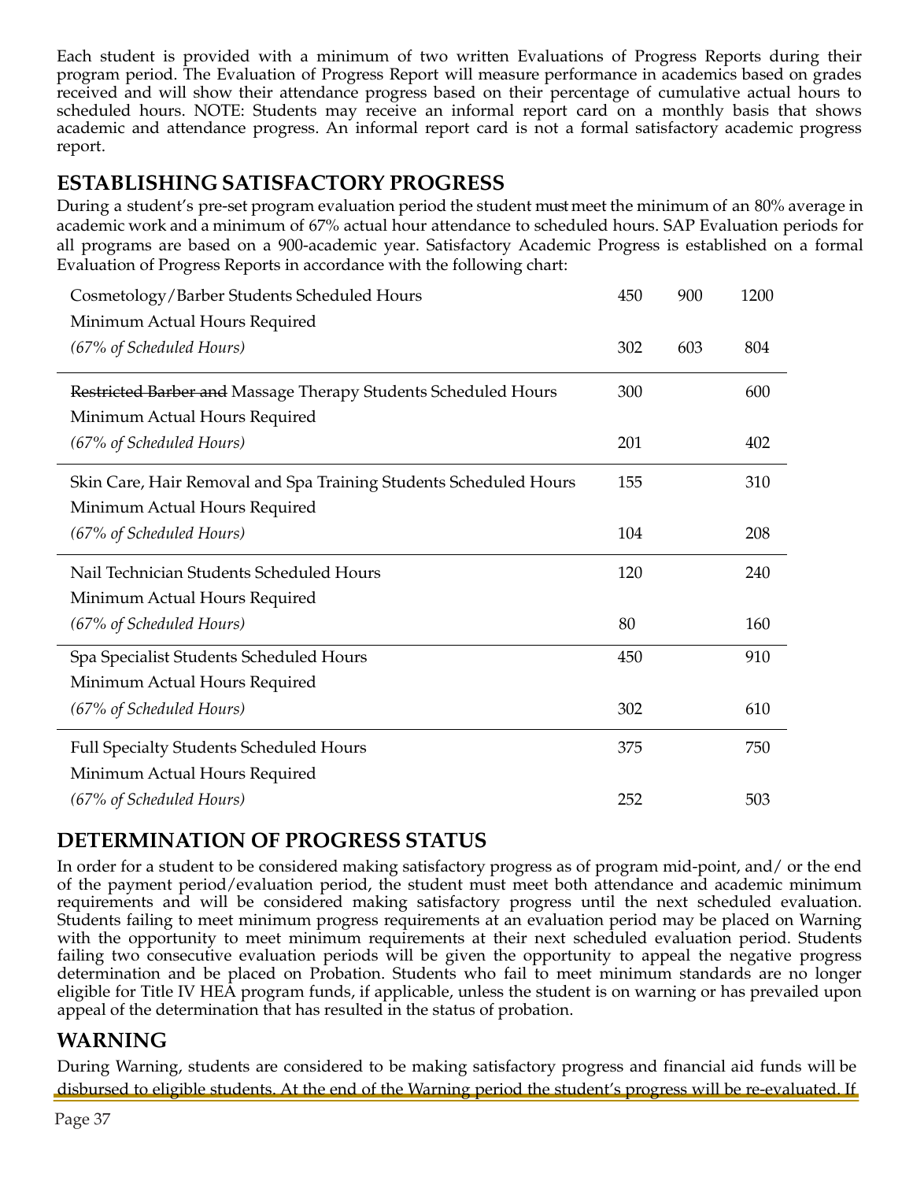Each student is provided with a minimum of two written Evaluations of Progress Reports during their program period. The Evaluation of Progress Report will measure performance in academics based on grades received and will show their attendance progress based on their percentage of cumulative actual hours to scheduled hours. NOTE: Students may receive an informal report card on a monthly basis that shows academic and attendance progress. An informal report card is not a formal satisfactory academic progress report.

## ESTABLISHING SATISFACTORY PROGRESS

During a student's pre-set program evaluation period the student must meet the minimum of an 80% average in academic work and a minimum of 67% actual hour attendance to scheduled hours. SAP Evaluation periods for all programs are based on a 900-academic year. Satisfactory Academic Progress is established on a formal Evaluation of Progress Reports in accordance with the following chart:

| | | | |
|---|---|---|---|
| Cosmetology/Barber Students Scheduled Hours | 450 | 900 | 1200 |
| Minimum Actual Hours Required | | | |
| *(67% of Scheduled Hours)* | 302 | 603 | 804 |
| ~~Restricted Barber and~~ Massage Therapy Students Scheduled Hours | 300 | | 600 |
| Minimum Actual Hours Required | | | |
| *(67% of Scheduled Hours)* | 201 | | 402 |
| Skin Care, Hair Removal and Spa Training Students Scheduled Hours | 155 | | 310 |
| Minimum Actual Hours Required | | | |
| *(67% of Scheduled Hours)* | 104 | | 208 |
| Nail Technician Students Scheduled Hours | 120 | | 240 |
| Minimum Actual Hours Required | | | |
| *(67% of Scheduled Hours)* | 80 | | 160 |
| Spa Specialist Students Scheduled Hours | 450 | | 910 |
| Minimum Actual Hours Required | | | |
| *(67% of Scheduled Hours)* | 302 | | 610 |
| Full Specialty Students Scheduled Hours | 375 | | 750 |
| Minimum Actual Hours Required | | | |
| *(67% of Scheduled Hours)* | 252 | | 503 |

## DETERMINATION OF PROGRESS STATUS

In order for a student to be considered making satisfactory progress as of program mid-point, and/ or the end of the payment period/evaluation period, the student must meet both attendance and academic minimum requirements and will be considered making satisfactory progress until the next scheduled evaluation. Students failing to meet minimum progress requirements at an evaluation period may be placed on Warning with the opportunity to meet minimum requirements at their next scheduled evaluation period. Students failing two consecutive evaluation periods will be given the opportunity to appeal the negative progress determination and be placed on Probation. Students who fail to meet minimum standards are no longer eligible for Title IV HEA program funds, if applicable, unless the student is on warning or has prevailed upon appeal of the determination that has resulted in the status of probation.

## WARNING

During Warning, students are considered to be making satisfactory progress and financial aid funds will be disbursed to eligible students. At the end of the Warning period the student's progress will be re-evaluated. If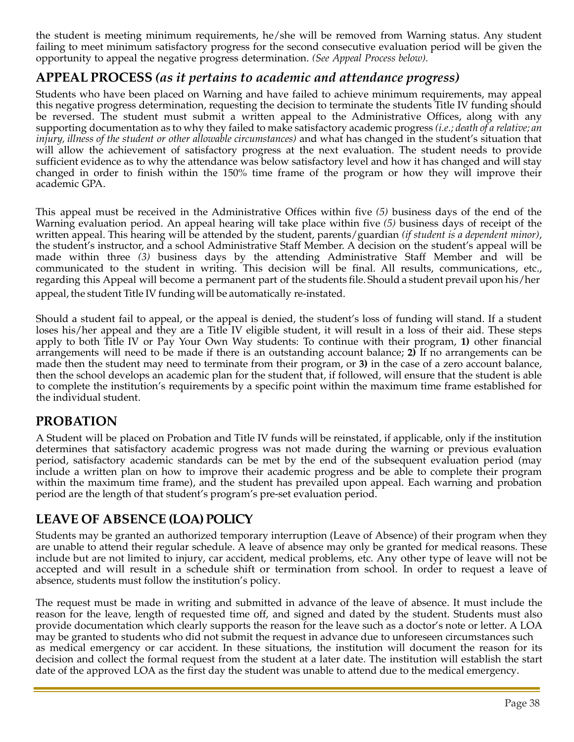the student is meeting minimum requirements, he/she will be removed from Warning status. Any student failing to meet minimum satisfactory progress for the second consecutive evaluation period will be given the opportunity to appeal the negative progress determination. *(See Appeal Process below).*

## APPEAL PROCESS *(as it pertains to academic and attendance progress)*

Students who have been placed on Warning and have failed to achieve minimum requirements, may appeal this negative progress determination, requesting the decision to terminate the students Title IV funding should be reversed. The student must submit a written appeal to the Administrative Offices, along with any supporting documentation as to why they failed to make satisfactory academic progress *(i.e.; death of a relative; an injury, illness of the student or other allowable circumstances)* and what has changed in the student's situation that will allow the achievement of satisfactory progress at the next evaluation. The student needs to provide sufficient evidence as to why the attendance was below satisfactory level and how it has changed and will stay changed in order to finish within the 150% time frame of the program or how they will improve their academic GPA.

This appeal must be received in the Administrative Offices within five *(5)* business days of the end of the Warning evaluation period. An appeal hearing will take place within five *(5)* business days of receipt of the written appeal. This hearing will be attended by the student, parents/guardian *(if student is a dependent minor)*, the student's instructor, and a school Administrative Staff Member. A decision on the student's appeal will be made within three *(3)* business days by the attending Administrative Staff Member and will be communicated to the student in writing. This decision will be final. All results, communications, etc., regarding this Appeal will become a permanent part of the students file. Should a student prevail upon his/her appeal, the student Title IV funding will be automatically re-instated.

Should a student fail to appeal, or the appeal is denied, the student's loss of funding will stand. If a student loses his/her appeal and they are a Title IV eligible student, it will result in a loss of their aid. These steps apply to both Title IV or Pay Your Own Way students: To continue with their program, **1)** other financial arrangements will need to be made if there is an outstanding account balance; **2)** If no arrangements can be made then the student may need to terminate from their program, or **3)** in the case of a zero account balance, then the school develops an academic plan for the student that, if followed, will ensure that the student is able to complete the institution's requirements by a specific point within the maximum time frame established for the individual student.

## PROBATION

A Student will be placed on Probation and Title IV funds will be reinstated, if applicable, only if the institution determines that satisfactory academic progress was not made during the warning or previous evaluation period, satisfactory academic standards can be met by the end of the subsequent evaluation period (may include a written plan on how to improve their academic progress and be able to complete their program within the maximum time frame), and the student has prevailed upon appeal. Each warning and probation period are the length of that student's program's pre-set evaluation period.

## LEAVE OF ABSENCE (LOA) POLICY

Students may be granted an authorized temporary interruption (Leave of Absence) of their program when they are unable to attend their regular schedule. A leave of absence may only be granted for medical reasons. These include but are not limited to injury, car accident, medical problems, etc. Any other type of leave will not be accepted and will result in a schedule shift or termination from school. In order to request a leave of absence, students must follow the institution's policy.

The request must be made in writing and submitted in advance of the leave of absence. It must include the reason for the leave, length of requested time off, and signed and dated by the student. Students must also provide documentation which clearly supports the reason for the leave such as a doctor's note or letter. A LOA may be granted to students who did not submit the request in advance due to unforeseen circumstances such as medical emergency or car accident. In these situations, the institution will document the reason for its decision and collect the formal request from the student at a later date. The institution will establish the start date of the approved LOA as the first day the student was unable to attend due to the medical emergency.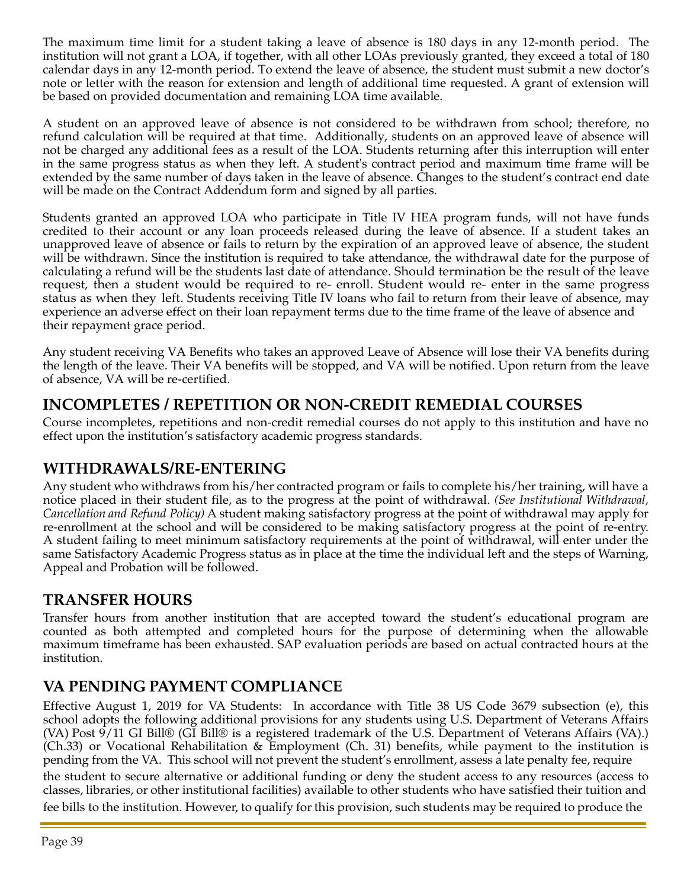The maximum time limit for a student taking a leave of absence is 180 days in any 12-month period. The institution will not grant a LOA, if together, with all other LOAs previously granted, they exceed a total of 180 calendar days in any 12-month period. To extend the leave of absence, the student must submit a new doctor's note or letter with the reason for extension and length of additional time requested. A grant of extension will be based on provided documentation and remaining LOA time available.

A student on an approved leave of absence is not considered to be withdrawn from school; therefore, no refund calculation will be required at that time. Additionally, students on an approved leave of absence will not be charged any additional fees as a result of the LOA. Students returning after this interruption will enter in the same progress status as when they left. A student's contract period and maximum time frame will be extended by the same number of days taken in the leave of absence. Changes to the student's contract end date will be made on the Contract Addendum form and signed by all parties.

Students granted an approved LOA who participate in Title IV HEA program funds, will not have funds credited to their account or any loan proceeds released during the leave of absence. If a student takes an unapproved leave of absence or fails to return by the expiration of an approved leave of absence, the student will be withdrawn. Since the institution is required to take attendance, the withdrawal date for the purpose of calculating a refund will be the students last date of attendance. Should termination be the result of the leave request, then a student would be required to re- enroll. Student would re- enter in the same progress status as when they left. Students receiving Title IV loans who fail to return from their leave of absence, may experience an adverse effect on their loan repayment terms due to the time frame of the leave of absence and their repayment grace period.

Any student receiving VA Benefits who takes an approved Leave of Absence will lose their VA benefits during the length of the leave. Their VA benefits will be stopped, and VA will be notified. Upon return from the leave of absence, VA will be re-certified.

## INCOMPLETES / REPETITION OR NON-CREDIT REMEDIAL COURSES

Course incompletes, repetitions and non-credit remedial courses do not apply to this institution and have no effect upon the institution's satisfactory academic progress standards.

## WITHDRAWALS/RE-ENTERING

Any student who withdraws from his/her contracted program or fails to complete his/her training, will have a notice placed in their student file, as to the progress at the point of withdrawal. *(See Institutional Withdrawal, Cancellation and Refund Policy)* A student making satisfactory progress at the point of withdrawal may apply for re-enrollment at the school and will be considered to be making satisfactory progress at the point of re-entry. A student failing to meet minimum satisfactory requirements at the point of withdrawal, will enter under the same Satisfactory Academic Progress status as in place at the time the individual left and the steps of Warning, Appeal and Probation will be followed.

## TRANSFER HOURS

Transfer hours from another institution that are accepted toward the student's educational program are counted as both attempted and completed hours for the purpose of determining when the allowable maximum timeframe has been exhausted. SAP evaluation periods are based on actual contracted hours at the institution.

## VA PENDING PAYMENT COMPLIANCE

Effective August 1, 2019 for VA Students: In accordance with Title 38 US Code 3679 subsection (e), this school adopts the following additional provisions for any students using U.S. Department of Veterans Affairs (VA) Post 9/11 GI Bill® (GI Bill® is a registered trademark of the U.S. Department of Veterans Affairs (VA).) (Ch.33) or Vocational Rehabilitation & Employment (Ch. 31) benefits, while payment to the institution is pending from the VA. This school will not prevent the student's enrollment, assess a late penalty fee, require the student to secure alternative or additional funding or deny the student access to any resources (access to classes, libraries, or other institutional facilities) available to other students who have satisfied their tuition and fee bills to the institution. However, to qualify for this provision, such students may be required to produce the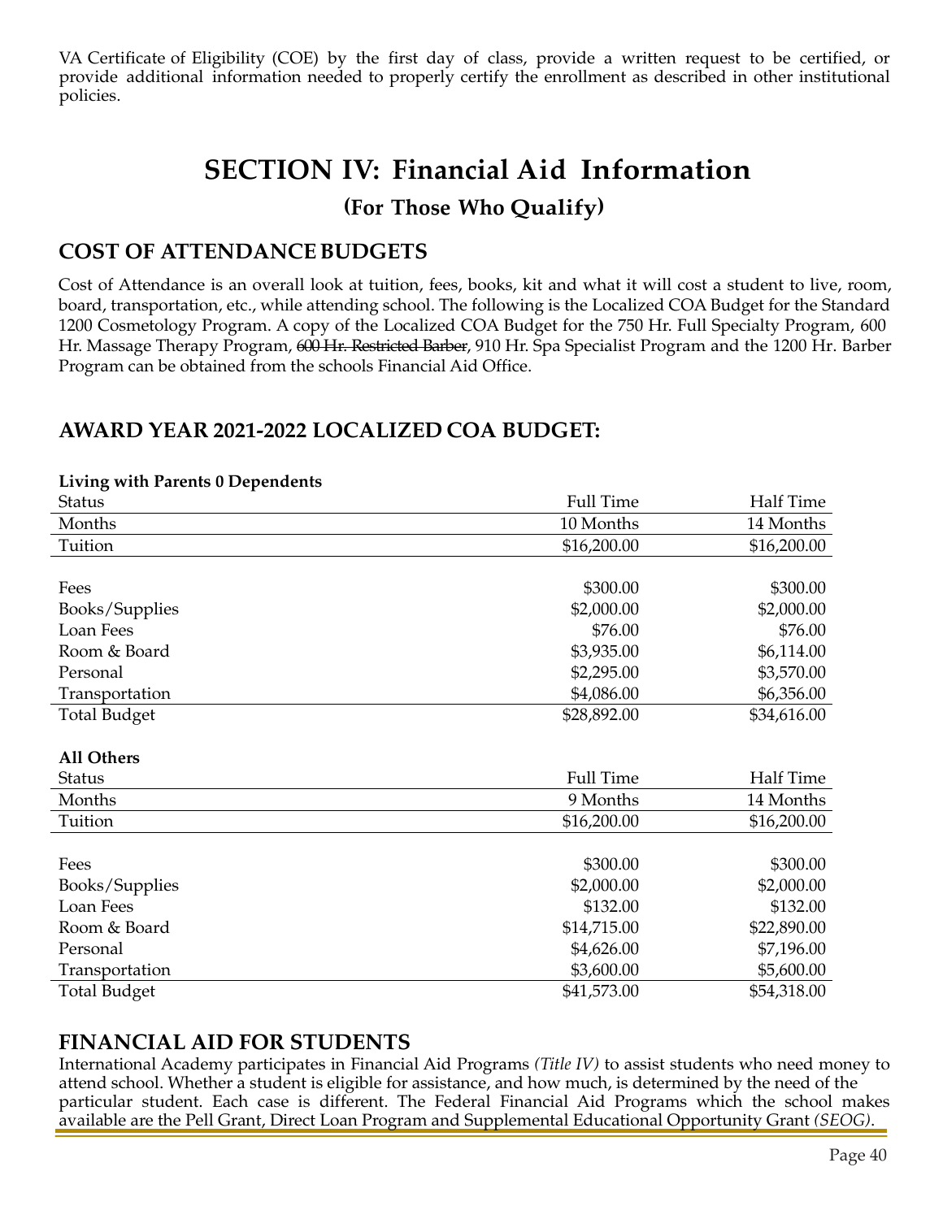VA Certificate of Eligibility (COE) by the first day of class, provide a written request to be certified, or provide additional information needed to properly certify the enrollment as described in other institutional policies.

# SECTION IV: Financial Aid Information

## (For Those Who Qualify)

## COST OF ATTENDANCE BUDGETS

Cost of Attendance is an overall look at tuition, fees, books, kit and what it will cost a student to live, room, board, transportation, etc., while attending school. The following is the Localized COA Budget for the Standard 1200 Cosmetology Program. A copy of the Localized COA Budget for the 750 Hr. Full Specialty Program, 600 Hr. Massage Therapy Program, ~~600 Hr. Restricted Barber~~, 910 Hr. Spa Specialist Program and the 1200 Hr. Barber Program can be obtained from the schools Financial Aid Office.

## AWARD YEAR 2021-2022 LOCALIZED COA BUDGET:

**Living with Parents 0 Dependents**

| Status | Full Time | Half Time |
|---|---|---|
| Months | 10 Months | 14 Months |
| Tuition | $16,200.00 | $16,200.00 |
| Fees | $300.00 | $300.00 |
| Books/Supplies | $2,000.00 | $2,000.00 |
| Loan Fees | $76.00 | $76.00 |
| Room & Board | $3,935.00 | $6,114.00 |
| Personal | $2,295.00 | $3,570.00 |
| Transportation | $4,086.00 | $6,356.00 |
| Total Budget | $28,892.00 | $34,616.00 |

**All Others**

| Status | Full Time | Half Time |
|---|---|---|
| Months | 9 Months | 14 Months |
| Tuition | $16,200.00 | $16,200.00 |
| Fees | $300.00 | $300.00 |
| Books/Supplies | $2,000.00 | $2,000.00 |
| Loan Fees | $132.00 | $132.00 |
| Room & Board | $14,715.00 | $22,890.00 |
| Personal | $4,626.00 | $7,196.00 |
| Transportation | $3,600.00 | $5,600.00 |
| Total Budget | $41,573.00 | $54,318.00 |

## FINANCIAL AID FOR STUDENTS

International Academy participates in Financial Aid Programs *(Title IV)* to assist students who need money to attend school. Whether a student is eligible for assistance, and how much, is determined by the need of the particular student. Each case is different. The Federal Financial Aid Programs which the school makes available are the Pell Grant, Direct Loan Program and Supplemental Educational Opportunity Grant *(SEOG)*.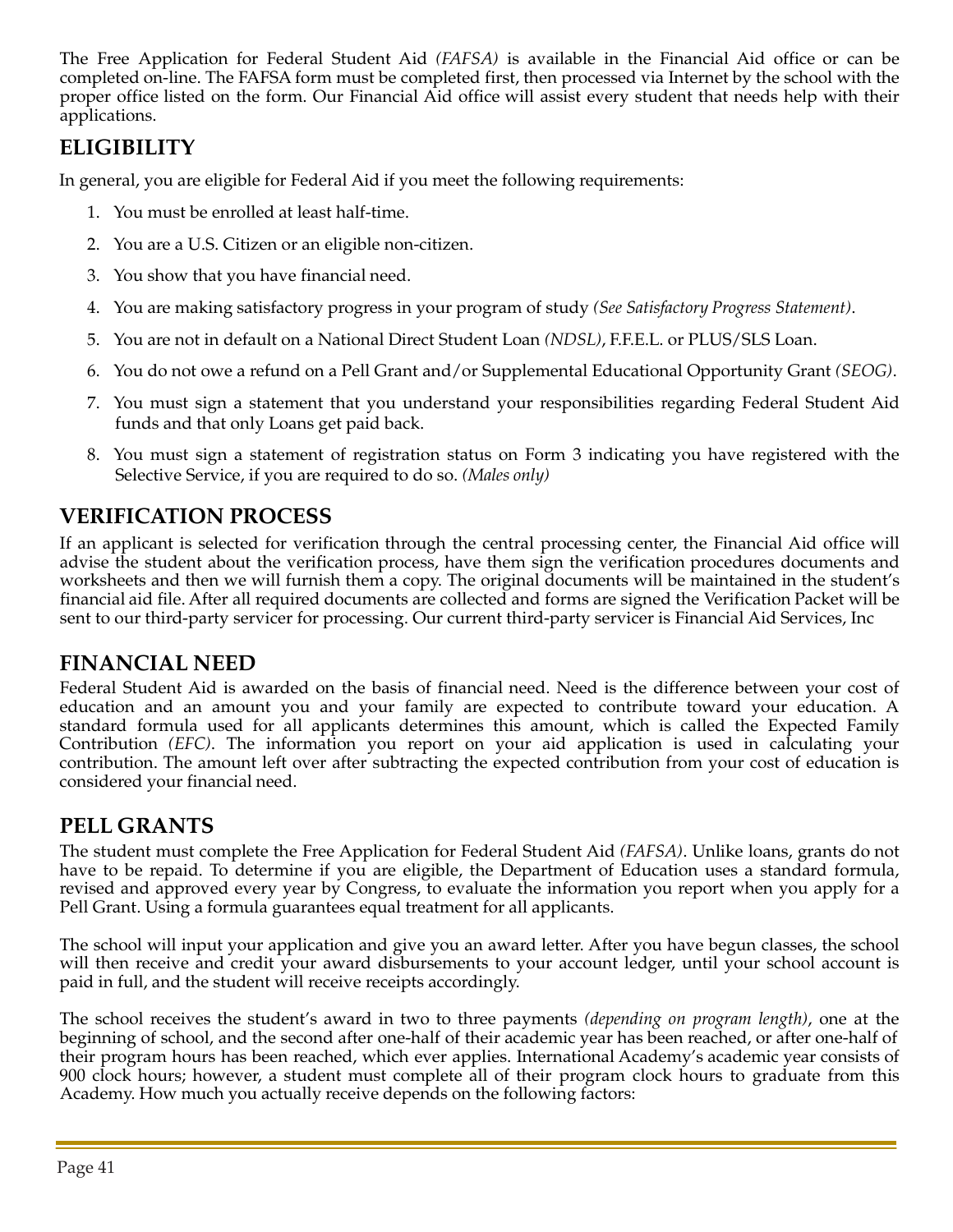The Free Application for Federal Student Aid *(FAFSA)* is available in the Financial Aid office or can be completed on-line. The FAFSA form must be completed first, then processed via Internet by the school with the proper office listed on the form. Our Financial Aid office will assist every student that needs help with their applications.

## ELIGIBILITY

In general, you are eligible for Federal Aid if you meet the following requirements:

1. You must be enrolled at least half-time.
2. You are a U.S. Citizen or an eligible non-citizen.
3. You show that you have financial need.
4. You are making satisfactory progress in your program of study *(See Satisfactory Progress Statement)*.
5. You are not in default on a National Direct Student Loan *(NDSL)*, F.F.E.L. or PLUS/SLS Loan.
6. You do not owe a refund on a Pell Grant and/or Supplemental Educational Opportunity Grant *(SEOG)*.
7. You must sign a statement that you understand your responsibilities regarding Federal Student Aid funds and that only Loans get paid back.
8. You must sign a statement of registration status on Form 3 indicating you have registered with the Selective Service, if you are required to do so. *(Males only)*

## VERIFICATION PROCESS

If an applicant is selected for verification through the central processing center, the Financial Aid office will advise the student about the verification process, have them sign the verification procedures documents and worksheets and then we will furnish them a copy. The original documents will be maintained in the student's financial aid file. After all required documents are collected and forms are signed the Verification Packet will be sent to our third-party servicer for processing. Our current third-party servicer is Financial Aid Services, Inc

## FINANCIAL NEED

Federal Student Aid is awarded on the basis of financial need. Need is the difference between your cost of education and an amount you and your family are expected to contribute toward your education. A standard formula used for all applicants determines this amount, which is called the Expected Family Contribution *(EFC)*. The information you report on your aid application is used in calculating your contribution. The amount left over after subtracting the expected contribution from your cost of education is considered your financial need.

## PELL GRANTS

The student must complete the Free Application for Federal Student Aid *(FAFSA)*. Unlike loans, grants do not have to be repaid. To determine if you are eligible, the Department of Education uses a standard formula, revised and approved every year by Congress, to evaluate the information you report when you apply for a Pell Grant. Using a formula guarantees equal treatment for all applicants.

The school will input your application and give you an award letter. After you have begun classes, the school will then receive and credit your award disbursements to your account ledger, until your school account is paid in full, and the student will receive receipts accordingly.

The school receives the student's award in two to three payments *(depending on program length)*, one at the beginning of school, and the second after one-half of their academic year has been reached, or after one-half of their program hours has been reached, which ever applies. International Academy's academic year consists of 900 clock hours; however, a student must complete all of their program clock hours to graduate from this Academy. How much you actually receive depends on the following factors: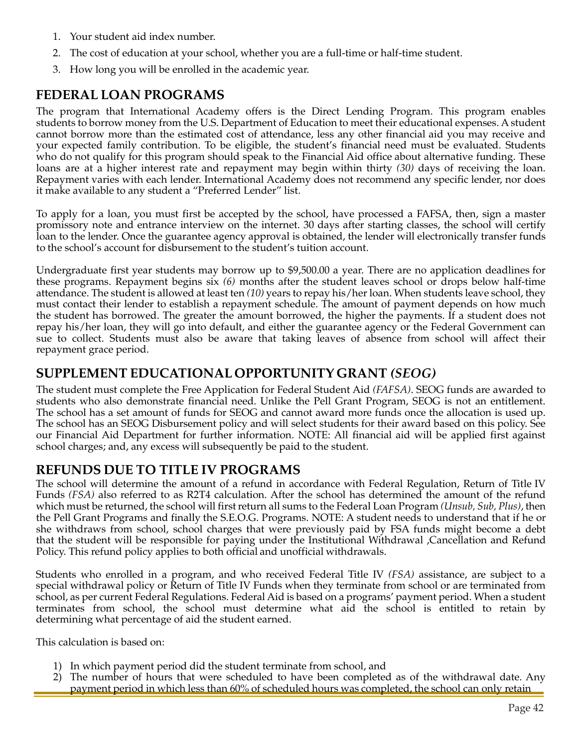1. Your student aid index number.
2. The cost of education at your school, whether you are a full-time or half-time student.
3. How long you will be enrolled in the academic year.

## FEDERAL LOAN PROGRAMS

The program that International Academy offers is the Direct Lending Program. This program enables students to borrow money from the U.S. Department of Education to meet their educational expenses. A student cannot borrow more than the estimated cost of attendance, less any other financial aid you may receive and your expected family contribution. To be eligible, the student's financial need must be evaluated. Students who do not qualify for this program should speak to the Financial Aid office about alternative funding. These loans are at a higher interest rate and repayment may begin within thirty *(30)* days of receiving the loan. Repayment varies with each lender. International Academy does not recommend any specific lender, nor does it make available to any student a "Preferred Lender" list.

To apply for a loan, you must first be accepted by the school, have processed a FAFSA, then, sign a master promissory note and entrance interview on the internet. 30 days after starting classes, the school will certify loan to the lender. Once the guarantee agency approval is obtained, the lender will electronically transfer funds to the school's account for disbursement to the student's tuition account.

Undergraduate first year students may borrow up to $9,500.00 a year. There are no application deadlines for these programs. Repayment begins six *(6)* months after the student leaves school or drops below half-time attendance. The student is allowed at least ten *(10)* years to repay his/her loan. When students leave school, they must contact their lender to establish a repayment schedule. The amount of payment depends on how much the student has borrowed. The greater the amount borrowed, the higher the payments. If a student does not repay his/her loan, they will go into default, and either the guarantee agency or the Federal Government can sue to collect. Students must also be aware that taking leaves of absence from school will affect their repayment grace period.

## SUPPLEMENT EDUCATIONAL OPPORTUNITY GRANT *(SEOG)*

The student must complete the Free Application for Federal Student Aid *(FAFSA)*. SEOG funds are awarded to students who also demonstrate financial need. Unlike the Pell Grant Program, SEOG is not an entitlement. The school has a set amount of funds for SEOG and cannot award more funds once the allocation is used up. The school has an SEOG Disbursement policy and will select students for their award based on this policy. See our Financial Aid Department for further information. NOTE: All financial aid will be applied first against school charges; and, any excess will subsequently be paid to the student.

## REFUNDS DUE TO TITLE IV PROGRAMS

The school will determine the amount of a refund in accordance with Federal Regulation, Return of Title IV Funds *(FSA)* also referred to as R2T4 calculation. After the school has determined the amount of the refund which must be returned, the school will first return all sums to the Federal Loan Program *(Unsub, Sub, Plus)*, then the Pell Grant Programs and finally the S.E.O.G. Programs. NOTE: A student needs to understand that if he or she withdraws from school, school charges that were previously paid by FSA funds might become a debt that the student will be responsible for paying under the Institutional Withdrawal ,Cancellation and Refund Policy. This refund policy applies to both official and unofficial withdrawals.

Students who enrolled in a program, and who received Federal Title IV *(FSA)* assistance, are subject to a special withdrawal policy or Return of Title IV Funds when they terminate from school or are terminated from school, as per current Federal Regulations. Federal Aid is based on a programs' payment period. When a student terminates from school, the school must determine what aid the school is entitled to retain by determining what percentage of aid the student earned.

This calculation is based on:

1) In which payment period did the student terminate from school, and
2) The number of hours that were scheduled to have been completed as of the withdrawal date. Any payment period in which less than 60% of scheduled hours was completed, the school can only retain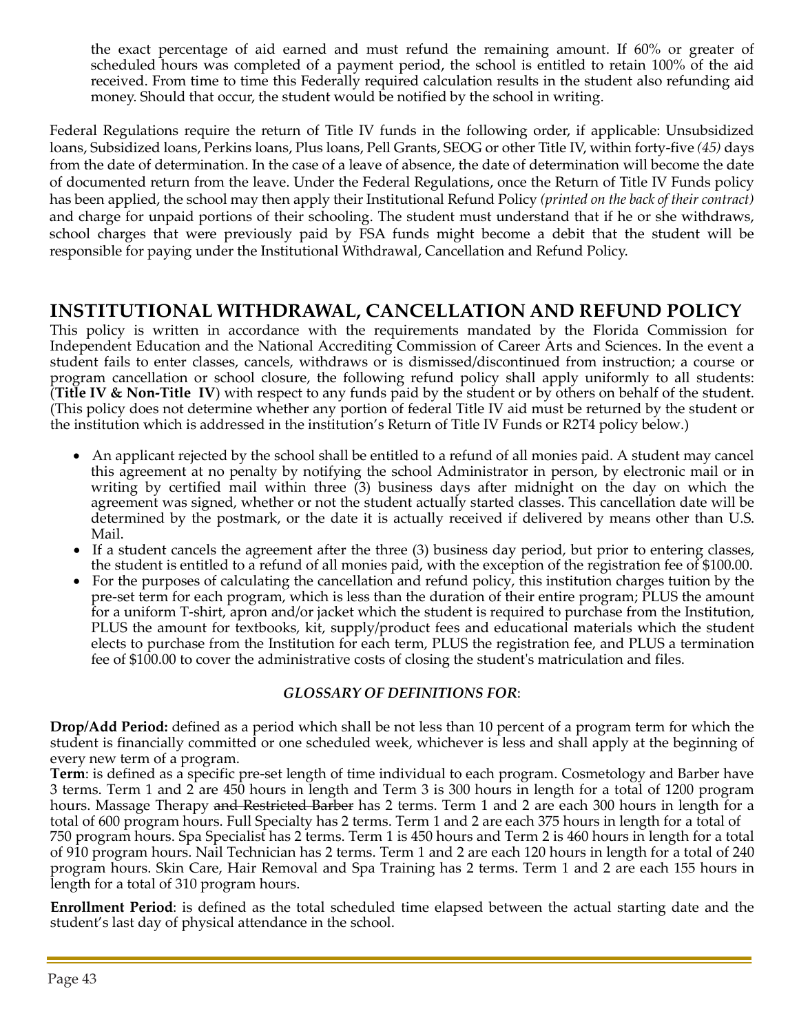the exact percentage of aid earned and must refund the remaining amount. If 60% or greater of scheduled hours was completed of a payment period, the school is entitled to retain 100% of the aid received. From time to time this Federally required calculation results in the student also refunding aid money. Should that occur, the student would be notified by the school in writing.

Federal Regulations require the return of Title IV funds in the following order, if applicable: Unsubsidized loans, Subsidized loans, Perkins loans, Plus loans, Pell Grants, SEOG or other Title IV, within forty-five *(45)* days from the date of determination. In the case of a leave of absence, the date of determination will become the date of documented return from the leave. Under the Federal Regulations, once the Return of Title IV Funds policy has been applied, the school may then apply their Institutional Refund Policy *(printed on the back of their contract)* and charge for unpaid portions of their schooling. The student must understand that if he or she withdraws, school charges that were previously paid by FSA funds might become a debit that the student will be responsible for paying under the Institutional Withdrawal, Cancellation and Refund Policy.

## INSTITUTIONAL WITHDRAWAL, CANCELLATION AND REFUND POLICY

This policy is written in accordance with the requirements mandated by the Florida Commission for Independent Education and the National Accrediting Commission of Career Arts and Sciences. In the event a student fails to enter classes, cancels, withdraws or is dismissed/discontinued from instruction; a course or program cancellation or school closure, the following refund policy shall apply uniformly to all students: (**Title IV & Non-Title IV**) with respect to any funds paid by the student or by others on behalf of the student. (This policy does not determine whether any portion of federal Title IV aid must be returned by the student or the institution which is addressed in the institution's Return of Title IV Funds or R2T4 policy below.)

- An applicant rejected by the school shall be entitled to a refund of all monies paid. A student may cancel this agreement at no penalty by notifying the school Administrator in person, by electronic mail or in writing by certified mail within three (3) business days after midnight on the day on which the agreement was signed, whether or not the student actually started classes. This cancellation date will be determined by the postmark, or the date it is actually received if delivered by means other than U.S. Mail.
- If a student cancels the agreement after the three (3) business day period, but prior to entering classes, the student is entitled to a refund of all monies paid, with the exception of the registration fee of $100.00.
- For the purposes of calculating the cancellation and refund policy, this institution charges tuition by the pre-set term for each program, which is less than the duration of their entire program; PLUS the amount for a uniform T-shirt, apron and/or jacket which the student is required to purchase from the Institution, PLUS the amount for textbooks, kit, supply/product fees and educational materials which the student elects to purchase from the Institution for each term, PLUS the registration fee, and PLUS a termination fee of $100.00 to cover the administrative costs of closing the student's matriculation and files.

### *GLOSSARY OF DEFINITIONS FOR*:

**Drop/Add Period:** defined as a period which shall be not less than 10 percent of a program term for which the student is financially committed or one scheduled week, whichever is less and shall apply at the beginning of every new term of a program.

**Term**: is defined as a specific pre-set length of time individual to each program. Cosmetology and Barber have 3 terms. Term 1 and 2 are 450 hours in length and Term 3 is 300 hours in length for a total of 1200 program hours. Massage Therapy ~~and Restricted Barber~~ has 2 terms. Term 1 and 2 are each 300 hours in length for a total of 600 program hours. Full Specialty has 2 terms. Term 1 and 2 are each 375 hours in length for a total of 750 program hours. Spa Specialist has 2 terms. Term 1 is 450 hours and Term 2 is 460 hours in length for a total of 910 program hours. Nail Technician has 2 terms. Term 1 and 2 are each 120 hours in length for a total of 240 program hours. Skin Care, Hair Removal and Spa Training has 2 terms. Term 1 and 2 are each 155 hours in length for a total of 310 program hours.

**Enrollment Period**: is defined as the total scheduled time elapsed between the actual starting date and the student's last day of physical attendance in the school.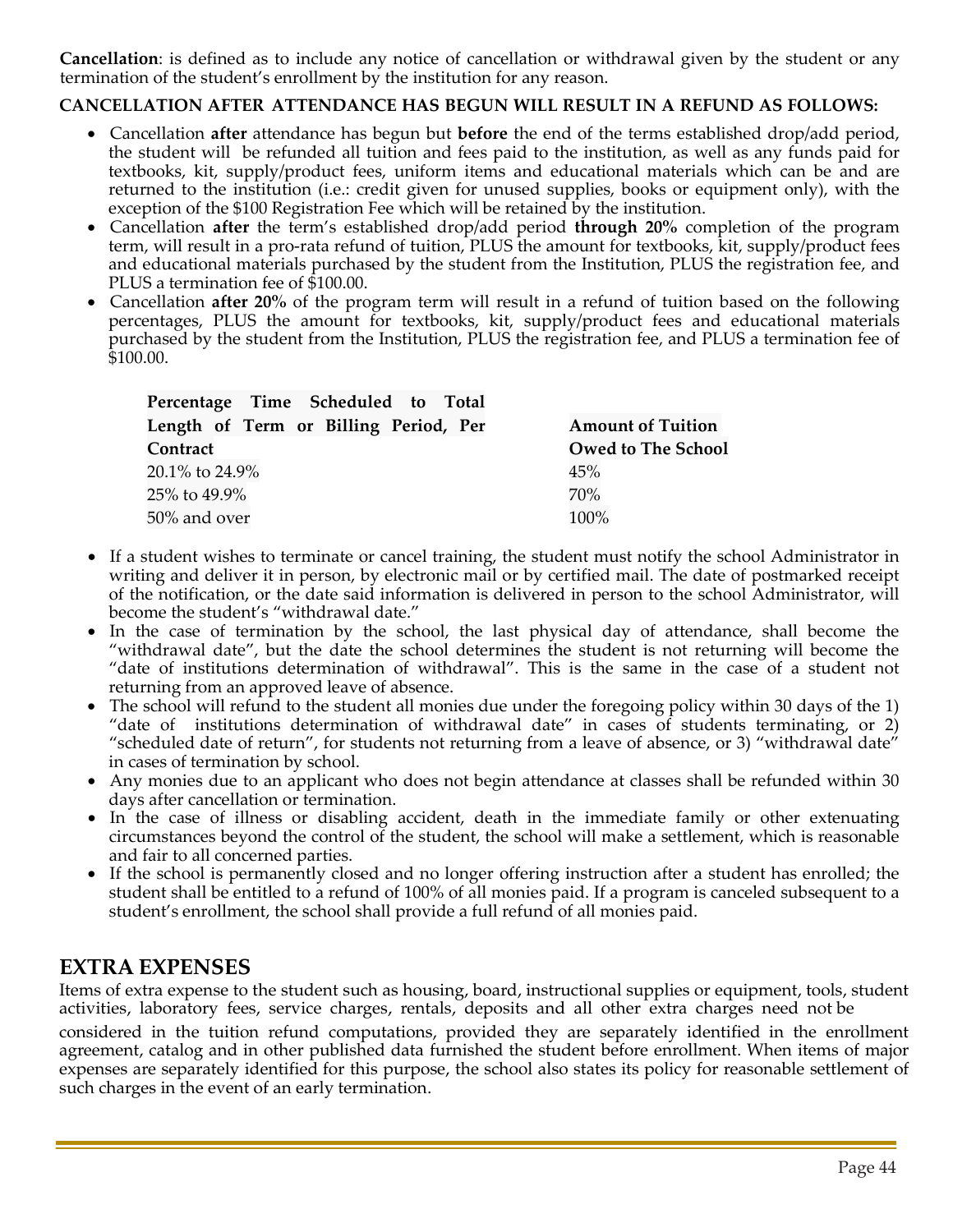**Cancellation**: is defined as to include any notice of cancellation or withdrawal given by the student or any termination of the student's enrollment by the institution for any reason.

**CANCELLATION AFTER ATTENDANCE HAS BEGUN WILL RESULT IN A REFUND AS FOLLOWS:**

- Cancellation **after** attendance has begun but **before** the end of the terms established drop/add period, the student will be refunded all tuition and fees paid to the institution, as well as any funds paid for textbooks, kit, supply/product fees, uniform items and educational materials which can be and are returned to the institution (i.e.: credit given for unused supplies, books or equipment only), with the exception of the $100 Registration Fee which will be retained by the institution.
- Cancellation **after** the term's established drop/add period **through 20%** completion of the program term, will result in a pro-rata refund of tuition, PLUS the amount for textbooks, kit, supply/product fees and educational materials purchased by the student from the Institution, PLUS the registration fee, and PLUS a termination fee of $100.00.
- Cancellation **after 20%** of the program term will result in a refund of tuition based on the following percentages, PLUS the amount for textbooks, kit, supply/product fees and educational materials purchased by the student from the Institution, PLUS the registration fee, and PLUS a termination fee of $100.00.

| Percentage Time Scheduled to Total Length of Term or Billing Period, Per Contract | Amount of Tuition Owed to The School |
|---|---|
| 20.1% to 24.9% | 45% |
| 25% to 49.9% | 70% |
| 50% and over | 100% |

- If a student wishes to terminate or cancel training, the student must notify the school Administrator in writing and deliver it in person, by electronic mail or by certified mail. The date of postmarked receipt of the notification, or the date said information is delivered in person to the school Administrator, will become the student's "withdrawal date."
- In the case of termination by the school, the last physical day of attendance, shall become the "withdrawal date", but the date the school determines the student is not returning will become the "date of institutions determination of withdrawal". This is the same in the case of a student not returning from an approved leave of absence.
- The school will refund to the student all monies due under the foregoing policy within 30 days of the 1) "date of institutions determination of withdrawal date" in cases of students terminating, or 2) "scheduled date of return", for students not returning from a leave of absence, or 3) "withdrawal date" in cases of termination by school.
- Any monies due to an applicant who does not begin attendance at classes shall be refunded within 30 days after cancellation or termination.
- In the case of illness or disabling accident, death in the immediate family or other extenuating circumstances beyond the control of the student, the school will make a settlement, which is reasonable and fair to all concerned parties.
- If the school is permanently closed and no longer offering instruction after a student has enrolled; the student shall be entitled to a refund of 100% of all monies paid. If a program is canceled subsequent to a student's enrollment, the school shall provide a full refund of all monies paid.

## EXTRA EXPENSES

Items of extra expense to the student such as housing, board, instructional supplies or equipment, tools, student activities, laboratory fees, service charges, rentals, deposits and all other extra charges need not be considered in the tuition refund computations, provided they are separately identified in the enrollment agreement, catalog and in other published data furnished the student before enrollment. When items of major expenses are separately identified for this purpose, the school also states its policy for reasonable settlement of such charges in the event of an early termination.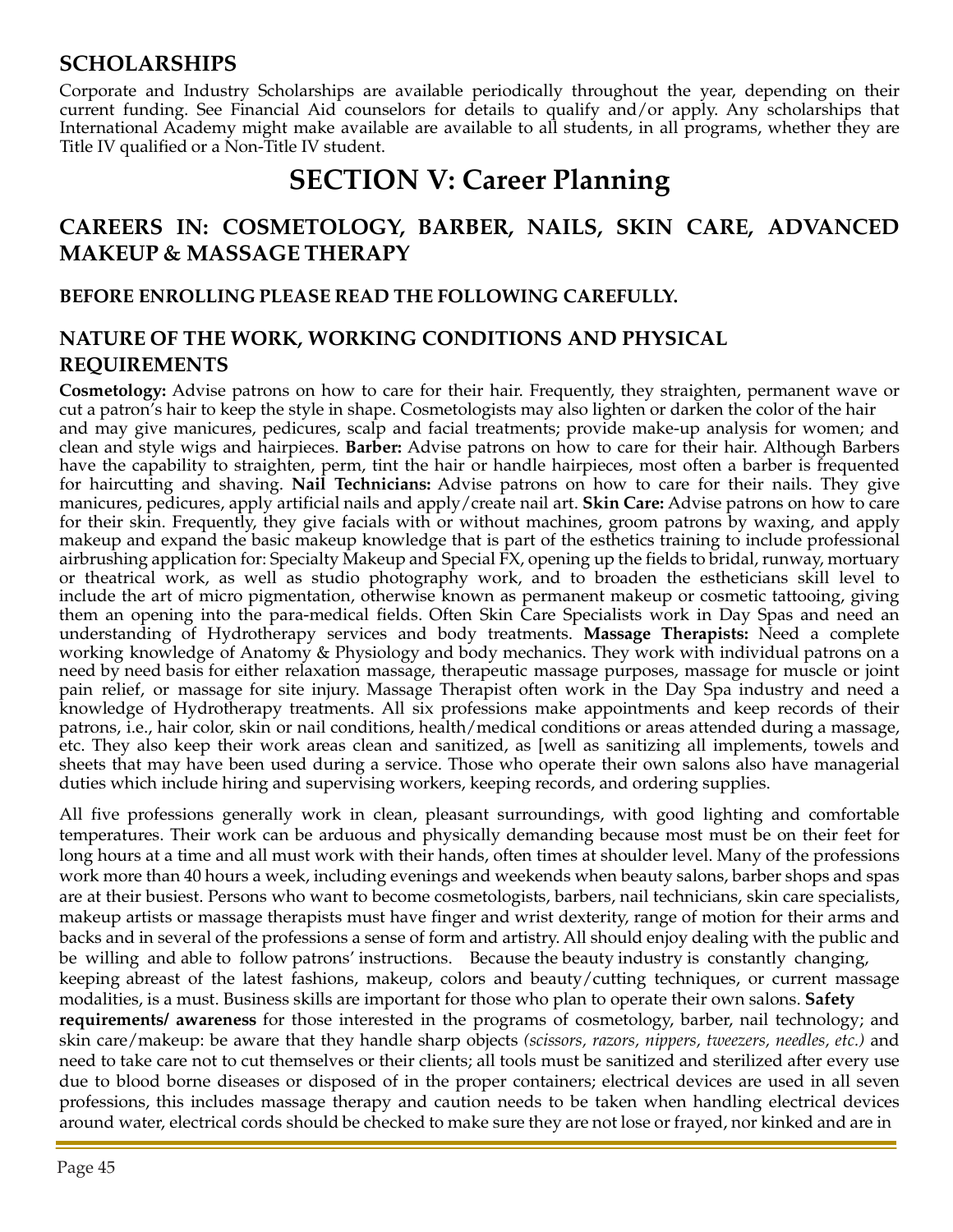## SCHOLARSHIPS

Corporate and Industry Scholarships are available periodically throughout the year, depending on their current funding. See Financial Aid counselors for details to qualify and/or apply. Any scholarships that International Academy might make available are available to all students, in all programs, whether they are Title IV qualified or a Non-Title IV student.

# SECTION V: Career Planning

## CAREERS IN: COSMETOLOGY, BARBER, NAILS, SKIN CARE, ADVANCED MAKEUP & MASSAGE THERAPY

### BEFORE ENROLLING PLEASE READ THE FOLLOWING CAREFULLY.

## NATURE OF THE WORK, WORKING CONDITIONS AND PHYSICAL REQUIREMENTS

**Cosmetology:** Advise patrons on how to care for their hair. Frequently, they straighten, permanent wave or cut a patron's hair to keep the style in shape. Cosmetologists may also lighten or darken the color of the hair and may give manicures, pedicures, scalp and facial treatments; provide make-up analysis for women; and clean and style wigs and hairpieces. **Barber:** Advise patrons on how to care for their hair. Although Barbers have the capability to straighten, perm, tint the hair or handle hairpieces, most often a barber is frequented for haircutting and shaving. **Nail Technicians:** Advise patrons on how to care for their nails. They give manicures, pedicures, apply artificial nails and apply/create nail art. **Skin Care:** Advise patrons on how to care for their skin. Frequently, they give facials with or without machines, groom patrons by waxing, and apply makeup and expand the basic makeup knowledge that is part of the esthetics training to include professional airbrushing application for: Specialty Makeup and Special FX, opening up the fields to bridal, runway, mortuary or theatrical work, as well as studio photography work, and to broaden the estheticians skill level to include the art of micro pigmentation, otherwise known as permanent makeup or cosmetic tattooing, giving them an opening into the para-medical fields. Often Skin Care Specialists work in Day Spas and need an understanding of Hydrotherapy services and body treatments. **Massage Therapists:** Need a complete working knowledge of Anatomy & Physiology and body mechanics. They work with individual patrons on a need by need basis for either relaxation massage, therapeutic massage purposes, massage for muscle or joint pain relief, or massage for site injury. Massage Therapist often work in the Day Spa industry and need a knowledge of Hydrotherapy treatments. All six professions make appointments and keep records of their patrons, i.e., hair color, skin or nail conditions, health/medical conditions or areas attended during a massage, etc. They also keep their work areas clean and sanitized, as [well as sanitizing all implements, towels and sheets that may have been used during a service. Those who operate their own salons also have managerial duties which include hiring and supervising workers, keeping records, and ordering supplies.

All five professions generally work in clean, pleasant surroundings, with good lighting and comfortable temperatures. Their work can be arduous and physically demanding because most must be on their feet for long hours at a time and all must work with their hands, often times at shoulder level. Many of the professions work more than 40 hours a week, including evenings and weekends when beauty salons, barber shops and spas are at their busiest. Persons who want to become cosmetologists, barbers, nail technicians, skin care specialists, makeup artists or massage therapists must have finger and wrist dexterity, range of motion for their arms and backs and in several of the professions a sense of form and artistry. All should enjoy dealing with the public and be willing and able to follow patrons' instructions. Because the beauty industry is constantly changing, keeping abreast of the latest fashions, makeup, colors and beauty/cutting techniques, or current massage modalities, is a must. Business skills are important for those who plan to operate their own salons. **Safety requirements/ awareness** for those interested in the programs of cosmetology, barber, nail technology; and skin care/makeup: be aware that they handle sharp objects *(scissors, razors, nippers, tweezers, needles, etc.)* and need to take care not to cut themselves or their clients; all tools must be sanitized and sterilized after every use due to blood borne diseases or disposed of in the proper containers; electrical devices are used in all seven professions, this includes massage therapy and caution needs to be taken when handling electrical devices around water, electrical cords should be checked to make sure they are not lose or frayed, nor kinked and are in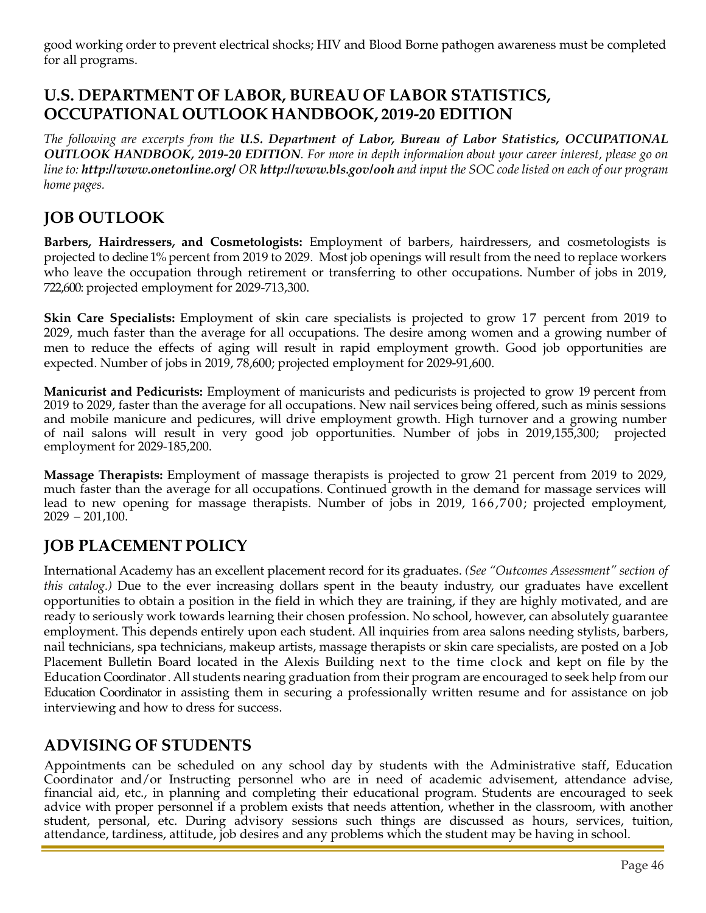good working order to prevent electrical shocks; HIV and Blood Borne pathogen awareness must be completed for all programs.

## U.S. DEPARTMENT OF LABOR, BUREAU OF LABOR STATISTICS, OCCUPATIONAL OUTLOOK HANDBOOK, 2019-20 EDITION

*The following are excerpts from the **U.S. Department of Labor, Bureau of Labor Statistics, OCCUPATIONAL OUTLOOK HANDBOOK, 2019-20 EDITION**. For more in depth information about your career interest, please go on line to: **http://www.onetonline.org/** OR **http://www.bls.gov/ooh** and input the SOC code listed on each of our program home pages.*

## JOB OUTLOOK

**Barbers, Hairdressers, and Cosmetologists:** Employment of barbers, hairdressers, and cosmetologists is projected to decline 1% percent from 2019 to 2029. Most job openings will result from the need to replace workers who leave the occupation through retirement or transferring to other occupations. Number of jobs in 2019, 722,600: projected employment for 2029-713,300.

**Skin Care Specialists:** Employment of skin care specialists is projected to grow 17 percent from 2019 to 2029, much faster than the average for all occupations. The desire among women and a growing number of men to reduce the effects of aging will result in rapid employment growth. Good job opportunities are expected. Number of jobs in 2019, 78,600; projected employment for 2029-91,600.

**Manicurist and Pedicurists:** Employment of manicurists and pedicurists is projected to grow 19 percent from 2019 to 2029, faster than the average for all occupations. New nail services being offered, such as minis sessions and mobile manicure and pedicures, will drive employment growth. High turnover and a growing number of nail salons will result in very good job opportunities. Number of jobs in 2019,155,300; projected employment for 2029-185,200.

**Massage Therapists:** Employment of massage therapists is projected to grow 21 percent from 2019 to 2029, much faster than the average for all occupations. Continued growth in the demand for massage services will lead to new opening for massage therapists. Number of jobs in 2019, 166,700; projected employment, 2029 – 201,100.

## JOB PLACEMENT POLICY

International Academy has an excellent placement record for its graduates. *(See "Outcomes Assessment" section of this catalog.)* Due to the ever increasing dollars spent in the beauty industry, our graduates have excellent opportunities to obtain a position in the field in which they are training, if they are highly motivated, and are ready to seriously work towards learning their chosen profession. No school, however, can absolutely guarantee employment. This depends entirely upon each student. All inquiries from area salons needing stylists, barbers, nail technicians, spa technicians, makeup artists, massage therapists or skin care specialists, are posted on a Job Placement Bulletin Board located in the Alexis Building next to the time clock and kept on file by the Education Coordinator . All students nearing graduation from their program are encouraged to seek help from our Education Coordinator in assisting them in securing a professionally written resume and for assistance on job interviewing and how to dress for success.

## ADVISING OF STUDENTS

Appointments can be scheduled on any school day by students with the Administrative staff, Education Coordinator and/or Instructing personnel who are in need of academic advisement, attendance advise, financial aid, etc., in planning and completing their educational program. Students are encouraged to seek advice with proper personnel if a problem exists that needs attention, whether in the classroom, with another student, personal, etc. During advisory sessions such things are discussed as hours, services, tuition, attendance, tardiness, attitude, job desires and any problems which the student may be having in school.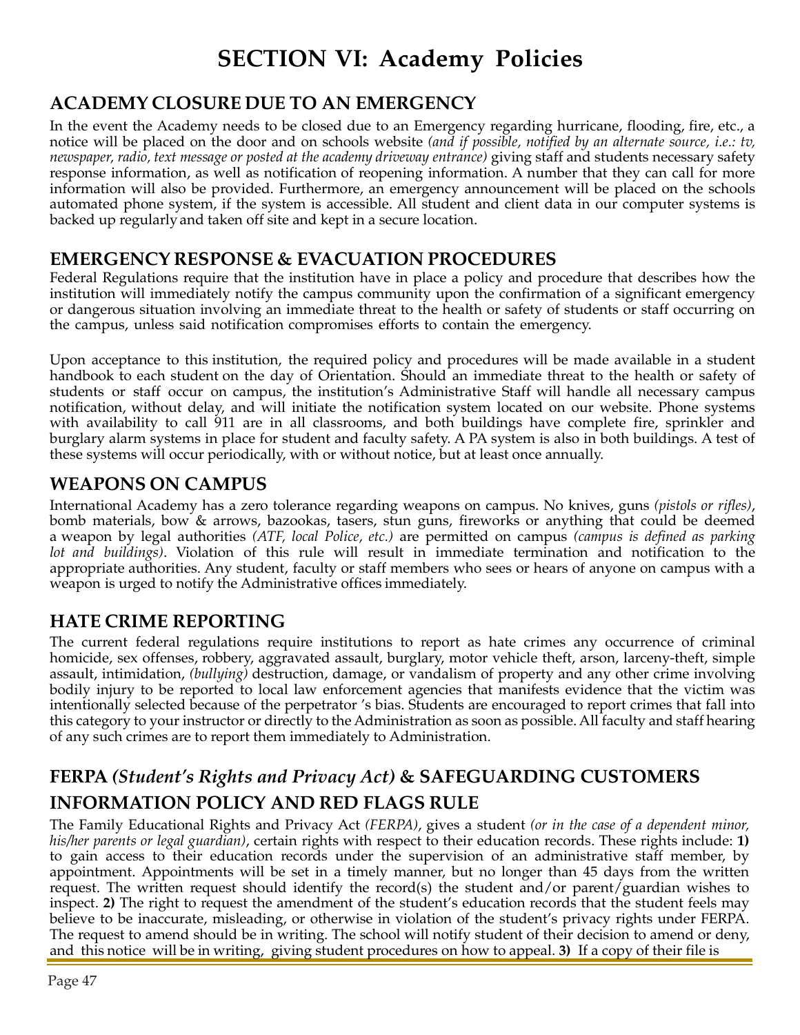# SECTION VI: Academy Policies

## ACADEMY CLOSURE DUE TO AN EMERGENCY

In the event the Academy needs to be closed due to an Emergency regarding hurricane, flooding, fire, etc., a notice will be placed on the door and on schools website *(and if possible, notified by an alternate source, i.e.: tv, newspaper, radio, text message or posted at the academy driveway entrance)* giving staff and students necessary safety response information, as well as notification of reopening information. A number that they can call for more information will also be provided. Furthermore, an emergency announcement will be placed on the schools automated phone system, if the system is accessible. All student and client data in our computer systems is backed up regularly and taken off site and kept in a secure location.

## EMERGENCY RESPONSE & EVACUATION PROCEDURES

Federal Regulations require that the institution have in place a policy and procedure that describes how the institution will immediately notify the campus community upon the confirmation of a significant emergency or dangerous situation involving an immediate threat to the health or safety of students or staff occurring on the campus, unless said notification compromises efforts to contain the emergency.

Upon acceptance to this institution, the required policy and procedures will be made available in a student handbook to each student on the day of Orientation. Should an immediate threat to the health or safety of students or staff occur on campus, the institution's Administrative Staff will handle all necessary campus notification, without delay, and will initiate the notification system located on our website. Phone systems with availability to call 911 are in all classrooms, and both buildings have complete fire, sprinkler and burglary alarm systems in place for student and faculty safety. A PA system is also in both buildings. A test of these systems will occur periodically, with or without notice, but at least once annually.

## WEAPONS ON CAMPUS

International Academy has a zero tolerance regarding weapons on campus. No knives, guns *(pistols or rifles)*, bomb materials, bow & arrows, bazookas, tasers, stun guns, fireworks or anything that could be deemed a weapon by legal authorities *(ATF, local Police, etc.)* are permitted on campus *(campus is defined as parking lot and buildings)*. Violation of this rule will result in immediate termination and notification to the appropriate authorities. Any student, faculty or staff members who sees or hears of anyone on campus with a weapon is urged to notify the Administrative offices immediately.

## HATE CRIME REPORTING

The current federal regulations require institutions to report as hate crimes any occurrence of criminal homicide, sex offenses, robbery, aggravated assault, burglary, motor vehicle theft, arson, larceny-theft, simple assault, intimidation, *(bullying)* destruction, damage, or vandalism of property and any other crime involving bodily injury to be reported to local law enforcement agencies that manifests evidence that the victim was intentionally selected because of the perpetrator 's bias. Students are encouraged to report crimes that fall into this category to your instructor or directly to the Administration as soon as possible. All faculty and staff hearing of any such crimes are to report them immediately to Administration.

## FERPA *(Student's Rights and Privacy Act)* & SAFEGUARDING CUSTOMERS INFORMATION POLICY AND RED FLAGS RULE

The Family Educational Rights and Privacy Act *(FERPA)*, gives a student *(or in the case of a dependent minor, his/her parents or legal guardian)*, certain rights with respect to their education records. These rights include: **1)** to gain access to their education records under the supervision of an administrative staff member, by appointment. Appointments will be set in a timely manner, but no longer than 45 days from the written request. The written request should identify the record(s) the student and/or parent/guardian wishes to inspect. **2)** The right to request the amendment of the student's education records that the student feels may believe to be inaccurate, misleading, or otherwise in violation of the student's privacy rights under FERPA. The request to amend should be in writing. The school will notify student of their decision to amend or deny, and this notice will be in writing, giving student procedures on how to appeal. **3)** If a copy of their file is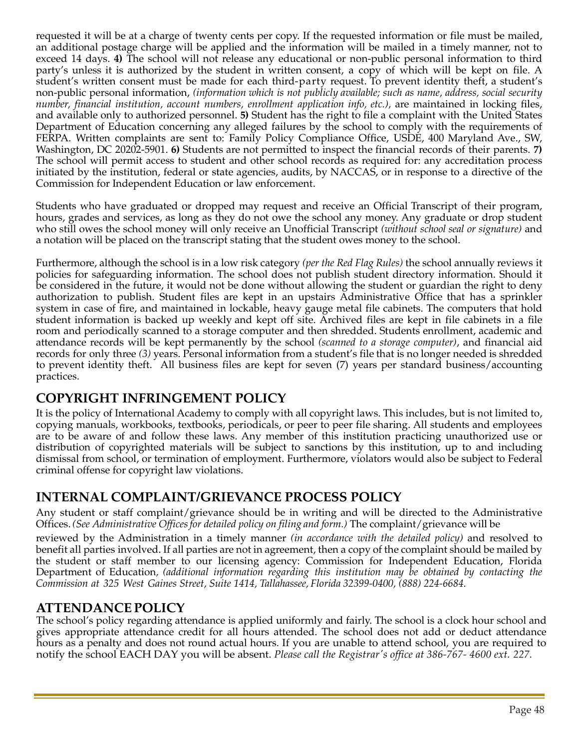requested it will be at a charge of twenty cents per copy. If the requested information or file must be mailed, an additional postage charge will be applied and the information will be mailed in a timely manner, not to exceed 14 days. **4)** The school will not release any educational or non-public personal information to third party's unless it is authorized by the student in written consent, a copy of which will be kept on file. A student's written consent must be made for each third-party request. To prevent identity theft, a student's non-public personal information, *(information which is not publicly available; such as name, address, social security number, financial institution, account numbers, enrollment application info, etc.),* are maintained in locking files, and available only to authorized personnel. **5)** Student has the right to file a complaint with the United States Department of Education concerning any alleged failures by the school to comply with the requirements of FERPA. Written complaints are sent to: Family Policy Compliance Office, USDE, 400 Maryland Ave., SW, Washington, DC 20202-5901. **6)** Students are not permitted to inspect the financial records of their parents. **7)** The school will permit access to student and other school records as required for: any accreditation process initiated by the institution, federal or state agencies, audits, by NACCAS, or in response to a directive of the Commission for Independent Education or law enforcement.

Students who have graduated or dropped may request and receive an Official Transcript of their program, hours, grades and services, as long as they do not owe the school any money. Any graduate or drop student who still owes the school money will only receive an Unofficial Transcript *(without school seal or signature)* and a notation will be placed on the transcript stating that the student owes money to the school.

Furthermore, although the school is in a low risk category *(per the Red Flag Rules)* the school annually reviews it policies for safeguarding information. The school does not publish student directory information. Should it be considered in the future, it would not be done without allowing the student or guardian the right to deny authorization to publish. Student files are kept in an upstairs Administrative Office that has a sprinkler system in case of fire, and maintained in lockable, heavy gauge metal file cabinets. The computers that hold student information is backed up weekly and kept off site. Archived files are kept in file cabinets in a file room and periodically scanned to a storage computer and then shredded. Students enrollment, academic and attendance records will be kept permanently by the school *(scanned to a storage computer)*, and financial aid records for only three *(3)* years. Personal information from a student's file that is no longer needed is shredded to prevent identity theft. All business files are kept for seven (7) years per standard business/accounting practices.

## COPYRIGHT INFRINGEMENT POLICY

It is the policy of International Academy to comply with all copyright laws. This includes, but is not limited to, copying manuals, workbooks, textbooks, periodicals, or peer to peer file sharing. All students and employees are to be aware of and follow these laws. Any member of this institution practicing unauthorized use or distribution of copyrighted materials will be subject to sanctions by this institution, up to and including dismissal from school, or termination of employment. Furthermore, violators would also be subject to Federal criminal offense for copyright law violations.

## INTERNAL COMPLAINT/GRIEVANCE PROCESS POLICY

Any student or staff complaint/grievance should be in writing and will be directed to the Administrative Offices. *(See Administrative Offices for detailed policy on filing and form.)* The complaint/grievance will be reviewed by the Administration in a timely manner *(in accordance with the detailed policy)* and resolved to benefit all parties involved. If all parties are not in agreement, then a copy of the complaint should be mailed by the student or staff member to our licensing agency: Commission for Independent Education, Florida Department of Education, *(additional information regarding this institution may be obtained by contacting the Commission at 325 West Gaines Street, Suite 1414, Tallahassee, Florida 32399-0400, (888) 224-6684.*

## ATTENDANCE POLICY

The school's policy regarding attendance is applied uniformly and fairly. The school is a clock hour school and gives appropriate attendance credit for all hours attended. The school does not add or deduct attendance hours as a penalty and does not round actual hours. If you are unable to attend school, you are required to notify the school EACH DAY you will be absent. *Please call the Registrar's office at 386-767- 4600 ext. 227.*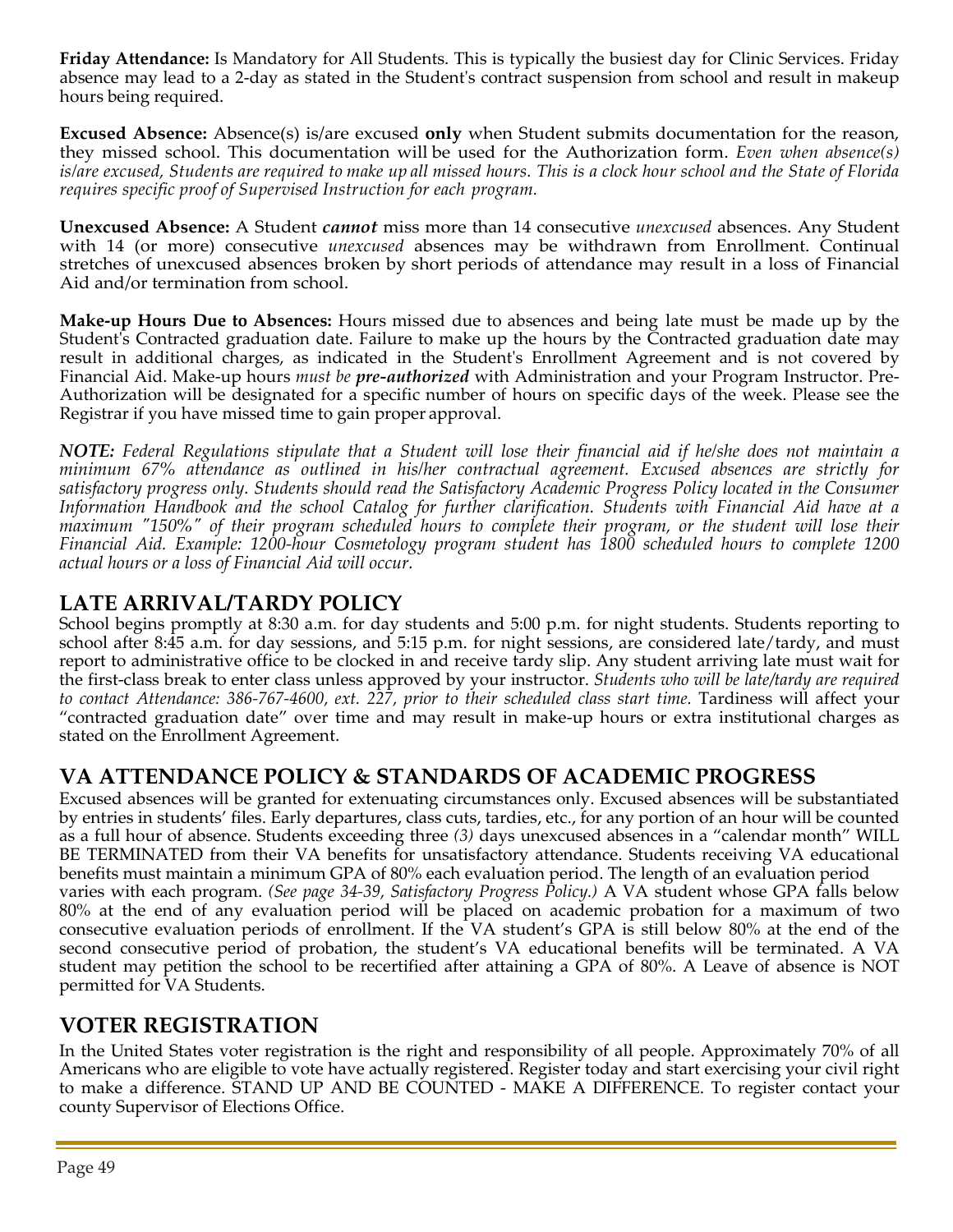**Friday Attendance:** Is Mandatory for All Students. This is typically the busiest day for Clinic Services. Friday absence may lead to a 2-day as stated in the Student's contract suspension from school and result in makeup hours being required.

**Excused Absence:** Absence(s) is/are excused **only** when Student submits documentation for the reason, they missed school. This documentation will be used for the Authorization form. *Even when absence(s) is/are excused, Students are required to make up all missed hours. This is a clock hour school and the State of Florida requires specific proof of Supervised Instruction for each program.*

**Unexcused Absence:** A Student ***cannot*** miss more than 14 consecutive *unexcused* absences. Any Student with 14 (or more) consecutive *unexcused* absences may be withdrawn from Enrollment. Continual stretches of unexcused absences broken by short periods of attendance may result in a loss of Financial Aid and/or termination from school.

**Make-up Hours Due to Absences:** Hours missed due to absences and being late must be made up by the Student's Contracted graduation date. Failure to make up the hours by the Contracted graduation date may result in additional charges, as indicated in the Student's Enrollment Agreement and is not covered by Financial Aid. Make-up hours *must be **pre-authorized*** with Administration and your Program Instructor. Pre-Authorization will be designated for a specific number of hours on specific days of the week. Please see the Registrar if you have missed time to gain proper approval.

***NOTE:** Federal Regulations stipulate that a Student will lose their financial aid if he/she does not maintain a minimum 67% attendance as outlined in his/her contractual agreement. Excused absences are strictly for satisfactory progress only. Students should read the Satisfactory Academic Progress Policy located in the Consumer Information Handbook and the school Catalog for further clarification. Students with Financial Aid have at a maximum "150%" of their program scheduled hours to complete their program, or the student will lose their Financial Aid. Example: 1200-hour Cosmetology program student has 1800 scheduled hours to complete 1200 actual hours or a loss of Financial Aid will occur.*

## LATE ARRIVAL/TARDY POLICY

School begins promptly at 8:30 a.m. for day students and 5:00 p.m. for night students. Students reporting to school after 8:45 a.m. for day sessions, and 5:15 p.m. for night sessions, are considered late/tardy, and must report to administrative office to be clocked in and receive tardy slip. Any student arriving late must wait for the first-class break to enter class unless approved by your instructor. *Students who will be late/tardy are required to contact Attendance: 386-767-4600, ext. 227, prior to their scheduled class start time.* Tardiness will affect your "contracted graduation date" over time and may result in make-up hours or extra institutional charges as stated on the Enrollment Agreement.

## VA ATTENDANCE POLICY & STANDARDS OF ACADEMIC PROGRESS

Excused absences will be granted for extenuating circumstances only. Excused absences will be substantiated by entries in students' files. Early departures, class cuts, tardies, etc., for any portion of an hour will be counted as a full hour of absence. Students exceeding three *(3)* days unexcused absences in a "calendar month" WILL BE TERMINATED from their VA benefits for unsatisfactory attendance. Students receiving VA educational benefits must maintain a minimum GPA of 80% each evaluation period. The length of an evaluation period varies with each program. *(See page 34-39, Satisfactory Progress Policy.)* A VA student whose GPA falls below 80% at the end of any evaluation period will be placed on academic probation for a maximum of two consecutive evaluation periods of enrollment. If the VA student's GPA is still below 80% at the end of the second consecutive period of probation, the student's VA educational benefits will be terminated. A VA student may petition the school to be recertified after attaining a GPA of 80%. A Leave of absence is NOT permitted for VA Students.

## VOTER REGISTRATION

In the United States voter registration is the right and responsibility of all people. Approximately 70% of all Americans who are eligible to vote have actually registered. Register today and start exercising your civil right to make a difference. STAND UP AND BE COUNTED - MAKE A DIFFERENCE. To register contact your county Supervisor of Elections Office.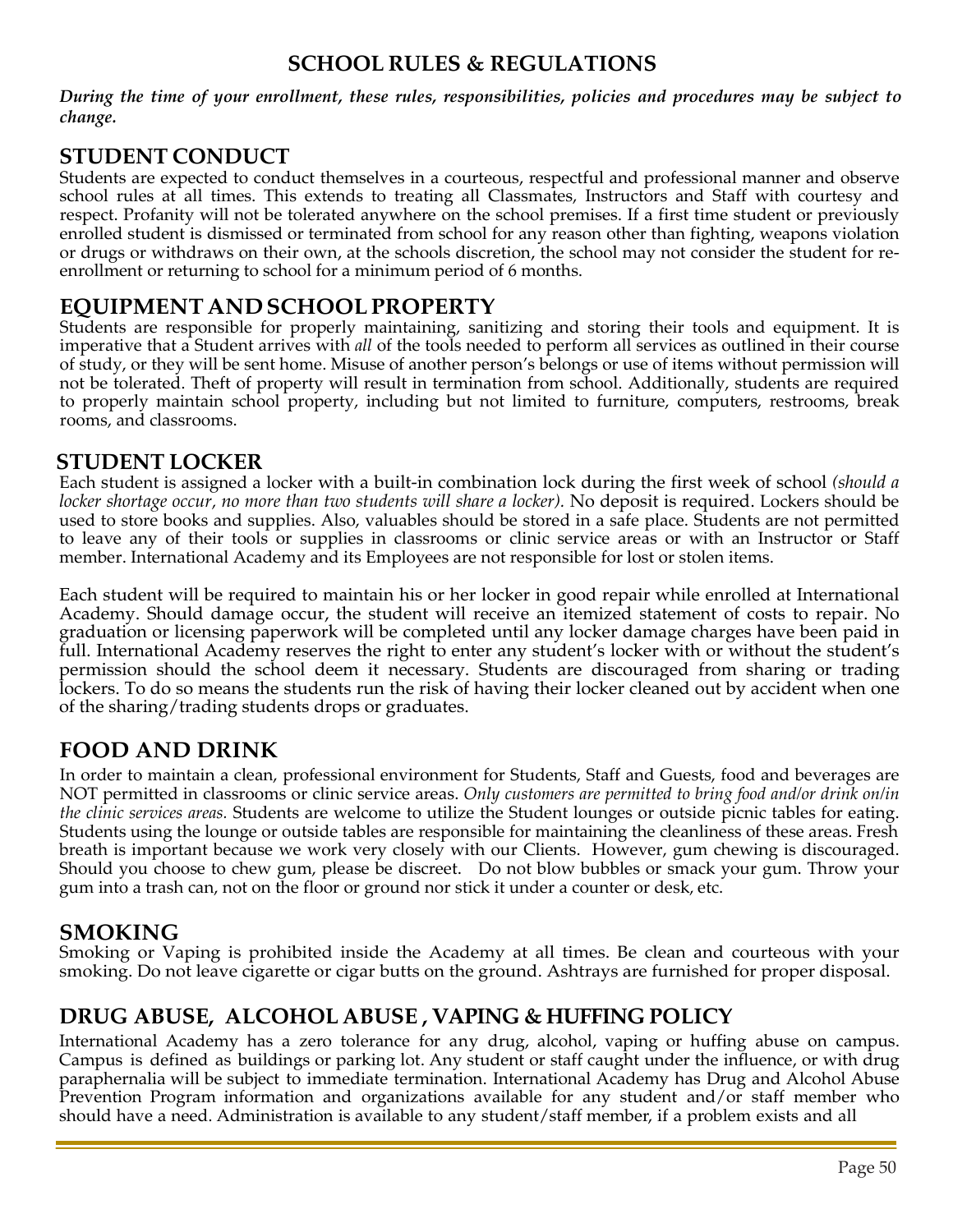# SCHOOL RULES & REGULATIONS

***During the time of your enrollment, these rules, responsibilities, policies and procedures may be subject to change.***

## STUDENT CONDUCT

Students are expected to conduct themselves in a courteous, respectful and professional manner and observe school rules at all times. This extends to treating all Classmates, Instructors and Staff with courtesy and respect. Profanity will not be tolerated anywhere on the school premises. If a first time student or previously enrolled student is dismissed or terminated from school for any reason other than fighting, weapons violation or drugs or withdraws on their own, at the schools discretion, the school may not consider the student for re-enrollment or returning to school for a minimum period of 6 months.

## EQUIPMENT AND SCHOOL PROPERTY

Students are responsible for properly maintaining, sanitizing and storing their tools and equipment. It is imperative that a Student arrives with *all* of the tools needed to perform all services as outlined in their course of study, or they will be sent home. Misuse of another person's belongs or use of items without permission will not be tolerated. Theft of property will result in termination from school. Additionally, students are required to properly maintain school property, including but not limited to furniture, computers, restrooms, break rooms, and classrooms.

## STUDENT LOCKER

Each student is assigned a locker with a built-in combination lock during the first week of school *(should a locker shortage occur, no more than two students will share a locker).* No deposit is required. Lockers should be used to store books and supplies. Also, valuables should be stored in a safe place. Students are not permitted to leave any of their tools or supplies in classrooms or clinic service areas or with an Instructor or Staff member. International Academy and its Employees are not responsible for lost or stolen items.

Each student will be required to maintain his or her locker in good repair while enrolled at International Academy. Should damage occur, the student will receive an itemized statement of costs to repair. No graduation or licensing paperwork will be completed until any locker damage charges have been paid in full. International Academy reserves the right to enter any student's locker with or without the student's permission should the school deem it necessary. Students are discouraged from sharing or trading lockers. To do so means the students run the risk of having their locker cleaned out by accident when one of the sharing/trading students drops or graduates.

## FOOD AND DRINK

In order to maintain a clean, professional environment for Students, Staff and Guests, food and beverages are NOT permitted in classrooms or clinic service areas. *Only customers are permitted to bring food and/or drink on/in the clinic services areas.* Students are welcome to utilize the Student lounges or outside picnic tables for eating. Students using the lounge or outside tables are responsible for maintaining the cleanliness of these areas. Fresh breath is important because we work very closely with our Clients. However, gum chewing is discouraged. Should you choose to chew gum, please be discreet. Do not blow bubbles or smack your gum. Throw your gum into a trash can, not on the floor or ground nor stick it under a counter or desk, etc.

## SMOKING

Smoking or Vaping is prohibited inside the Academy at all times. Be clean and courteous with your smoking. Do not leave cigarette or cigar butts on the ground. Ashtrays are furnished for proper disposal.

## DRUG ABUSE, ALCOHOL ABUSE , VAPING & HUFFING POLICY

International Academy has a zero tolerance for any drug, alcohol, vaping or huffing abuse on campus. Campus is defined as buildings or parking lot. Any student or staff caught under the influence, or with drug paraphernalia will be subject to immediate termination. International Academy has Drug and Alcohol Abuse Prevention Program information and organizations available for any student and/or staff member who should have a need. Administration is available to any student/staff member, if a problem exists and all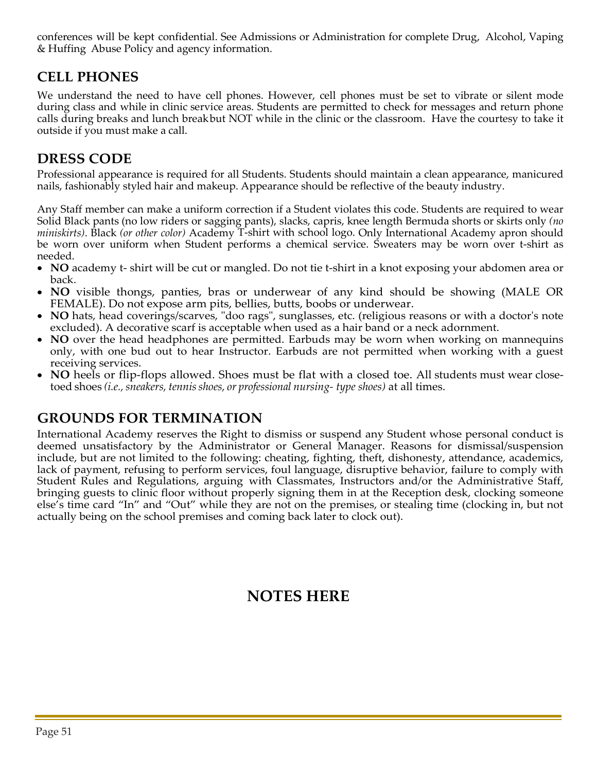conferences will be kept confidential. See Admissions or Administration for complete Drug, Alcohol, Vaping & Huffing Abuse Policy and agency information.

## CELL PHONES

We understand the need to have cell phones. However, cell phones must be set to vibrate or silent mode during class and while in clinic service areas. Students are permitted to check for messages and return phone calls during breaks and lunch breakbut NOT while in the clinic or the classroom. Have the courtesy to take it outside if you must make a call.

## DRESS CODE

Professional appearance is required for all Students. Students should maintain a clean appearance, manicured nails, fashionably styled hair and makeup. Appearance should be reflective of the beauty industry.

Any Staff member can make a uniform correction if a Student violates this code. Students are required to wear Solid Black pants (no low riders or sagging pants), slacks, capris, knee length Bermuda shorts or skirts only *(no miniskirts)*. Black *(or other color)* Academy T-shirt with school logo. Only International Academy apron should be worn over uniform when Student performs a chemical service. Sweaters may be worn over t-shirt as needed.

- **NO** academy t- shirt will be cut or mangled. Do not tie t-shirt in a knot exposing your abdomen area or back.
- **NO** visible thongs, panties, bras or underwear of any kind should be showing (MALE OR FEMALE). Do not expose arm pits, bellies, butts, boobs or underwear.
- **NO** hats, head coverings/scarves, "doo rags", sunglasses, etc. (religious reasons or with a doctor's note excluded). A decorative scarf is acceptable when used as a hair band or a neck adornment.
- **NO** over the head headphones are permitted. Earbuds may be worn when working on mannequins only, with one bud out to hear Instructor. Earbuds are not permitted when working with a guest receiving services.
- **NO** heels or flip-flops allowed. Shoes must be flat with a closed toe. All students must wear close-toed shoes *(i.e., sneakers, tennis shoes, or professional nursing- type shoes)* at all times.

## GROUNDS FOR TERMINATION

International Academy reserves the Right to dismiss or suspend any Student whose personal conduct is deemed unsatisfactory by the Administrator or General Manager. Reasons for dismissal/suspension include, but are not limited to the following: cheating, fighting, theft, dishonesty, attendance, academics, lack of payment, refusing to perform services, foul language, disruptive behavior, failure to comply with Student Rules and Regulations, arguing with Classmates, Instructors and/or the Administrative Staff, bringing guests to clinic floor without properly signing them in at the Reception desk, clocking someone else's time card "In" and "Out" while they are not on the premises, or stealing time (clocking in, but not actually being on the school premises and coming back later to clock out).

## NOTES HERE